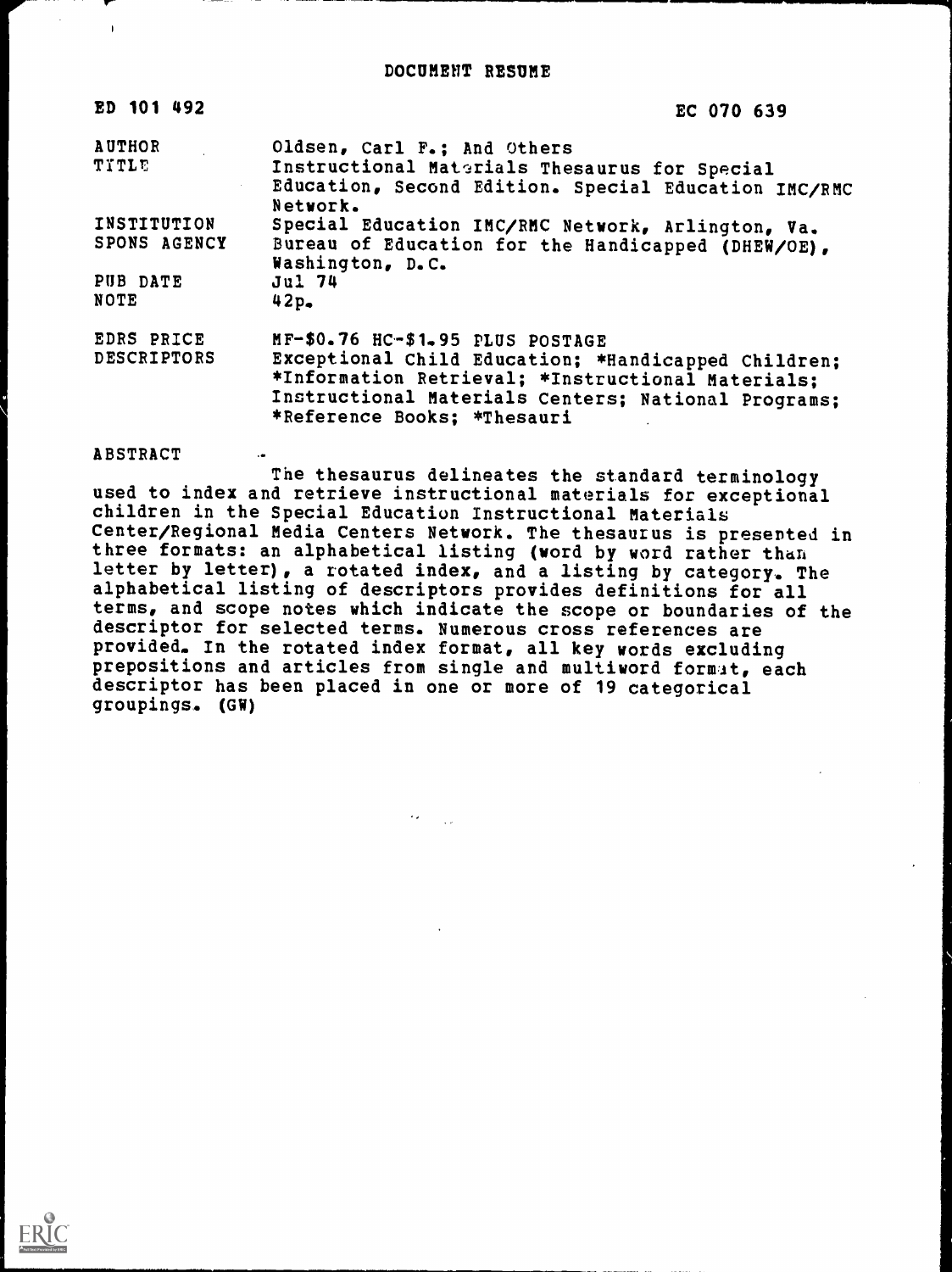# DOCUMENT RESUME

| ED 101 492 | EC 070 639 |
|---|---|
| AUTHOR | Oldsen, Carl F.; And Others |
| TITLE | Instructional Materials Thesaurus for Special Education, Second Edition. Special Education IMC/RMC Network. |
| INSTITUTION | Special Education IMC/RMC Network, Arlington, Va. |
| SPONS AGENCY | Bureau of Education for the Handicapped (DHEW/OE), Washington, D.C. |
| PUB DATE | Jul 74 |
| NOTE | 42p. |
| EDRS PRICE | MF-$0.76 HC-$1.95 PLUS POSTAGE |
| DESCRIPTORS | Exceptional Child Education; *Handicapped Children; *Information Retrieval; *Instructional Materials; Instructional Materials Centers; National Programs; *Reference Books; *Thesauri |

ABSTRACT

The thesaurus delineates the standard terminology used to index and retrieve instructional materials for exceptional children in the Special Education Instructional Materials Center/Regional Media Centers Network. The thesaurus is presented in three formats: an alphabetical listing (word by word rather than letter by letter), a rotated index, and a listing by category. The alphabetical listing of descriptors provides definitions for all terms, and scope notes which indicate the scope or boundaries of the descriptor for selected terms. Numerous cross references are provided. In the rotated index format, all key words excluding prepositions and articles from single and multiword format, each descriptor has been placed in one or more of 19 categorical groupings. (GW)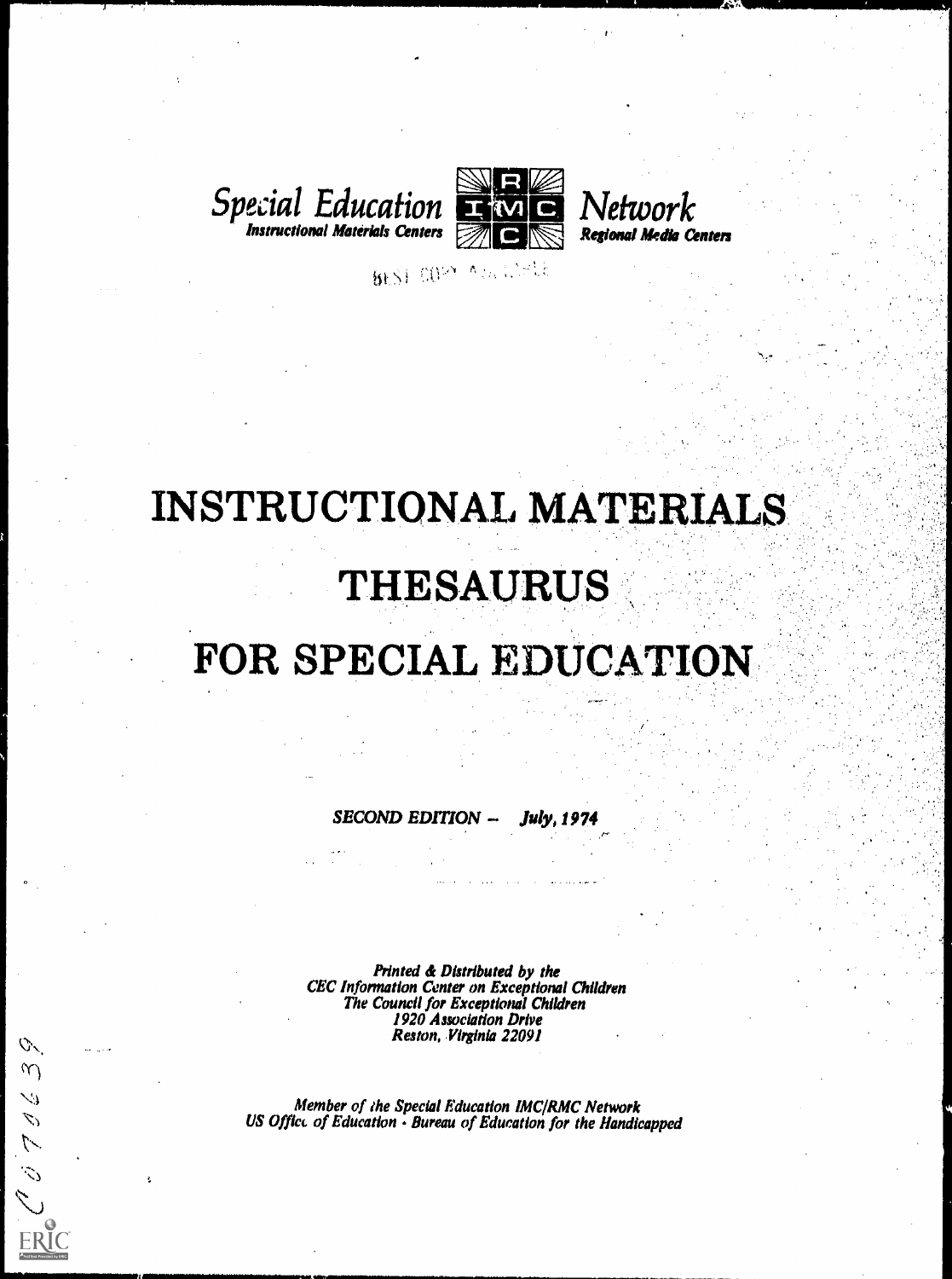*Special Education* **Network**
*Instructional Materials Centers* *Regional Media Centers*

BEST COPY AVAILABLE

# INSTRUCTIONAL MATERIALS THESAURUS FOR SPECIAL EDUCATION

*SECOND EDITION – July, 1974*

*Printed & Distributed by the*
*CEC Information Center on Exceptional Children*
*The Council for Exceptional Children*
*1920 Association Drive*
*Reston, Virginia 22091*

*Member of the Special Education IMC/RMC Network*
*US Office of Education - Bureau of Education for the Handicapped*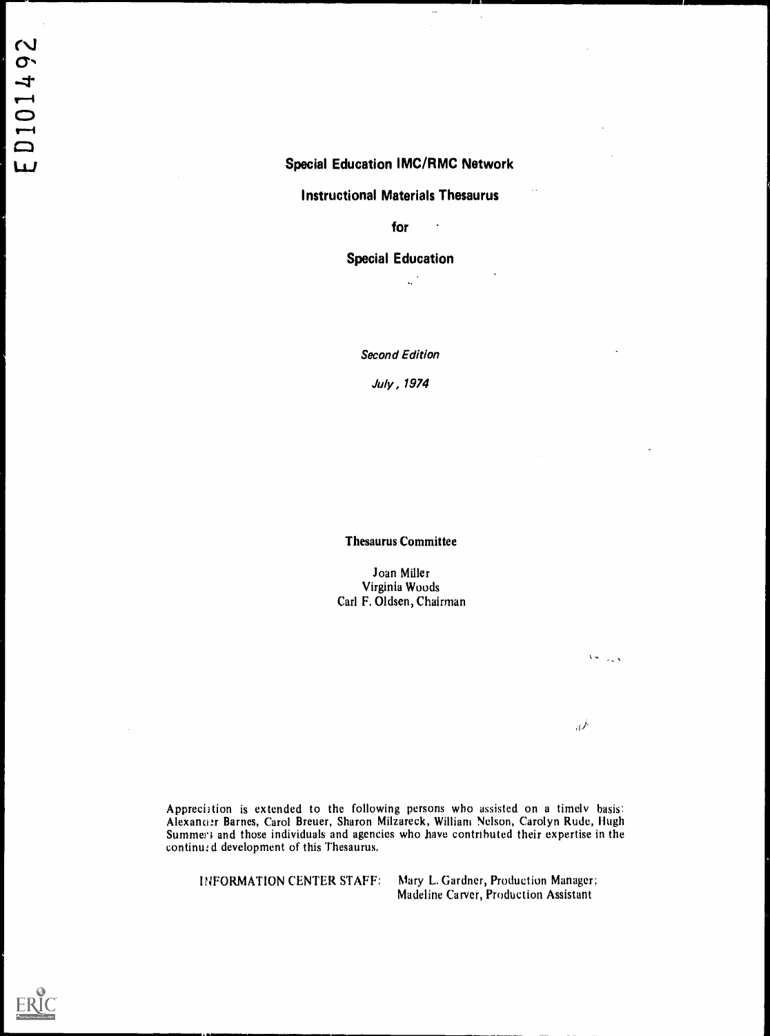ED101492

# Special Education IMC/RMC Network

## Instructional Materials Thesaurus

### for

## Special Education

*Second Edition*

*July, 1974*

**Thesaurus Committee**

Joan Miller
Virginia Woods
Carl F. Oldsen, Chairman

Appreciation is extended to the following persons who assisted on a timely basis: Alexander Barnes, Carol Breuer, Sharon Milzareck, William Nelson, Carolyn Rude, Hugh Summers and those individuals and agencies who have contributed their expertise in the continued development of this Thesaurus.

INFORMATION CENTER STAFF: Mary L. Gardner, Production Manager; Madeline Carver, Production Assistant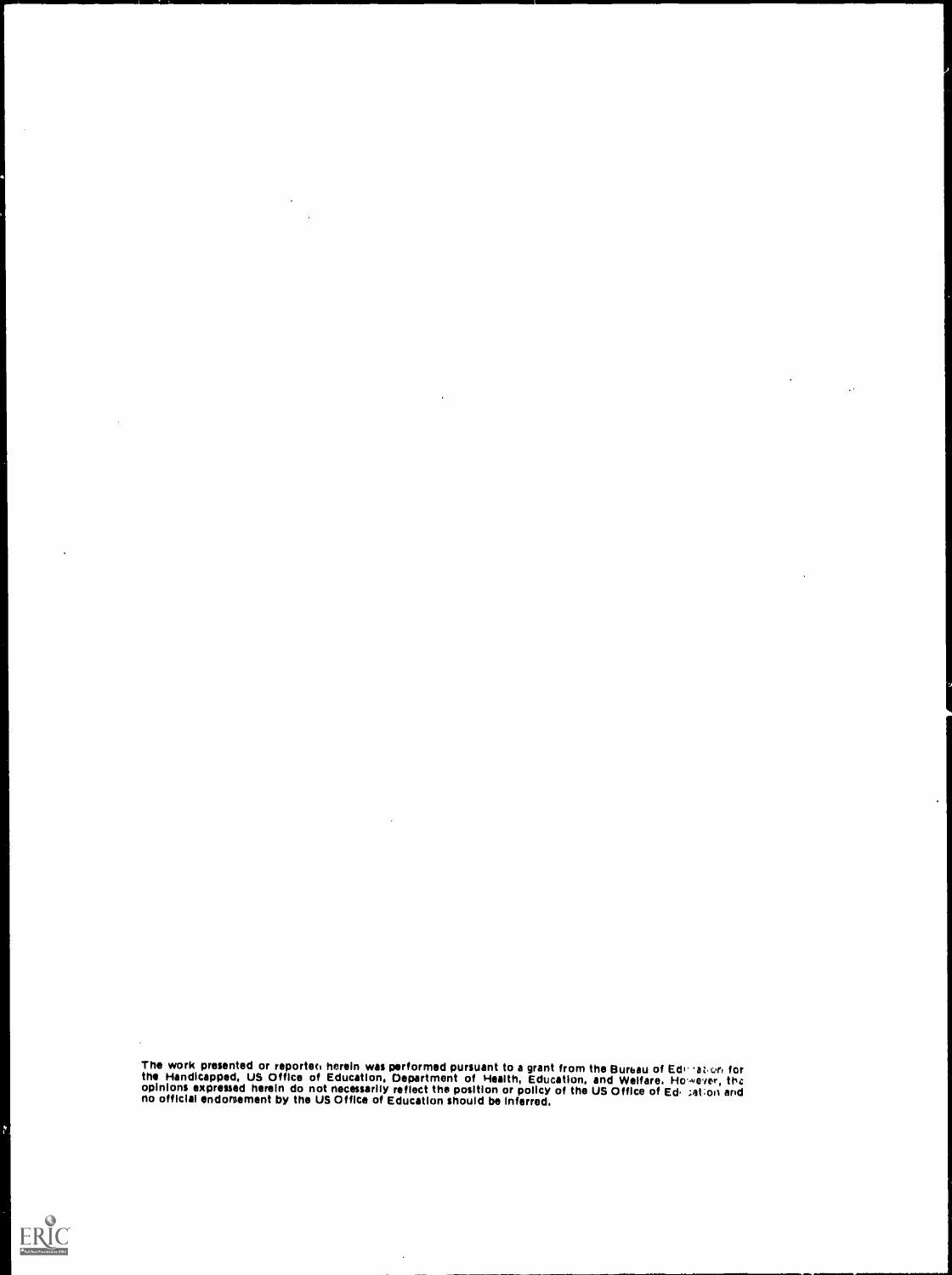The work presented or reported herein was performed pursuant to a grant from the Bureau of Education for the Handicapped, US Office of Education, Department of Health, Education, and Welfare. However, the opinions expressed herein do not necessarily reflect the position or policy of the US Office of Education and no official endorsement by the US Office of Education should be inferred.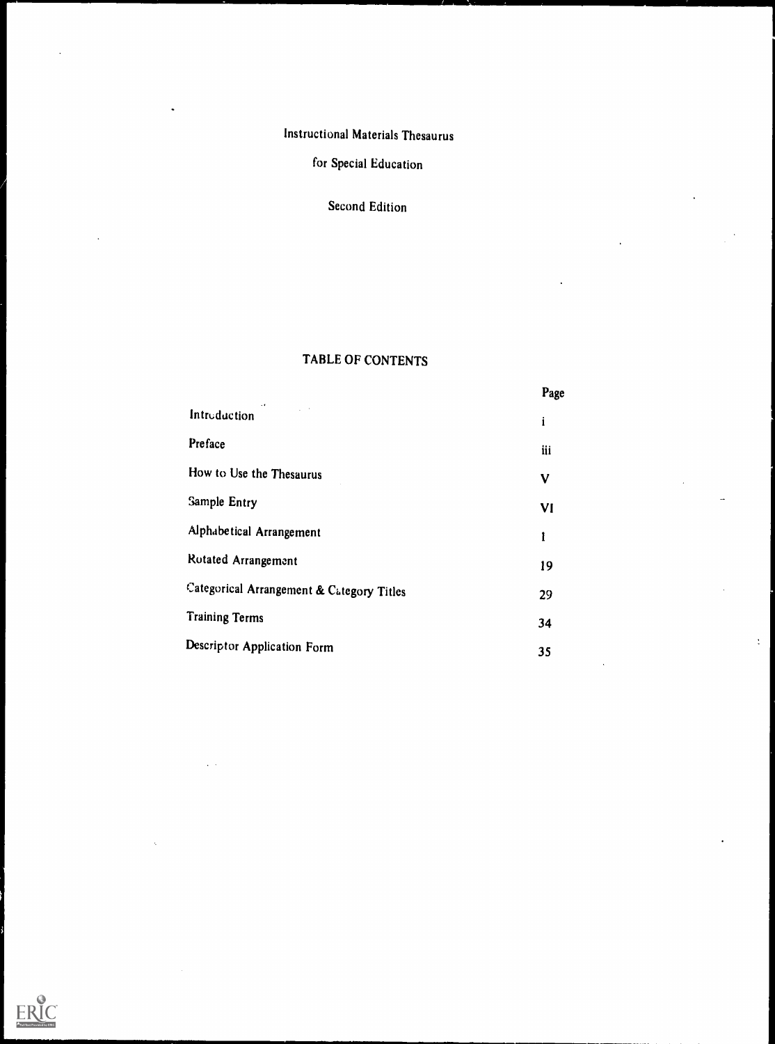# Instructional Materials Thesaurus

# for Special Education

## Second Edition

## TABLE OF CONTENTS

| | Page |
|---|---|
| Introduction | i |
| Preface | iii |
| How to Use the Thesaurus | V |
| Sample Entry | VI |
| Alphabetical Arrangement | 1 |
| Rotated Arrangement | 19 |
| Categorical Arrangement & Category Titles | 29 |
| Training Terms | 34 |
| Descriptor Application Form | 35 |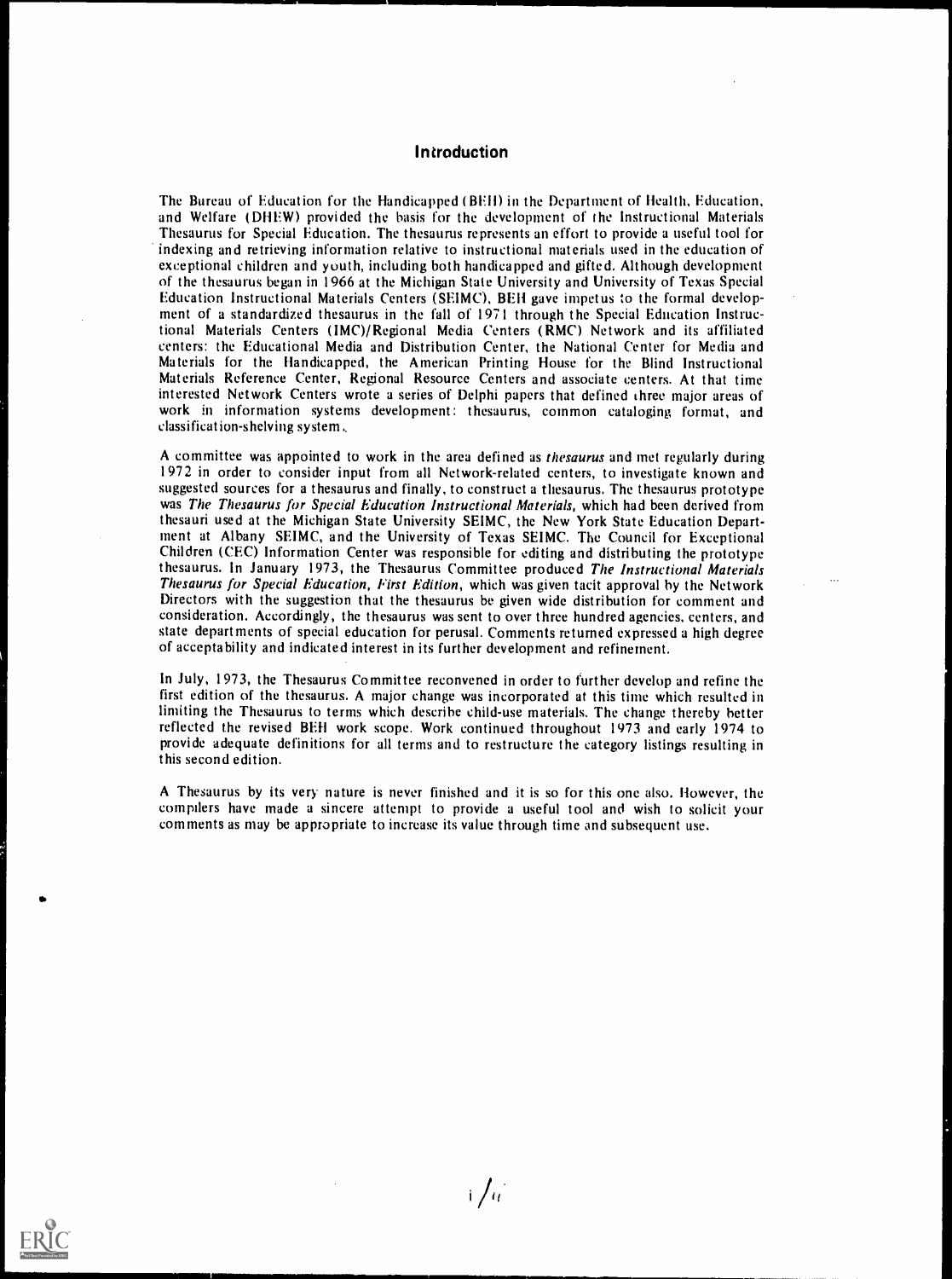## Introduction

The Bureau of Education for the Handicapped (BEH) in the Department of Health, Education, and Welfare (DHEW) provided the basis for the development of the Instructional Materials Thesaurus for Special Education. The thesaurus represents an effort to provide a useful tool for indexing and retrieving information relative to instructional materials used in the education of exceptional children and youth, including both handicapped and gifted. Although development of the thesaurus began in 1966 at the Michigan State University and University of Texas Special Education Instructional Materials Centers (SEIMC), BEH gave impetus to the formal development of a standardized thesaurus in the fall of 1971 through the Special Education Instructional Materials Centers (IMC)/Regional Media Centers (RMC) Network and its affiliated centers: the Educational Media and Distribution Center, the National Center for Media and Materials for the Handicapped, the American Printing House for the Blind Instructional Materials Reference Center, Regional Resource Centers and associate centers. At that time interested Network Centers wrote a series of Delphi papers that defined three major areas of work in information systems development: thesaurus, common cataloging format, and classification-shelving system.

A committee was appointed to work in the area defined as *thesaurus* and met regularly during 1972 in order to consider input from all Network-related centers, to investigate known and suggested sources for a thesaurus and finally, to construct a thesaurus. The thesaurus prototype was *The Thesaurus for Special Education Instructional Materials,* which had been derived from thesauri used at the Michigan State University SEIMC, the New York State Education Department at Albany SEIMC, and the University of Texas SEIMC. The Council for Exceptional Children (CEC) Information Center was responsible for editing and distributing the prototype thesaurus. In January 1973, the Thesaurus Committee produced *The Instructional Materials Thesaurus for Special Education, First Edition,* which was given tacit approval by the Network Directors with the suggestion that the thesaurus be given wide distribution for comment and consideration. Accordingly, the thesaurus was sent to over three hundred agencies, centers, and state departments of special education for perusal. Comments returned expressed a high degree of acceptability and indicated interest in its further development and refinement.

In July, 1973, the Thesaurus Committee reconvened in order to further develop and refine the first edition of the thesaurus. A major change was incorporated at this time which resulted in limiting the Thesaurus to terms which describe child-use materials. The change thereby better reflected the revised BEH work scope. Work continued throughout 1973 and early 1974 to provide adequate definitions for all terms and to restructure the category listings resulting in this second edition.

A Thesaurus by its very nature is never finished and it is so for this one also. However, the compilers have made a sincere attempt to provide a useful tool and wish to solicit your comments as may be appropriate to increase its value through time and subsequent use.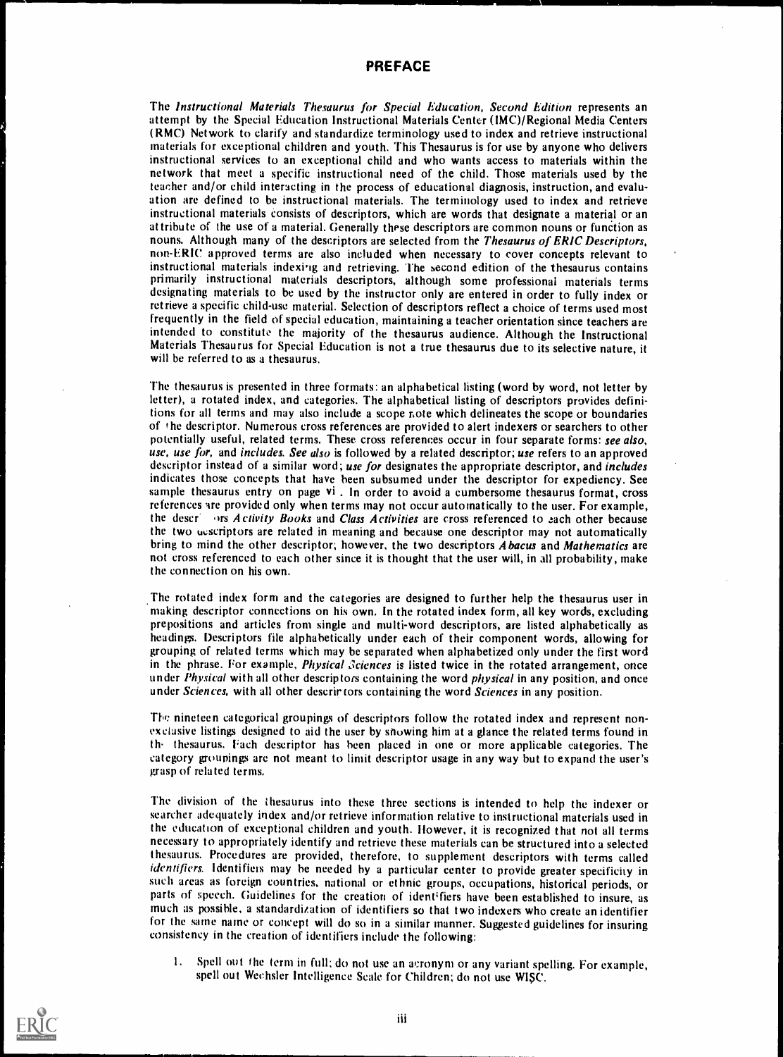## PREFACE

The *Instructional Materials Thesaurus for Special Education, Second Edition* represents an attempt by the Special Education Instructional Materials Center (IMC)/Regional Media Centers (RMC) Network to clarify and standardize terminology used to index and retrieve instructional materials for exceptional children and youth. This Thesaurus is for use by anyone who delivers instructional services to an exceptional child and who wants access to materials within the network that meet a specific instructional need of the child. Those materials used by the teacher and/or child interacting in the process of educational diagnosis, instruction, and evaluation are defined to be instructional materials. The terminology used to index and retrieve instructional materials consists of descriptors, which are words that designate a material or an attribute of the use of a material. Generally these descriptors are common nouns or function as nouns. Although many of the descriptors are selected from the *Thesaurus of ERIC Descriptors*, non-ERIC approved terms are also included when necessary to cover concepts relevant to instructional materials indexing and retrieving. The second edition of the thesaurus contains primarily instructional materials descriptors, although some professional materials terms designating materials to be used by the instructor only are entered in order to fully index or retrieve a specific child-use material. Selection of descriptors reflect a choice of terms used most frequently in the field of special education, maintaining a teacher orientation since teachers are intended to constitute the majority of the thesaurus audience. Although the Instructional Materials Thesaurus for Special Education is not a true thesaurus due to its selective nature, it will be referred to as a thesaurus.

The thesaurus is presented in three formats: an alphabetical listing (word by word, not letter by letter), a rotated index, and categories. The alphabetical listing of descriptors provides definitions for all terms and may also include a scope note which delineates the scope or boundaries of the descriptor. Numerous cross references are provided to alert indexers or searchers to other potentially useful, related terms. These cross references occur in four separate forms: *see also*, *use*, *use for*, and *includes*. *See also* is followed by a related descriptor; *use* refers to an approved descriptor instead of a similar word; *use for* designates the appropriate descriptor, and *includes* indicates those concepts that have been subsumed under the descriptor for expediency. See sample thesaurus entry on page vi . In order to avoid a cumbersome thesaurus format, cross references are provided only when terms may not occur automatically to the user. For example, the descriptors *Activity Books* and *Class Activities* are cross referenced to each other because the two descriptors are related in meaning and because one descriptor may not automatically bring to mind the other descriptor; however, the two descriptors *Abacus* and *Mathematics* are not cross referenced to each other since it is thought that the user will, in all probability, make the connection on his own.

The rotated index form and the categories are designed to further help the thesaurus user in making descriptor connections on his own. In the rotated index form, all key words, excluding prepositions and articles from single and multi-word descriptors, are listed alphabetically as headings. Descriptors file alphabetically under each of their component words, allowing for grouping of related terms which may be separated when alphabetized only under the first word in the phrase. For example, *Physical Sciences* is listed twice in the rotated arrangement, once under *Physical* with all other descriptors containing the word *physical* in any position, and once under *Sciences*, with all other descriptors containing the word *Sciences* in any position.

The nineteen categorical groupings of descriptors follow the rotated index and represent non-exclusive listings designed to aid the user by showing him at a glance the related terms found in the thesaurus. Each descriptor has been placed in one or more applicable categories. The category groupings are not meant to limit descriptor usage in any way but to expand the user's grasp of related terms.

The division of the thesaurus into these three sections is intended to help the indexer or searcher adequately index and/or retrieve information relative to instructional materials used in the education of exceptional children and youth. However, it is recognized that not all terms necessary to appropriately identify and retrieve these materials can be structured into a selected thesaurus. Procedures are provided, therefore, to supplement descriptors with terms called *identifiers*. Identifiers may be needed by a particular center to provide greater specificity in such areas as foreign countries, national or ethnic groups, occupations, historical periods, or parts of speech. Guidelines for the creation of identifiers have been established to insure, as much as possible, a standardization of identifiers so that two indexers who create an identifier for the same name or concept will do so in a similar manner. Suggested guidelines for insuring consistency in the creation of identifiers include the following:

1. Spell out the term in full; do not use an acronym or any variant spelling. For example, spell out Wechsler Intelligence Scale for Children; do not use WISC.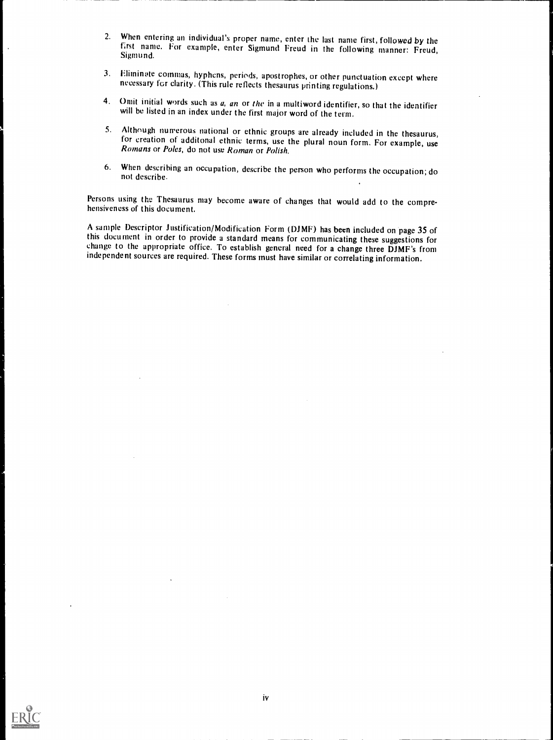2. When entering an individual's proper name, enter the last name first, followed by the first name. For example, enter Sigmund Freud in the following manner: Freud, Sigmund.

3. Eliminate commas, hyphens, periods, apostrophes, or other punctuation except where necessary for clarity. (This rule reflects thesaurus printing regulations.)

4. Omit initial words such as *a*, *an* or *the* in a multiword identifier, so that the identifier will be listed in an index under the first major word of the term.

5. Although numerous national or ethnic groups are already included in the thesaurus, for creation of additonal ethnic terms, use the plural noun form. For example, use *Romans* or *Poles*, do not use *Roman* or *Polish*.

6. When describing an occupation, describe the person who performs the occupation; do not describe.

Persons using the Thesaurus may become aware of changes that would add to the comprehensiveness of this document.

A sample Descriptor Justification/Modification Form (DJMF) has been included on page 35 of this document in order to provide a standard means for communicating these suggestions for change to the appropriate office. To establish general need for a change three DJMF's from independent sources are required. These forms must have similar or correlating information.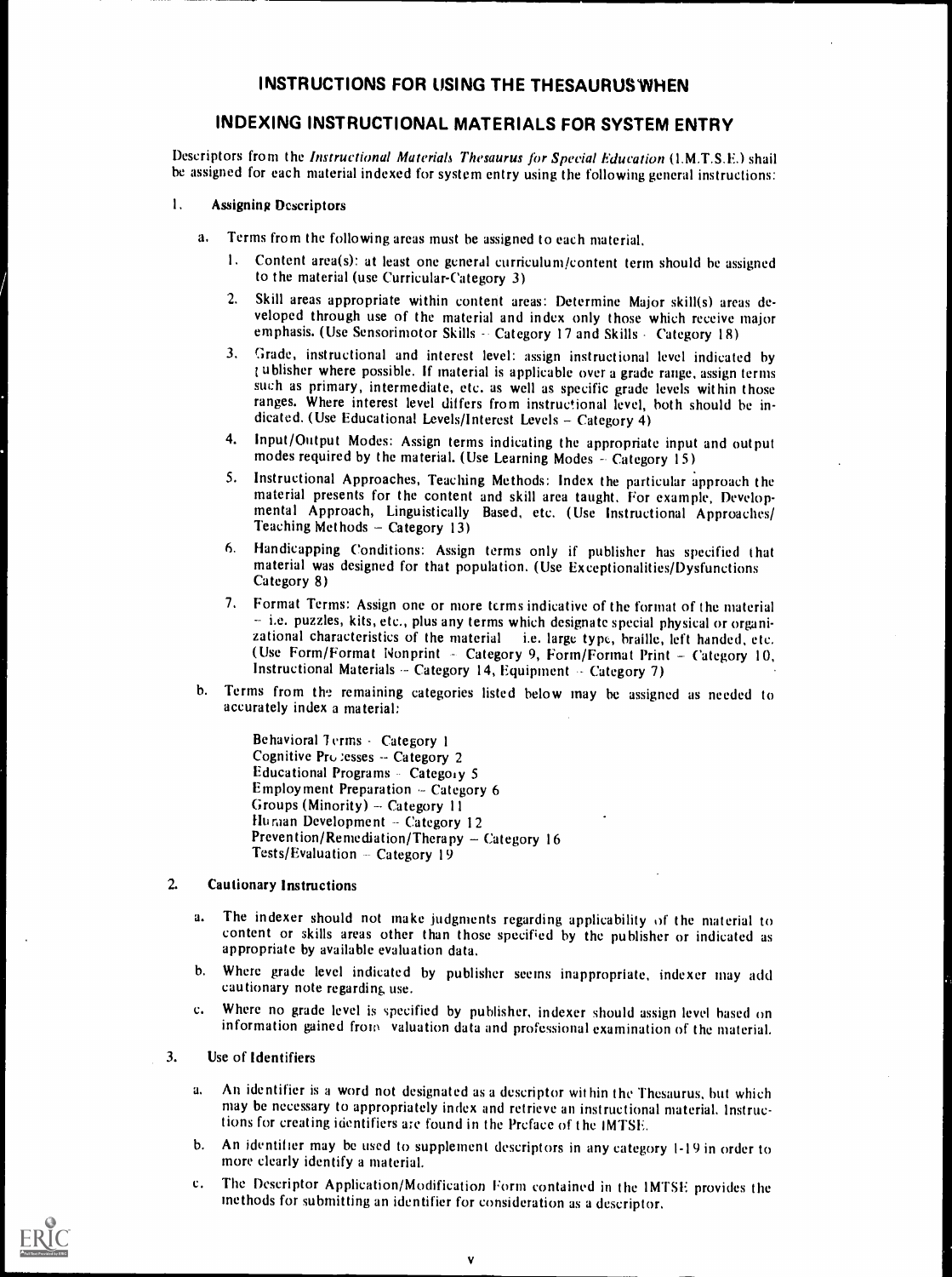# INSTRUCTIONS FOR USING THE THESAURUS WHEN

# INDEXING INSTRUCTIONAL MATERIALS FOR SYSTEM ENTRY

Descriptors from the *Instructional Materials Thesaurus for Special Education* (I.M.T.S.E.) shall be assigned for each material indexed for system entry using the following general instructions:

1. **Assigning Descriptors**

   a. Terms from the following areas must be assigned to each material.

      1. Content area(s): at least one general curriculum/content term should be assigned to the material (use Curricular-Category 3)

      2. Skill areas appropriate within content areas: Determine Major skill(s) areas developed through use of the material and index only those which receive major emphasis. (Use Sensorimotor Skills - Category 17 and Skills - Category 18)

      3. Grade, instructional and interest level: assign instructional level indicated by publisher where possible. If material is applicable over a grade range, assign terms such as primary, intermediate, etc. as well as specific grade levels within those ranges. Where interest level differs from instructional level, both should be indicated. (Use Educational Levels/Interest Levels – Category 4)

      4. Input/Output Modes: Assign terms indicating the appropriate input and output modes required by the material. (Use Learning Modes - Category 15)

      5. Instructional Approaches, Teaching Methods: Index the particular approach the material presents for the content and skill area taught. For example, Developmental Approach, Linguistically Based, etc. (Use Instructional Approaches/Teaching Methods – Category 13)

      6. Handicapping Conditions: Assign terms only if publisher has specified that material was designed for that population. (Use Exceptionalities/Dysfunctions Category 8)

      7. Format Terms: Assign one or more terms indicative of the format of the material – i.e. puzzles, kits, etc., plus any terms which designate special physical or organizational characteristics of the material i.e. large type, braille, left handed, etc. (Use Form/Format Nonprint - Category 9, Form/Format Print – Category 10, Instructional Materials – Category 14, Equipment - Category 7)

   b. Terms from the remaining categories listed below may be assigned as needed to accurately index a material:

      Behavioral Terms - Category 1
      Cognitive Processes – Category 2
      Educational Programs - Category 5
      Employment Preparation – Category 6
      Groups (Minority) – Category 11
      Human Development – Category 12
      Prevention/Remediation/Therapy – Category 16
      Tests/Evaluation – Category 19

2. **Cautionary Instructions**

   a. The indexer should not make judgments regarding applicability of the material to content or skills areas other than those specified by the publisher or indicated as appropriate by available evaluation data.

   b. Where grade level indicated by publisher seems inappropriate, indexer may add cautionary note regarding use.

   c. Where no grade level is specified by publisher, indexer should assign level based on information gained from valuation data and professional examination of the material.

3. **Use of Identifiers**

   a. An identifier is a word not designated as a descriptor within the Thesaurus, but which may be necessary to appropriately index and retrieve an instructional material. Instructions for creating identifiers are found in the Preface of the IMTSE.

   b. An identifier may be used to supplement descriptors in any category 1-19 in order to more clearly identify a material.

   c. The Descriptor Application/Modification Form contained in the IMTSE provides the methods for submitting an identifier for consideration as a descriptor.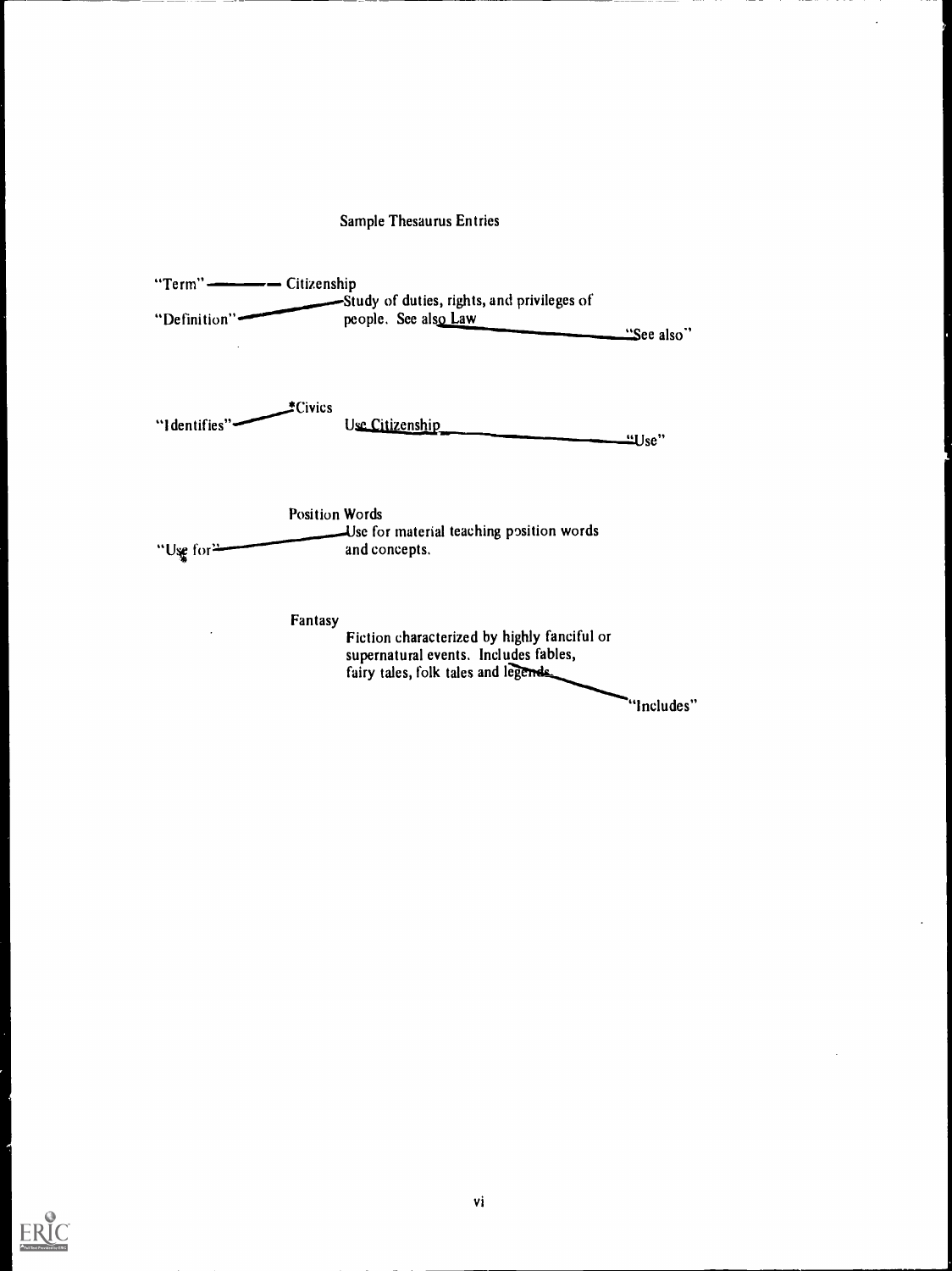## Sample Thesaurus Entries

"Term" — Citizenship

"Definition" — Study of duties, rights, and privileges of people. See also Law — "See also"

"Identifies" — *Civics

Use Citizenship — "Use"

Position Words

"Use for" — Use for material teaching position words and concepts.

Fantasy

Fiction characterized by highly fanciful or supernatural events. Includes fables, fairy tales, folk tales and legends. — "Includes"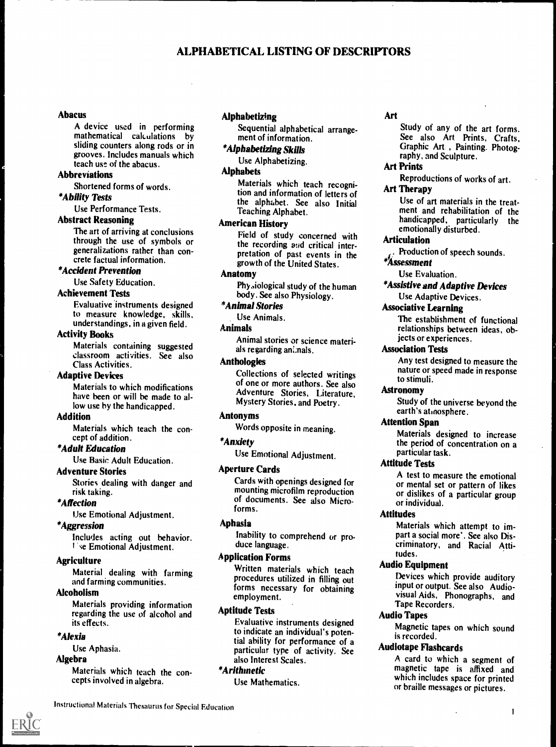# ALPHABETICAL LISTING OF DESCRIPTORS

**Abacus**

A device used in performing mathematical calculations by sliding counters along rods or in grooves. Includes manuals which teach use of the abacus.

**Abbreviations**

Shortened forms of words.

***Ability Tests***

Use Performance Tests.

**Abstract Reasoning**

The art of arriving at conclusions through the use of symbols or generalizations rather than concrete factual information.

***Accident Prevention***

Use Safety Education.

**Achievement Tests**

Evaluative instruments designed to measure knowledge, skills, understandings, in a given field.

**Activity Books**

Materials containing suggested classroom activities. See also Class Activities.

**Adaptive Devices**

Materials to which modifications have been or will be made to allow use by the handicapped.

**Addition**

Materials which teach the concept of addition.

***Adult Education***

Use Basic Adult Education.

**Adventure Stories**

Stories dealing with danger and risk taking.

***Affection***

Use Emotional Adjustment.

***Aggression***

Includes acting out behavior. Use Emotional Adjustment.

**Agriculture**

Material dealing with farming and farming communities.

**Alcoholism**

Materials providing information regarding the use of alcohol and its effects.

***Alexia***

Use Aphasia.

**Algebra**

Materials which teach the concepts involved in algebra.

**Alphabetizing**

Sequential alphabetical arrangement of information.

***Alphabetizing Skills***

Use Alphabetizing.

**Alphabets**

Materials which teach recognition and information of letters of the alphabet. See also Initial Teaching Alphabet.

**American History**

Field of study concerned with the recording and critical interpretation of past events in the growth of the United States.

**Anatomy**

Physiological study of the human body. See also Physiology.

***Animal Stories***

Use Animals.

**Animals**

Animal stories or science materials regarding animals.

**Anthologies**

Collections of selected writings of one or more authors. See also Adventure Stories, Literature, Mystery Stories, and Poetry.

**Antonyms**

Words opposite in meaning.

***Anxiety***

Use Emotional Adjustment.

**Aperture Cards**

Cards with openings designed for mounting microfilm reproduction of documents. See also Microforms.

**Aphasia**

Inability to comprehend or produce language.

**Application Forms**

Written materials which teach procedures utilized in filling out forms necessary for obtaining employment.

**Aptitude Tests**

Evaluative instruments designed to indicate an individual's potential ability for performance of a particular type of activity. See also Interest Scales.

***Arithmetic***

Use Mathematics.

**Art**

Study of any of the art forms. See also Art Prints, Crafts, Graphic Art, Painting, Photography, and Sculpture.

**Art Prints**

Reproductions of works of art.

**Art Therapy**

Use of art materials in the treatment and rehabilitation of the handicapped, particularly the emotionally disturbed.

**Articulation**

Production of speech sounds.

***Assessment***

Use Evaluation.

***Assistive and Adaptive Devices***

Use Adaptive Devices.

**Associative Learning**

The establishment of functional relationships between ideas, objects or experiences.

**Association Tests**

Any test designed to measure the nature or speed made in response to stimuli.

**Astronomy**

Study of the universe beyond the earth's atmosphere.

**Attention Span**

Materials designed to increase the period of concentration on a particular task.

**Attitude Tests**

A test to measure the emotional or mental set or pattern of likes or dislikes of a particular group or individual.

**Attitudes**

Materials which attempt to impart a social more'. See also Discriminatory, and Racial Attitudes.

**Audio Equipment**

Devices which provide auditory input or output. See also Audiovisual Aids, Phonographs, and Tape Recorders.

**Audio Tapes**

Magnetic tapes on which sound is recorded.

**Audiotape Flashcards**

A card to which a segment of magnetic tape is affixed and which includes space for printed or braille messages or pictures.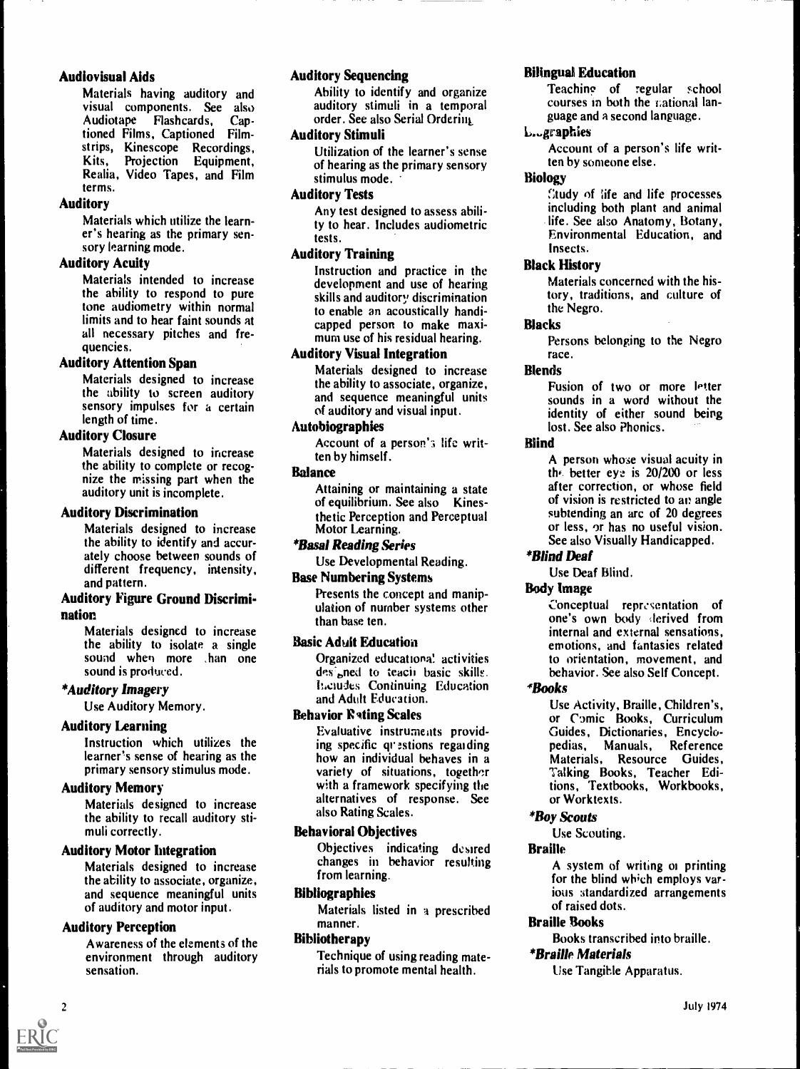**Audiovisual Aids**

Materials having auditory and visual components. See also Audiotape Flashcards, Captioned Films, Captioned Filmstrips, Kinescope Recordings, Kits, Projection Equipment, Realia, Video Tapes, and Film terms.

**Auditory**

Materials which utilize the learner's hearing as the primary sensory learning mode.

**Auditory Acuity**

Materials intended to increase the ability to respond to pure tone audiometry within normal limits and to hear faint sounds at all necessary pitches and frequencies.

**Auditory Attention Span**

Materials designed to increase the ability to screen auditory sensory impulses for a certain length of time.

**Auditory Closure**

Materials designed to increase the ability to complete or recognize the missing part when the auditory unit is incomplete.

**Auditory Discrimination**

Materials designed to increase the ability to identify and accurately choose between sounds of different frequency, intensity, and pattern.

**Auditory Figure Ground Discrimination**

Materials designed to increase the ability to isolate a single sound when more than one sound is produced.

***Auditory Imagery***

Use Auditory Memory.

**Auditory Learning**

Instruction which utilizes the learner's sense of hearing as the primary sensory stimulus mode.

**Auditory Memory**

Materials designed to increase the ability to recall auditory stimuli correctly.

**Auditory Motor Integration**

Materials designed to increase the ability to associate, organize, and sequence meaningful units of auditory and motor input.

**Auditory Perception**

Awareness of the elements of the environment through auditory sensation.

**Auditory Sequencing**

Ability to identify and organize auditory stimuli in a temporal order. See also Serial Ordering.

**Auditory Stimuli**

Utilization of the learner's sense of hearing as the primary sensory stimulus mode.

**Auditory Tests**

Any test designed to assess ability to hear. Includes audiometric tests.

**Auditory Training**

Instruction and practice in the development and use of hearing skills and auditory discrimination to enable an acoustically handicapped person to make maximum use of his residual hearing.

**Auditory Visual Integration**

Materials designed to increase the ability to associate, organize, and sequence meaningful units of auditory and visual input.

**Autobiographies**

Account of a person's life written by himself.

**Balance**

Attaining or maintaining a state of equilibrium. See also Kinesthetic Perception and Perceptual Motor Learning.

***Basal Reading Series***

Use Developmental Reading.

**Base Numbering Systems**

Presents the concept and manipulation of number systems other than base ten.

**Basic Adult Education**

Organized educational activities designed to teach basic skills. Includes Continuing Education and Adult Education.

**Behavior Rating Scales**

Evaluative instruments providing specific questions regarding how an individual behaves in a variety of situations, together with a framework specifying the alternatives of response. See also Rating Scales.

**Behavioral Objectives**

Objectives indicating desired changes in behavior resulting from learning.

**Bibliographies**

Materials listed in a prescribed manner.

**Bibliotherapy**

Technique of using reading materials to promote mental health.

**Bilingual Education**

Teaching of regular school courses in both the national language and a second language.

**Biographies**

Account of a person's life written by someone else.

**Biology**

Study of life and life processes including both plant and animal life. See also Anatomy, Botany, Environmental Education, and Insects.

**Black History**

Materials concerned with the history, traditions, and culture of the Negro.

**Blacks**

Persons belonging to the Negro race.

**Blends**

Fusion of two or more letter sounds in a word without the identity of either sound being lost. See also Phonics.

**Blind**

A person whose visual acuity in the better eye is 20/200 or less after correction, or whose field of vision is restricted to an angle subtending an arc of 20 degrees or less, or has no useful vision. See also Visually Handicapped.

***Blind Deaf***

Use Deaf Blind.

**Body Image**

Conceptual representation of one's own body derived from internal and external sensations, emotions, and fantasies related to orientation, movement, and behavior. See also Self Concept.

***Books***

Use Activity, Braille, Children's, or Comic Books, Curriculum Guides, Dictionaries, Encyclopedias, Manuals, Reference Materials, Resource Guides, Talking Books, Teacher Editions, Textbooks, Workbooks, or Worktexts.

***Boy Scouts***

Use Scouting.

**Braille**

A system of writing or printing for the blind which employs various standardized arrangements of raised dots.

**Braille Books**

Books transcribed into braille.

***Braille Materials***

Use Tangible Apparatus.

July 1974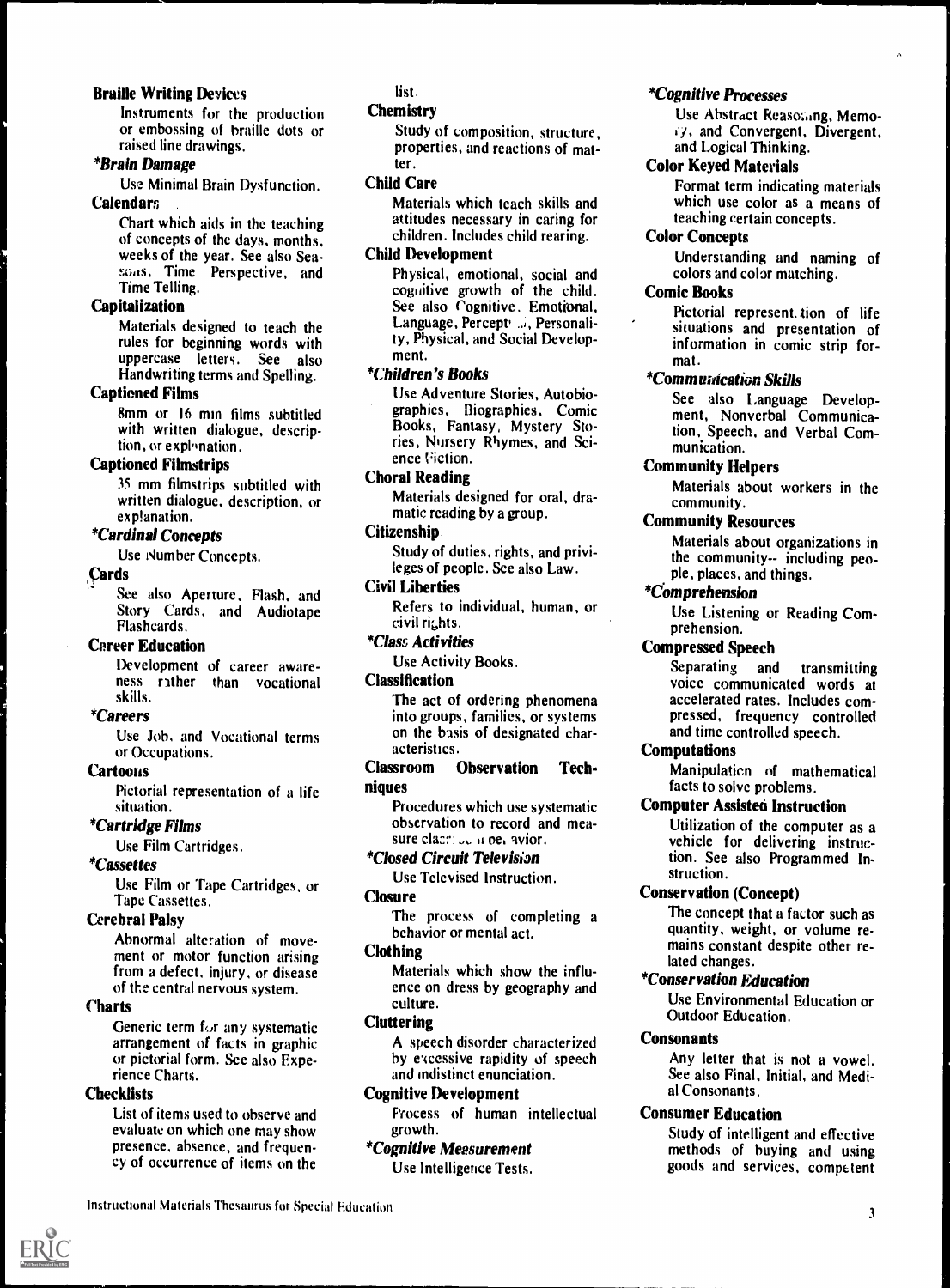**Braille Writing Devices**

Instruments for the production or embossing of braille dots or raised line drawings.

***Brain Damage***

Use Minimal Brain Dysfunction.

**Calendars**

Chart which aids in the teaching of concepts of the days, months, weeks of the year. See also Seasons, Time Perspective, and Time Telling.

**Capitalization**

Materials designed to teach the rules for beginning words with uppercase letters. See also Handwriting terms and Spelling.

**Captioned Films**

8mm or 16 mm films subtitled with written dialogue, description, or explanation.

**Captioned Filmstrips**

35 mm filmstrips subtitled with written dialogue, description, or explanation.

***Cardinal Concepts***

Use Number Concepts.

**Cards**

See also Aperture, Flash, and Story Cards, and Audiotape Flashcards.

**Career Education**

Development of career awareness rather than vocational skills.

***Careers***

Use Job, and Vocational terms or Occupations.

**Cartoons**

Pictorial representation of a life situation.

***Cartridge Films***

Use Film Cartridges.

***Cassettes***

Use Film or Tape Cartridges, or Tape Cassettes.

**Cerebral Palsy**

Abnormal alteration of movement or motor function arising from a defect, injury, or disease of the central nervous system.

**Charts**

Generic term for any systematic arrangement of facts in graphic or pictorial form. See also Experience Charts.

**Checklists**

List of items used to observe and evaluate on which one may show presence, absence, and frequency of occurrence of items on the list.

**Chemistry**

Study of composition, structure, properties, and reactions of matter.

**Child Care**

Materials which teach skills and attitudes necessary in caring for children. Includes child rearing.

**Child Development**

Physical, emotional, social and cognitive growth of the child. See also Cognitive, Emotional, Language, Perceptual, Personality, Physical, and Social Development.

***Children's Books***

Use Adventure Stories, Autobiographies, Biographies, Comic Books, Fantasy, Mystery Stories, Nursery Rhymes, and Science Fiction.

**Choral Reading**

Materials designed for oral, dramatic reading by a group.

**Citizenship**

Study of duties, rights, and privileges of people. See also Law.

**Civil Liberties**

Refers to individual, human, or civil rights.

***Class Activities***

Use Activity Books.

**Classification**

The act of ordering phenomena into groups, families, or systems on the basis of designated characteristics.

**Classroom Observation Techniques**

Procedures which use systematic observation to record and measure classroom behavior.

***Closed Circuit Television***

Use Televised Instruction.

**Closure**

The process of completing a behavior or mental act.

**Clothing**

Materials which show the influence on dress by geography and culture.

**Cluttering**

A speech disorder characterized by excessive rapidity of speech and indistinct enunciation.

**Cognitive Development**

Process of human intellectual growth.

***Cognitive Measurement***

Use Intelligence Tests.

***Cognitive Processes***

Use Abstract Reasoning, Memory, and Convergent, Divergent, and Logical Thinking.

**Color Keyed Materials**

Format term indicating materials which use color as a means of teaching certain concepts.

**Color Concepts**

Understanding and naming of colors and color matching.

**Comic Books**

Pictorial representation of life situations and presentation of information in comic strip format.

***Communication Skills***

See also Language Development, Nonverbal Communication, Speech, and Verbal Communication.

**Community Helpers**

Materials about workers in the community.

**Community Resources**

Materials about organizations in the community-- including people, places, and things.

***Comprehension***

Use Listening or Reading Comprehension.

**Compressed Speech**

Separating and transmitting voice communicated words at accelerated rates. Includes compressed, frequency controlled and time controlled speech.

**Computations**

Manipulation of mathematical facts to solve problems.

**Computer Assisted Instruction**

Utilization of the computer as a vehicle for delivering instruction. See also Programmed Instruction.

**Conservation (Concept)**

The concept that a factor such as quantity, weight, or volume remains constant despite other related changes.

***Conservation Education***

Use Environmental Education or Outdoor Education.

**Consonants**

Any letter that is not a vowel. See also Final, Initial, and Medial Consonants.

**Consumer Education**

Study of intelligent and effective methods of buying and using goods and services, competent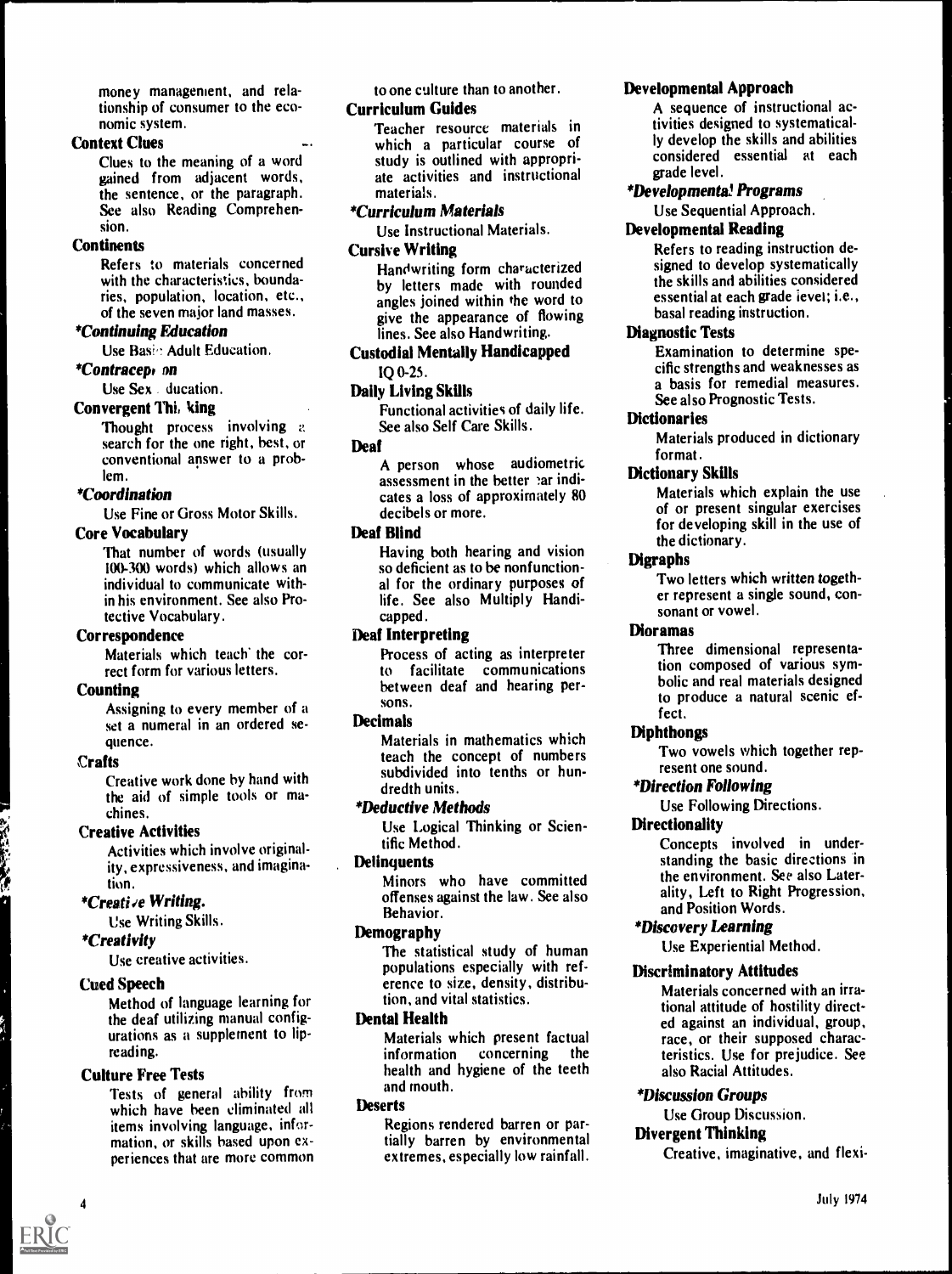money management, and relationship of consumer to the economic system.

**Context Clues**

Clues to the meaning of a word gained from adjacent words, the sentence, or the paragraph. See also Reading Comprehension.

**Continents**

Refers to materials concerned with the characteristics, boundaries, population, location, etc., of the seven major land masses.

***Continuing Education***

Use Basic Adult Education.

***Contraception***

Use Sex Education.

**Convergent Thinking**

Thought process involving a search for the one right, best, or conventional answer to a problem.

***Coordination***

Use Fine or Gross Motor Skills.

**Core Vocabulary**

That number of words (usually 100-300 words) which allows an individual to communicate within his environment. See also Protective Vocabulary.

**Correspondence**

Materials which teach the correct form for various letters.

**Counting**

Assigning to every member of a set a numeral in an ordered sequence.

**Crafts**

Creative work done by hand with the aid of simple tools or machines.

**Creative Activities**

Activities which involve originality, expressiveness, and imagination.

***Creative Writing.***

Use Writing Skills.

***Creativity***

Use creative activities.

**Cued Speech**

Method of language learning for the deaf utilizing manual configurations as a supplement to lipreading.

**Culture Free Tests**

Tests of general ability from which have been eliminated all items involving language, information, or skills based upon experiences that are more common to one culture than to another.

**Curriculum Guides**

Teacher resource materials in which a particular course of study is outlined with appropriate activities and instructional materials.

***Curriculum Materials***

Use Instructional Materials.

**Cursive Writing**

Handwriting form characterized by letters made with rounded angles joined within the word to give the appearance of flowing lines. See also Handwriting.

**Custodial Mentally Handicapped**

IQ 0-25.

**Daily Living Skills**

Functional activities of daily life. See also Self Care Skills.

**Deaf**

A person whose audiometric assessment in the better ear indicates a loss of approximately 80 decibels or more.

**Deaf Blind**

Having both hearing and vision so deficient as to be nonfunctional for the ordinary purposes of life. See also Multiply Handicapped.

**Deaf Interpreting**

Process of acting as interpreter to facilitate communications between deaf and hearing persons.

**Decimals**

Materials in mathematics which teach the concept of numbers subdivided into tenths or hundredth units.

***Deductive Methods***

Use Logical Thinking or Scientific Method.

**Delinquents**

Minors who have committed offenses against the law. See also Behavior.

**Demography**

The statistical study of human populations especially with reference to size, density, distribution, and vital statistics.

**Dental Health**

Materials which present factual information concerning the health and hygiene of the teeth and mouth.

**Deserts**

Regions rendered barren or partially barren by environmental extremes, especially low rainfall.

**Developmental Approach**

A sequence of instructional activities designed to systematically develop the skills and abilities considered essential at each grade level.

***Developmental Programs***

Use Sequential Approach.

**Developmental Reading**

Refers to reading instruction designed to develop systematically the skills and abilities considered essential at each grade level; i.e., basal reading instruction.

**Diagnostic Tests**

Examination to determine specific strengths and weaknesses as a basis for remedial measures. See also Prognostic Tests.

**Dictionaries**

Materials produced in dictionary format.

**Dictionary Skills**

Materials which explain the use of or present singular exercises for developing skill in the use of the dictionary.

**Digraphs**

Two letters which written together represent a single sound, consonant or vowel.

**Dioramas**

Three dimensional representation composed of various symbolic and real materials designed to produce a natural scenic effect.

**Diphthongs**

Two vowels which together represent one sound.

***Direction Following***

Use Following Directions.

**Directionality**

Concepts involved in understanding the basic directions in the environment. See also Laterality, Left to Right Progression, and Position Words.

***Discovery Learning***

Use Experiential Method.

**Discriminatory Attitudes**

Materials concerned with an irrational attitude of hostility directed against an individual, group, race, or their supposed characteristics. Use for prejudice. See also Racial Attitudes.

***Discussion Groups***

Use Group Discussion.

**Divergent Thinking**

Creative, imaginative, and flexi-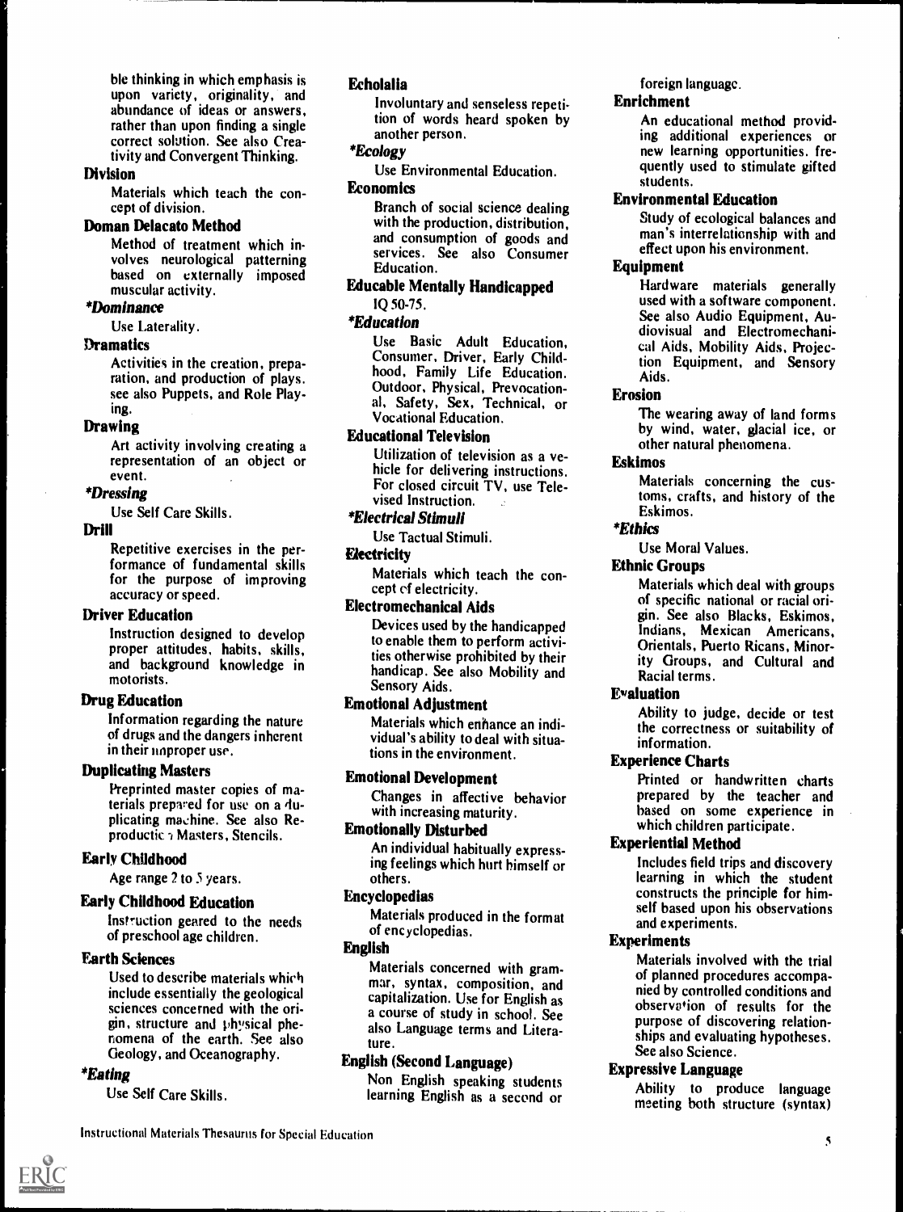ble thinking in which emphasis is upon variety, originality, and abundance of ideas or answers, rather than upon finding a single correct solution. See also Creativity and Convergent Thinking.

**Division**

Materials which teach the concept of division.

**Doman Delacato Method**

Method of treatment which involves neurological patterning based on externally imposed muscular activity.

***Dominance***

Use Laterality.

**Dramatics**

Activities in the creation, preparation, and production of plays. see also Puppets, and Role Playing.

**Drawing**

Art activity involving creating a representation of an object or event.

***Dressing***

Use Self Care Skills.

**Drill**

Repetitive exercises in the performance of fundamental skills for the purpose of improving accuracy or speed.

**Driver Education**

Instruction designed to develop proper attitudes, habits, skills, and background knowledge in motorists.

**Drug Education**

Information regarding the nature of drugs and the dangers inherent in their improper use.

**Duplicating Masters**

Preprinted master copies of materials prepared for use on a duplicating machine. See also Reproduction Masters, Stencils.

**Early Childhood**

Age range 2 to 5 years.

**Early Childhood Education**

Instruction geared to the needs of preschool age children.

**Earth Sciences**

Used to describe materials which include essentially the geological sciences concerned with the origin, structure and physical phenomena of the earth. See also Geology, and Oceanography.

***Eating***

Use Self Care Skills.

**Echolalia**

Involuntary and senseless repetition of words heard spoken by another person.

***Ecology***

Use Environmental Education.

**Economics**

Branch of social science dealing with the production, distribution, and consumption of goods and services. See also Consumer Education.

**Educable Mentally Handicapped**

IQ 50-75.

***Education***

Use Basic Adult Education, Consumer, Driver, Early Childhood, Family Life Education. Outdoor, Physical, Prevocational, Safety, Sex, Technical, or Vocational Education.

**Educational Television**

Utilization of television as a vehicle for delivering instructions. For closed circuit TV, use Televised Instruction.

***Electrical Stimuli***

Use Tactual Stimuli.

**Electricity**

Materials which teach the concept of electricity.

**Electromechanical Aids**

Devices used by the handicapped to enable them to perform activities otherwise prohibited by their handicap. See also Mobility and Sensory Aids.

**Emotional Adjustment**

Materials which enhance an individual's ability to deal with situations in the environment.

**Emotional Development**

Changes in affective behavior with increasing maturity.

**Emotionally Disturbed**

An individual habitually expressing feelings which hurt himself or others.

**Encyclopedias**

Materials produced in the format of encyclopedias.

**English**

Materials concerned with grammar, syntax, composition, and capitalization. Use for English as a course of study in school. See also Language terms and Literature.

**English (Second Language)**

Non English speaking students learning English as a second or foreign language.

**Enrichment**

An educational method providing additional experiences or new learning opportunities. frequently used to stimulate gifted students.

**Environmental Education**

Study of ecological balances and man's interrelationship with and effect upon his environment.

**Equipment**

Hardware materials generally used with a software component. See also Audio Equipment, Audiovisual and Electromechanical Aids, Mobility Aids, Projection Equipment, and Sensory Aids.

**Erosion**

The wearing away of land forms by wind, water, glacial ice, or other natural phenomena.

**Eskimos**

Materials concerning the customs, crafts, and history of the Eskimos.

***Ethics***

Use Moral Values.

**Ethnic Groups**

Materials which deal with groups of specific national or racial origin. See also Blacks, Eskimos, Indians, Mexican Americans, Orientals, Puerto Ricans, Minority Groups, and Cultural and Racial terms.

**Evaluation**

Ability to judge, decide or test the correctness or suitability of information.

**Experience Charts**

Printed or handwritten charts prepared by the teacher and based on some experience in which children participate.

**Experiential Method**

Includes field trips and discovery learning in which the student constructs the principle for himself based upon his observations and experiments.

**Experiments**

Materials involved with the trial of planned procedures accompanied by controlled conditions and observation of results for the purpose of discovering relationships and evaluating hypotheses. See also Science.

**Expressive Language**

Ability to produce language meeting both structure (syntax)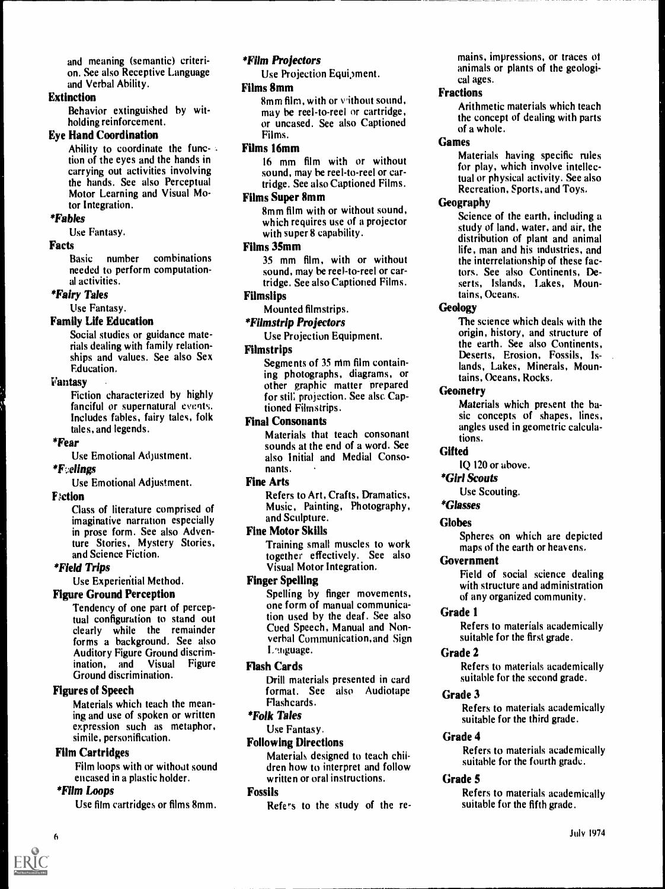and meaning (semantic) criterion. See also Receptive Language and Verbal Ability.

**Extinction**
Behavior extinguished by withholding reinforcement.

**Eye Hand Coordination**
Ability to coordinate the function of the eyes and the hands in carrying out activities involving the hands. See also Perceptual Motor Learning and Visual Motor Integration.

***Fables***
Use Fantasy.

**Facts**
Basic number combinations needed to perform computational activities.

***Fairy Tales***
Use Fantasy.

**Family Life Education**
Social studies or guidance materials dealing with family relationships and values. See also Sex Education.

**Fantasy**
Fiction characterized by highly fanciful or supernatural events. Includes fables, fairy tales, folk tales, and legends.

***Fear***
Use Emotional Adjustment.

***Feelings***
Use Emotional Adjustment.

**Fiction**
Class of literature comprised of imaginative narration especially in prose form. See also Adventure Stories, Mystery Stories, and Science Fiction.

***Field Trips***
Use Experiential Method.

**Figure Ground Perception**
Tendency of one part of perceptual configuration to stand out clearly while the remainder forms a background. See also Auditory Figure Ground discrimination, and Visual Figure Ground discrimination.

**Figures of Speech**
Materials which teach the meaning and use of spoken or written expression such as metaphor, simile, personification.

**Film Cartridges**
Film loops with or without sound encased in a plastic holder.

***Film Loops***
Use film cartridges or films 8mm.

***Film Projectors***
Use Projection Equipment.

**Films 8mm**
8mm film, with or without sound, may be reel-to-reel or cartridge, or uncased. See also Captioned Films.

**Films 16mm**
16 mm film with or without sound, may be reel-to-reel or cartridge. See also Captioned Films.

**Films Super 8mm**
8mm film with or without sound, which requires use of a projector with super 8 capability.

**Films 35mm**
35 mm film, with or without sound, may be reel-to-reel or cartridge. See also Captioned Films.

**Filmslips**
Mounted filmstrips.

***Filmstrip Projectors***
Use Projection Equipment.

**Filmstrips**
Segments of 35 mm film containing photographs, diagrams, or other graphic matter prepared for still projection. See also Captioned Filmstrips.

**Final Consonants**
Materials that teach consonant sounds at the end of a word. See also Initial and Medial Consonants.

**Fine Arts**
Refers to Art, Crafts, Dramatics, Music, Painting, Photography, and Sculpture.

**Fine Motor Skills**
Training small muscles to work together effectively. See also Visual Motor Integration.

**Finger Spelling**
Spelling by finger movements, one form of manual communication used by the deaf. See also Cued Speech, Manual and Nonverbal Communication, and Sign Language.

**Flash Cards**
Drill materials presented in card format. See also Audiotape Flashcards.

***Folk Tales***
Use Fantasy.

**Following Directions**
Materials designed to teach children how to interpret and follow written or oral instructions.

**Fossils**
Refers to the study of the remains, impressions, or traces of animals or plants of the geological ages.

**Fractions**
Arithmetic materials which teach the concept of dealing with parts of a whole.

**Games**
Materials having specific rules for play, which involve intellectual or physical activity. See also Recreation, Sports, and Toys.

**Geography**
Science of the earth, including a study of land, water, and air, the distribution of plant and animal life, man and his industries, and the interrelationship of these factors. See also Continents, Deserts, Islands, Lakes, Mountains, Oceans.

**Geology**
The science which deals with the origin, history, and structure of the earth. See also Continents, Deserts, Erosion, Fossils, Islands, Lakes, Minerals, Mountains, Oceans, Rocks.

**Geometry**
Materials which present the basic concepts of shapes, lines, angles used in geometric calculations.

**Gifted**
IQ 120 or above.

***Girl Scouts***
Use Scouting.

***Glasses***

**Globes**
Spheres on which are depicted maps of the earth or heavens.

**Government**
Field of social science dealing with structure and administration of any organized community.

**Grade 1**
Refers to materials academically suitable for the first grade.

**Grade 2**
Refers to materials academically suitable for the second grade.

**Grade 3**
Refers to materials academically suitable for the third grade.

**Grade 4**
Refers to materials academically suitable for the fourth grade.

**Grade 5**
Refers to materials academically suitable for the fifth grade.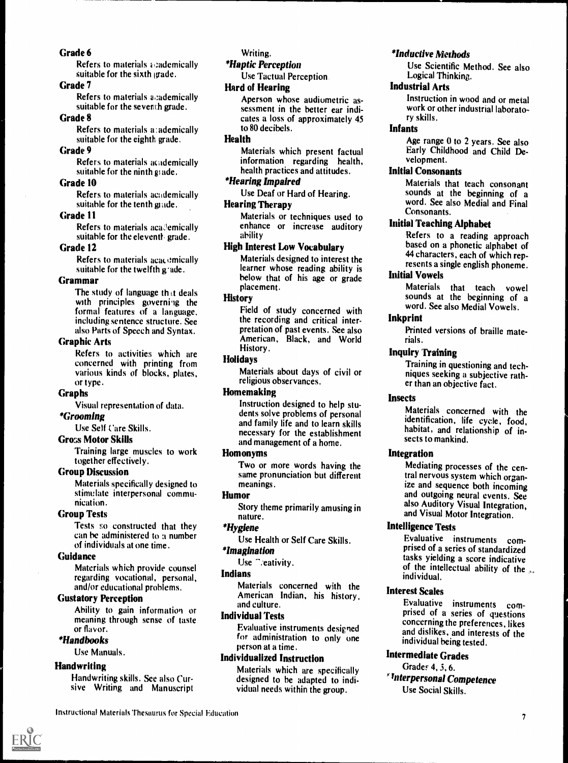**Grade 6**

Refers to materials academically suitable for the sixth grade.

**Grade 7**

Refers to materials academically suitable for the seventh grade.

**Grade 8**

Refers to materials academically suitable for the eighth grade.

**Grade 9**

Refers to materials academically suitable for the ninth grade.

**Grade 10**

Refers to materials academically suitable for the tenth grade.

**Grade 11**

Refers to materials academically suitable for the eleventh grade.

**Grade 12**

Refers to materials academically suitable for the twelfth grade.

**Grammar**

The study of language that deals with principles governing the formal features of a language, including sentence structure. See also Parts of Speech and Syntax.

**Graphic Arts**

Refers to activities which are concerned with printing from various kinds of blocks, plates, or type.

**Graphs**

Visual representation of data.

***Grooming***

Use Self Care Skills.

**Gross Motor Skills**

Training large muscles to work together effectively.

**Group Discussion**

Materials specifically designed to stimulate interpersonal communication.

**Group Tests**

Tests so constructed that they can be administered to a number of individuals at one time.

**Guidance**

Materials which provide counsel regarding vocational, personal, and/or educational problems.

**Gustatory Perception**

Ability to gain information or meaning through sense of taste or flavor.

***Handbooks***

Use Manuals.

**Handwriting**

Handwriting skills. See also Cursive Writing and Manuscript Writing.

***Haptic Perception***

Use Tactual Perception.

**Hard of Hearing**

Aperson whose audiometric assessment in the better ear indicates a loss of approximately 45 to 80 decibels.

**Health**

Materials which present factual information regarding health, health practices and attitudes.

***Hearing Impaired***

Use Deaf or Hard of Hearing.

**Hearing Therapy**

Materials or techniques used to enhance or increase auditory ability

**High Interest Low Vocabulary**

Materials designed to interest the learner whose reading ability is below that of his age or grade placement.

**History**

Field of study concerned with the recording and critical interpretation of past events. See also American, Black, and World History.

**Holidays**

Materials about days of civil or religious observances.

**Homemaking**

Instruction designed to help students solve problems of personal and family life and to learn skills necessary for the establishment and management of a home.

**Homonyms**

Two or more words having the same pronunciation but different meanings.

**Humor**

Story theme primarily amusing in nature.

***Hygiene***

Use Health or Self Care Skills.

***Imagination***

Use Creativity.

**Indians**

Materials concerned with the American Indian, his history, and culture.

**Individual Tests**

Evaluative instruments designed for administration to only one person at a time.

**Individualized Instruction**

Materials which are specifically designed to be adapted to individual needs within the group.

***Inductive Methods***

Use Scientific Method. See also Logical Thinking.

**Industrial Arts**

Instruction in wood and or metal work or other industrial laboratory skills.

**Infants**

Age range 0 to 2 years. See also Early Childhood and Child Development.

**Initial Consonants**

Materials that teach consonant sounds at the beginning of a word. See also Medial and Final Consonants.

**Initial Teaching Alphabet**

Refers to a reading approach based on a phonetic alphabet of 44 characters, each of which represents a single english phoneme.

**Initial Vowels**

Materials that teach vowel sounds at the beginning of a word. See also Medial Vowels.

**Inkprint**

Printed versions of braille materials.

**Inquiry Training**

Training in questioning and techniques seeking a subjective rather than an objective fact.

**Insects**

Materials concerned with the identification, life cycle, food, habitat, and relationship of insects to mankind.

**Integration**

Mediating processes of the central nervous system which organize and sequence both incoming and outgoing neural events. See also Auditory Visual Integration, and Visual Motor Integration.

**Intelligence Tests**

Evaluative instruments comprised of a series of standardized tasks yielding a score indicative of the intellectual ability of the individual.

**Interest Scales**

Evaluative instruments comprised of a series of questions concerning the preferences, likes and dislikes, and interests of the individual being tested.

**Intermediate Grades**

Grades 4, 5, 6.

***Interpersonal Competence***

Use Social Skills.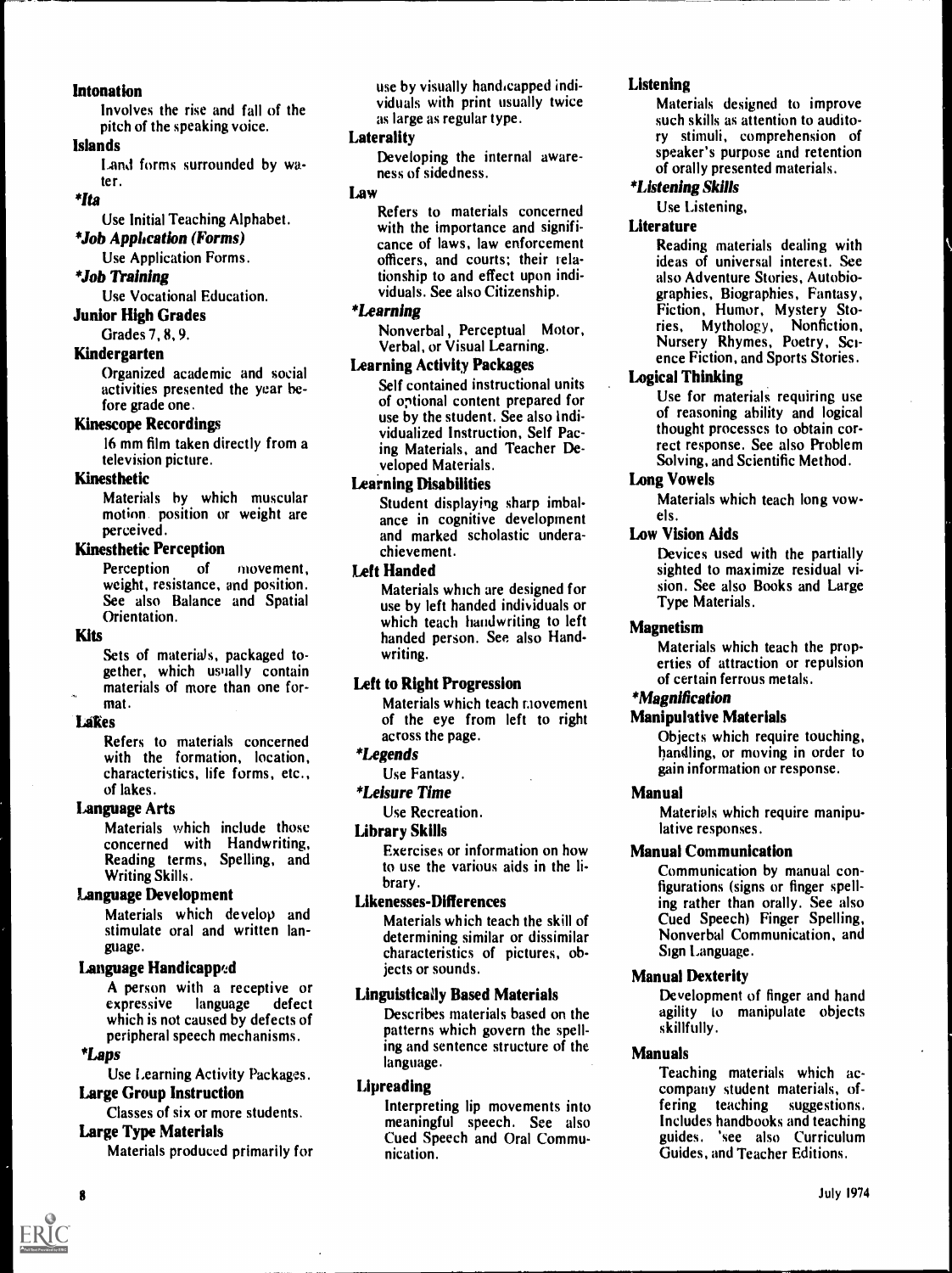**Intonation**
Involves the rise and fall of the pitch of the speaking voice.

**Islands**
Land forms surrounded by water.

***Ita***
Use Initial Teaching Alphabet.

***Job Application (Forms)***
Use Application Forms.

***Job Training***
Use Vocational Education.

**Junior High Grades**
Grades 7, 8, 9.

**Kindergarten**
Organized academic and social activities presented the year before grade one.

**Kinescope Recordings**
16 mm film taken directly from a television picture.

**Kinesthetic**
Materials by which muscular motion position or weight are perceived.

**Kinesthetic Perception**
Perception of movement, weight, resistance, and position. See also Balance and Spatial Orientation.

**Kits**
Sets of materials, packaged together, which usually contain materials of more than one format.

**Lakes**
Refers to materials concerned with the formation, location, characteristics, life forms, etc., of lakes.

**Language Arts**
Materials which include those concerned with Handwriting, Reading terms, Spelling, and Writing Skills.

**Language Development**
Materials which develop and stimulate oral and written language.

**Language Handicapped**
A person with a receptive or expressive language defect which is not caused by defects of peripheral speech mechanisms.

***Laps***
Use Learning Activity Packages.

**Large Group Instruction**
Classes of six or more students.

**Large Type Materials**
Materials produced primarily for use by visually handicapped individuals with print usually twice as large as regular type.

**Laterality**
Developing the internal awareness of sidedness.

**Law**
Refers to materials concerned with the importance and significance of laws, law enforcement officers, and courts; their relationship to and effect upon individuals. See also Citizenship.

***Learning***
Nonverbal, Perceptual Motor, Verbal, or Visual Learning.

**Learning Activity Packages**
Self contained instructional units of optional content prepared for use by the student. See also Individualized Instruction, Self Pacing Materials, and Teacher Developed Materials.

**Learning Disabilities**
Student displaying sharp imbalance in cognitive development and marked scholastic underachievement.

**Left Handed**
Materials which are designed for use by left handed individuals or which teach handwriting to left handed person. See also Handwriting.

**Left to Right Progression**
Materials which teach movement of the eye from left to right across the page.

***Legends***
Use Fantasy.

***Leisure Time***
Use Recreation.

**Library Skills**
Exercises or information on how to use the various aids in the library.

**Likenesses-Differences**
Materials which teach the skill of determining similar or dissimilar characteristics of pictures, objects or sounds.

**Linguistically Based Materials**
Describes materials based on the patterns which govern the spelling and sentence structure of the language.

**Lipreading**
Interpreting lip movements into meaningful speech. See also Cued Speech and Oral Communication.

**Listening**
Materials designed to improve such skills as attention to auditory stimuli, comprehension of speaker's purpose and retention of orally presented materials.

***Listening Skills***
Use Listening.

**Literature**
Reading materials dealing with ideas of universal interest. See also Adventure Stories, Autobiographies, Biographies, Fantasy, Fiction, Humor, Mystery Stories, Mythology, Nonfiction, Nursery Rhymes, Poetry, Science Fiction, and Sports Stories.

**Logical Thinking**
Use for materials requiring use of reasoning ability and logical thought processes to obtain correct response. See also Problem Solving, and Scientific Method.

**Long Vowels**
Materials which teach long vowels.

**Low Vision Aids**
Devices used with the partially sighted to maximize residual vision. See also Books and Large Type Materials.

**Magnetism**
Materials which teach the properties of attraction or repulsion of certain ferrous metals.

***Magnification***

**Manipulative Materials**
Objects which require touching, handling, or moving in order to gain information or response.

**Manual**
Materials which require manipulative responses.

**Manual Communication**
Communication by manual configurations (signs or finger spelling rather than orally. See also Cued Speech) Finger Spelling, Nonverbal Communication, and Sign Language.

**Manual Dexterity**
Development of finger and hand agility to manipulate objects skillfully.

**Manuals**
Teaching materials which accompany student materials, offering teaching suggestions. Includes handbooks and teaching guides. 'see also Curriculum Guides, and Teacher Editions.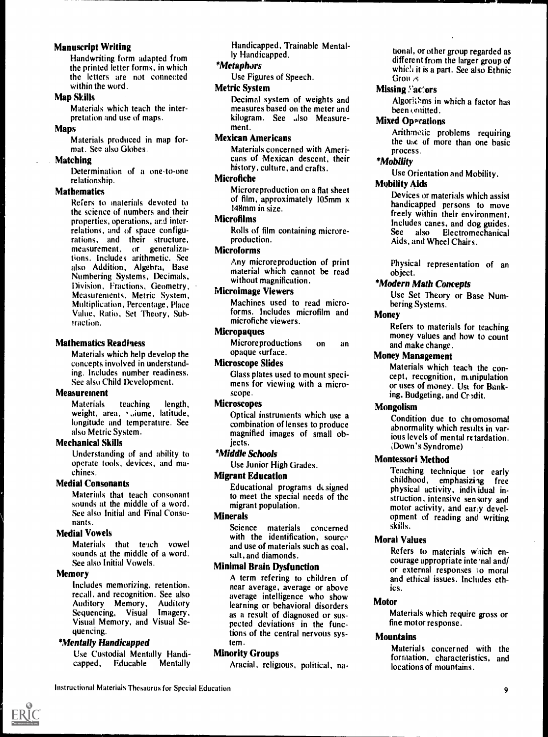**Manuscript Writing**

Handwriting form adapted from the printed letter forms, in which the letters are not connected within the word.

**Map Skills**

Materials which teach the interpretation and use of maps.

**Maps**

Materials produced in map format. See also Globes.

**Matching**

Determination of a one-to-one relationship.

**Mathematics**

Refers to materials devoted to the science of numbers and their properties, operations, and interrelations, and of space configurations, and their structure, measurement, or generalizations. Includes arithmetic. See also Addition, Algebra, Base Numbering Systems, Decimals, Division, Fractions, Geometry, Measurements, Metric System, Multiplication, Percentage, Place Value, Ratio, Set Theory, Subtraction.

**Mathematics Readiness**

Materials which help develop the concepts involved in understanding. Includes number readiness. See also Child Development.

**Measurement**

Materials teaching length, weight, area, volume, latitude, longitude and temperature. See also Metric System.

**Mechanical Skills**

Understanding of and ability to operate tools, devices, and machines.

**Medial Consonants**

Materials that teach consonant sounds at the middle of a word. See also Initial and Final Consonants.

**Medial Vowels**

Materials that teach vowel sounds at the middle of a word. See also Initial Vowels.

**Memory**

Includes memorizing, retention, recall, and recognition. See also Auditory Memory, Auditory Sequencing, Visual Imagery, Visual Memory, and Visual Sequencing.

***Mentally Handicapped***

Use Custodial Mentally Handicapped, Educable Mentally Handicapped, Trainable Mentally Handicapped.

***Metaphors***

Use Figures of Speech.

**Metric System**

Decimal system of weights and measures based on the meter and kilogram. See also Measurement.

**Mexican Americans**

Materials concerned with Americans of Mexican descent, their history, culture, and crafts.

**Microfiche**

Microreproduction on a flat sheet of film, approximately 105mm x 148mm in size.

**Microfilms**

Rolls of film containing microreproduction.

**Microforms**

Any microreproduction of print material which cannot be read without magnification.

**Microimage Viewers**

Machines used to read microforms. Includes microfilm and microfiche viewers.

**Micropaques**

Microreproductions on an opaque surface.

**Microscope Slides**

Glass plates used to mount specimens for viewing with a microscope.

**Microscopes**

Optical instruments which use a combination of lenses to produce magnified images of small objects.

***Middle Schools***

Use Junior High Grades.

**Migrant Education**

Educational programs designed to meet the special needs of the migrant population.

**Minerals**

Science materials concerned with the identification, source and use of materials such as coal, salt, and diamonds.

**Minimal Brain Dysfunction**

A term refering to children of near average, average or above average intelligence who show learning or behavioral disorders as a result of diagnosed or suspected deviations in the functions of the central nervous system.

**Minority Groups**

Aracial, religious, political, national, or other group regarded as different from the larger group of which it is a part. See also Ethnic Groups

**Missing Factors**

Algorithms in which a factor has been omitted.

**Mixed Operations**

Arithmetic problems requiring the use of more than one basic process.

***Mobility***

Use Orientation and Mobility.

**Mobility Aids**

Devices or materials which assist handicapped persons to move freely within their environment. Includes canes, and dog guides. See also Electromechanical Aids, and Wheel Chairs.

Physical representation of an object.

***Modern Math Concepts***

Use Set Theory or Base Numbering Systems.

**Money**

Refers to materials for teaching money values and how to count and make change.

**Money Management**

Materials which teach the concept, recognition, manipulation or uses of money. Use for Banking, Budgeting, and Credit.

**Mongolism**

Condition due to chromosomal abnormality which results in various levels of mental retardation. (Down's Syndrome)

**Montessori Method**

Teaching technique for early childhood, emphasizing free physical activity, individual instruction, intensive sensory and motor activity, and early development of reading and writing skills.

**Moral Values**

Refers to materials which encourage appropriate internal and/ or external responses to moral and ethical issues. Includes ethics.

**Motor**

Materials which require gross or fine motor response.

**Mountains**

Materials concerned with the formation, characteristics, and locations of mountains.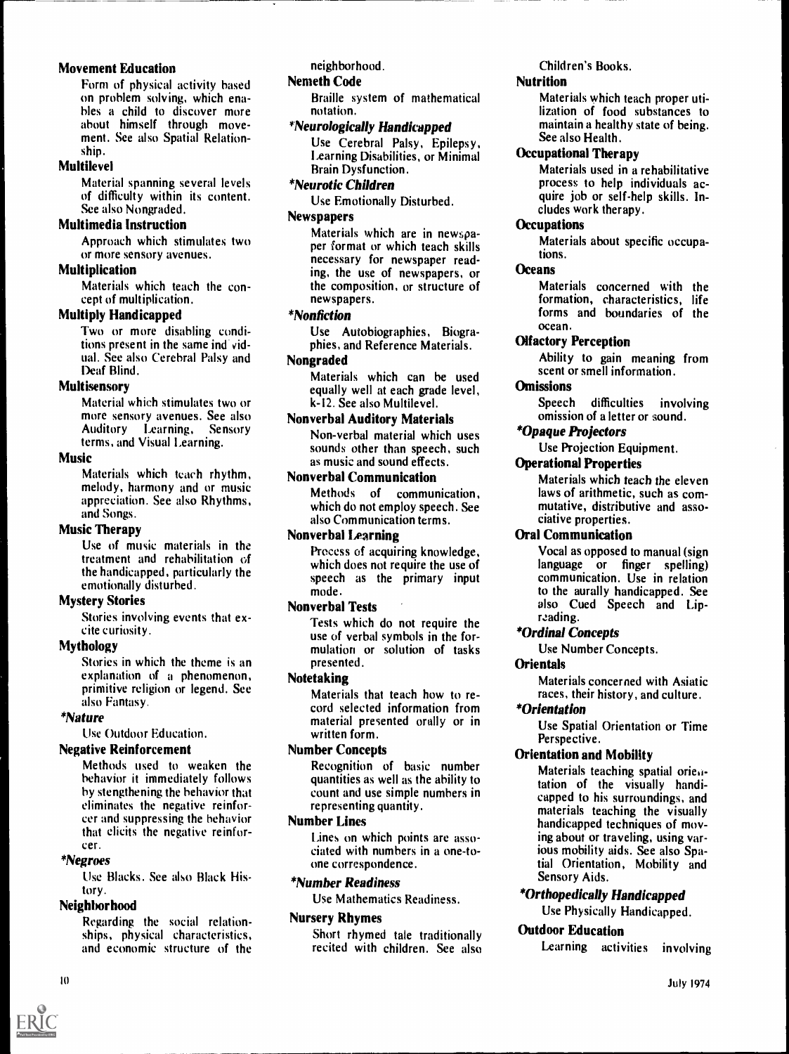**Movement Education**

Form of physical activity based on problem solving, which enables a child to discover more about himself through movement. See also Spatial Relationship.

**Multilevel**

Material spanning several levels of difficulty within its content. See also Nongraded.

**Multimedia Instruction**

Approach which stimulates two or more sensory avenues.

**Multiplication**

Materials which teach the concept of multiplication.

**Multiply Handicapped**

Two or more disabling conditions present in the same individual. See also Cerebral Palsy and Deaf Blind.

**Multisensory**

Material which stimulates two or more sensory avenues. See also Auditory Learning, Sensory terms, and Visual Learning.

**Music**

Materials which teach rhythm, melody, harmony and or music appreciation. See also Rhythms, and Songs.

**Music Therapy**

Use of music materials in the treatment and rehabilitation of the handicapped, particularly the emotionally disturbed.

**Mystery Stories**

Stories involving events that excite curiosity.

**Mythology**

Stories in which the theme is an explanation of a phenomenon, primitive religion or legend. See also Fantasy.

***Nature***

Use Outdoor Education.

**Negative Reinforcement**

Methods used to weaken the behavior it immediately follows by stengthening the behavior that eliminates the negative reinforcer and suppressing the behavior that elicits the negative reinforcer.

***Negroes***

Use Blacks. See also Black History.

**Neighborhood**

Regarding the social relationships, physical characteristics, and economic structure of the neighborhood.

**Nemeth Code**

Braille system of mathematical notation.

***Neurologically Handicapped***

Use Cerebral Palsy, Epilepsy, Learning Disabilities, or Minimal Brain Dysfunction.

***Neurotic Children***

Use Emotionally Disturbed.

**Newspapers**

Materials which are in newspaper format or which teach skills necessary for newspaper reading, the use of newspapers, or the composition, or structure of newspapers.

***Nonfiction***

Use Autobiographies, Biographies, and Reference Materials.

**Nongraded**

Materials which can be used equally well at each grade level, k-12. See also Multilevel.

**Nonverbal Auditory Materials**

Non-verbal material which uses sounds other than speech, such as music and sound effects.

**Nonverbal Communication**

Methods of communication, which do not employ speech. See also Communication terms.

**Nonverbal Learning**

Process of acquiring knowledge, which does not require the use of speech as the primary input mode.

**Nonverbal Tests**

Tests which do not require the use of verbal symbols in the formulation or solution of tasks presented.

**Notetaking**

Materials that teach how to record selected information from material presented orally or in written form.

**Number Concepts**

Recognition of basic number quantities as well as the ability to count and use simple numbers in representing quantity.

**Number Lines**

Lines on which points are associated with numbers in a one-to-one correspondence.

***Number Readiness***

Use Mathematics Readiness.

**Nursery Rhymes**

Short rhymed tale traditionally recited with children. See also Children's Books.

**Nutrition**

Materials which teach proper utilization of food substances to maintain a healthy state of being. See also Health.

**Occupational Therapy**

Materials used in a rehabilitative process to help individuals acquire job or self-help skills. Includes work therapy.

**Occupations**

Materials about specific occupations.

**Oceans**

Materials concerned with the formation, characteristics, life forms and boundaries of the ocean.

**Olfactory Perception**

Ability to gain meaning from scent or smell information.

**Omissions**

Speech difficulties involving omission of a letter or sound.

***Opaque Projectors***

Use Projection Equipment.

**Operational Properties**

Materials which teach the eleven laws of arithmetic, such as commutative, distributive and associative properties.

**Oral Communication**

Vocal as opposed to manual (sign language or finger spelling) communication. Use in relation to the aurally handicapped. See also Cued Speech and Lipreading.

***Ordinal Concepts***

Use Number Concepts.

**Orientals**

Materials concerned with Asiatic races, their history, and culture.

***Orientation***

Use Spatial Orientation or Time Perspective.

**Orientation and Mobility**

Materials teaching spatial orientation of the visually handicapped to his surroundings, and materials teaching the visually handicapped techniques of moving about or traveling, using various mobility aids. See also Spatial Orientation, Mobility and Sensory Aids.

***Orthopedically Handicapped***

Use Physically Handicapped.

**Outdoor Education**

Learning activities involving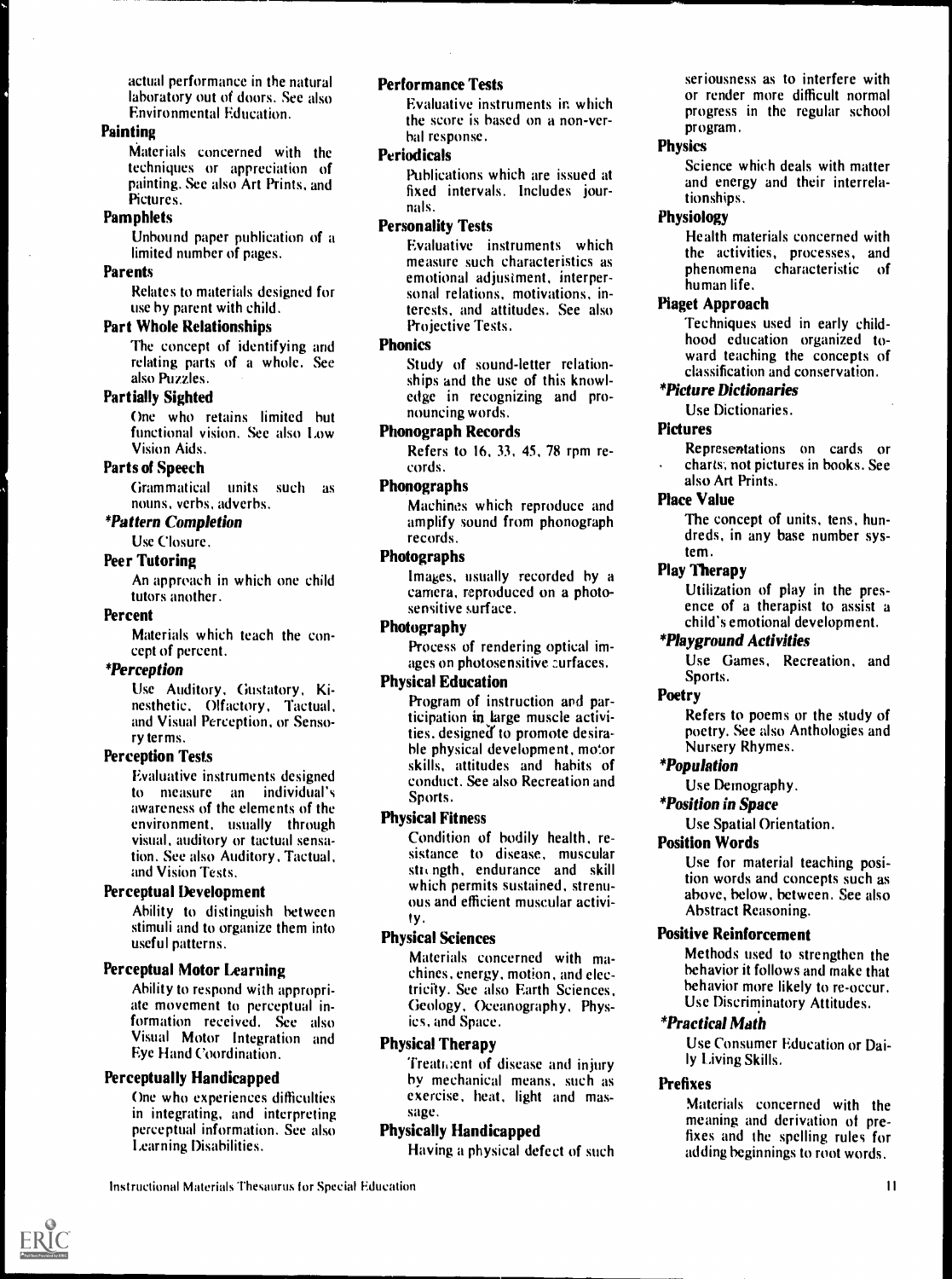actual performance in the natural laboratory out of doors. See also Environmental Education.

**Painting**

Materials concerned with the techniques or appreciation of painting. See also Art Prints, and Pictures.

**Pamphlets**

Unbound paper publication of a limited number of pages.

**Parents**

Relates to materials designed for use by parent with child.

**Part Whole Relationships**

The concept of identifying and relating parts of a whole. See also Puzzles.

**Partially Sighted**

One who retains limited but functional vision. See also Low Vision Aids.

**Parts of Speech**

Grammatical units such as nouns, verbs, adverbs.

***Pattern Completion***

Use Closure.

**Peer Tutoring**

An approach in which one child tutors another.

**Percent**

Materials which teach the concept of percent.

***Perception***

Use Auditory, Gustatory, Kinesthetic, Olfactory, Tactual, and Visual Perception, or Sensory terms.

**Perception Tests**

Evaluative instruments designed to measure an individual's awareness of the elements of the environment, usually through visual, auditory or tactual sensation. See also Auditory, Tactual, and Vision Tests.

**Perceptual Development**

Ability to distinguish between stimuli and to organize them into useful patterns.

**Perceptual Motor Learning**

Ability to respond with appropriate movement to perceptual information received. See also Visual Motor Integration and Eye Hand Coordination.

**Perceptually Handicapped**

One who experiences difficulties in integrating, and interpreting perceptual information. See also Learning Disabilities.

**Performance Tests**

Evaluative instruments in which the score is based on a non-verbal response.

**Periodicals**

Publications which are issued at fixed intervals. Includes journals.

**Personality Tests**

Evaluative instruments which measure such characteristics as emotional adjustment, interpersonal relations, motivations, interests, and attitudes. See also Projective Tests.

**Phonics**

Study of sound-letter relationships and the use of this knowledge in recognizing and pronouncing words.

**Phonograph Records**

Refers to 16, 33, 45, 78 rpm records.

**Phonographs**

Machines which reproduce and amplify sound from phonograph records.

**Photographs**

Images, usually recorded by a camera, reproduced on a photosensitive surface.

**Photography**

Process of rendering optical images on photosensitive surfaces.

**Physical Education**

Program of instruction and participation in large muscle activities, designed to promote desirable physical development, motor skills, attitudes and habits of conduct. See also Recreation and Sports.

**Physical Fitness**

Condition of bodily health, resistance to disease, muscular strength, endurance and skill which permits sustained, strenuous and efficient muscular activity.

**Physical Sciences**

Materials concerned with machines, energy, motion, and electricity. See also Earth Sciences, Geology, Oceanography, Physics, and Space.

**Physical Therapy**

Treatment of disease and injury by mechanical means, such as exercise, heat, light and massage.

**Physically Handicapped**

Having a physical defect of such seriousness as to interfere with or render more difficult normal progress in the regular school program.

**Physics**

Science which deals with matter and energy and their interrelationships.

**Physiology**

Health materials concerned with the activities, processes, and phenomena characteristic of human life.

**Piaget Approach**

Techniques used in early childhood education organized toward teaching the concepts of classification and conservation.

***Picture Dictionaries***

Use Dictionaries.

**Pictures**

Representations on cards or charts; not pictures in books. See also Art Prints.

**Place Value**

The concept of units, tens, hundreds, in any base number system.

**Play Therapy**

Utilization of play in the presence of a therapist to assist a child's emotional development.

***Playground Activities***

Use Games, Recreation, and Sports.

**Poetry**

Refers to poems or the study of poetry. See also Anthologies and Nursery Rhymes.

***Population***

Use Demography.

***Position in Space***

Use Spatial Orientation.

**Position Words**

Use for material teaching position words and concepts such as above, below, between. See also Abstract Reasoning.

**Positive Reinforcement**

Methods used to strengthen the behavior it follows and make that behavior more likely to re-occur. Use Discriminatory Attitudes.

***Practical Math***

Use Consumer Education or Daily Living Skills.

**Prefixes**

Materials concerned with the meaning and derivation of prefixes and the spelling rules for adding beginnings to root words.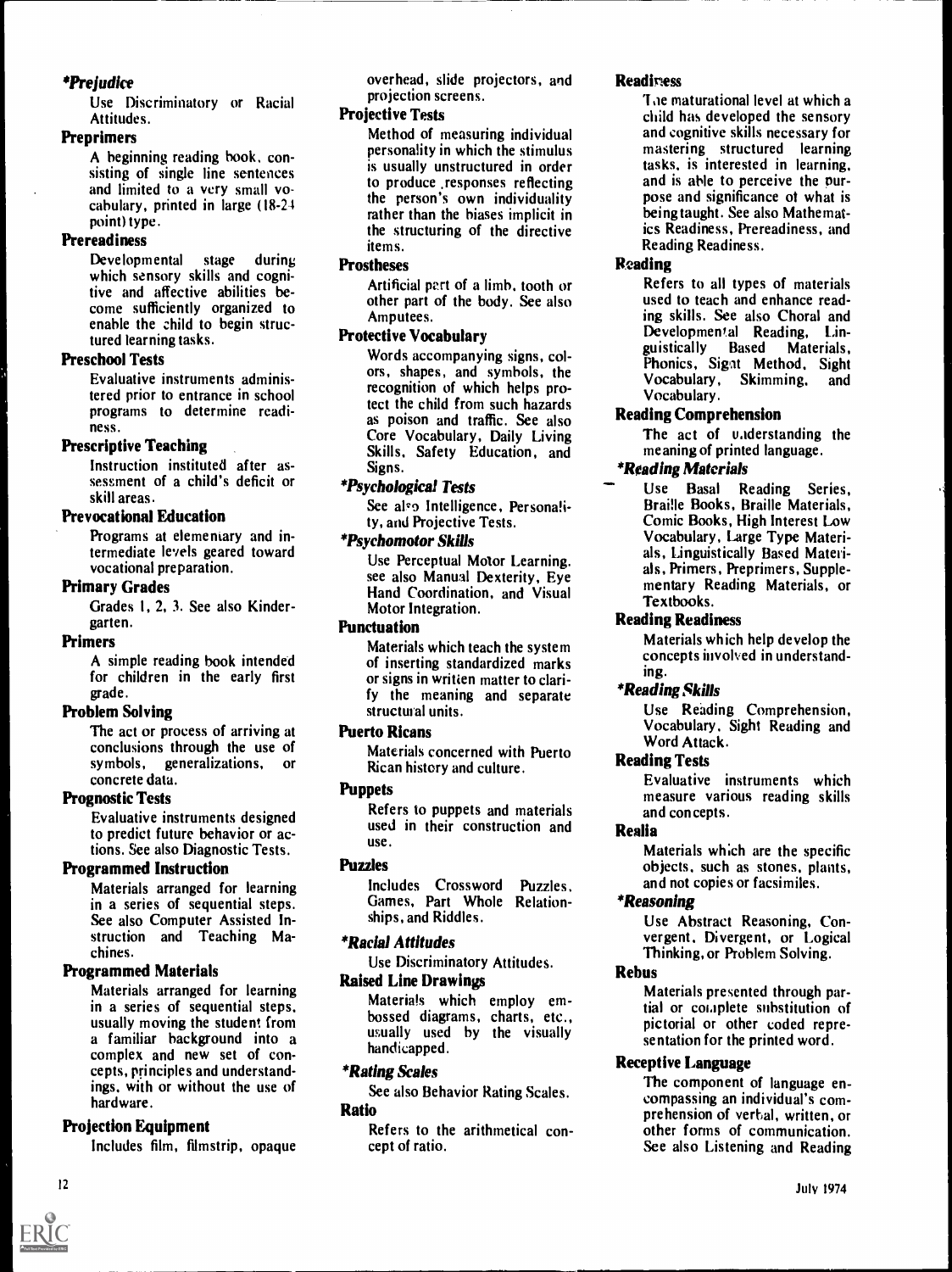### *Prejudice

Use Discriminatory or Racial Attitudes.

### Preprimers

A beginning reading book, consisting of single line sentences and limited to a very small vocabulary, printed in large (18-24 point) type.

### Prereadiness

Developmental stage during which sensory skills and cognitive and affective abilities become sufficiently organized to enable the child to begin structured learning tasks.

### Preschool Tests

Evaluative instruments administered prior to entrance in school programs to determine readiness.

### Prescriptive Teaching

Instruction instituted after assessment of a child's deficit or skill areas.

### Prevocational Education

Programs at elementary and intermediate levels geared toward vocational preparation.

### Primary Grades

Grades 1, 2, 3. See also Kindergarten.

### Primers

A simple reading book intended for children in the early first grade.

### Problem Solving

The act or process of arriving at conclusions through the use of symbols, generalizations, or concrete data.

### Prognostic Tests

Evaluative instruments designed to predict future behavior or actions. See also Diagnostic Tests.

### Programmed Instruction

Materials arranged for learning in a series of sequential steps. See also Computer Assisted Instruction and Teaching Machines.

### Programmed Materials

Materials arranged for learning in a series of sequential steps, usually moving the student from a familiar background into a complex and new set of concepts, principles and understandings, with or without the use of hardware.

### Projection Equipment

Includes film, filmstrip, opaque overhead, slide projectors, and projection screens.

### Projective Tests

Method of measuring individual personality in which the stimulus is usually unstructured in order to produce responses reflecting the person's own individuality rather than the biases implicit in the structuring of the directive items.

### Prostheses

Artificial part of a limb, tooth or other part of the body. See also Amputees.

### Protective Vocabulary

Words accompanying signs, colors, shapes, and symbols, the recognition of which helps protect the child from such hazards as poison and traffic. See also Core Vocabulary, Daily Living Skills, Safety Education, and Signs.

### *Psychological Tests

See also Intelligence, Personality, and Projective Tests.

### *Psychomotor Skills

Use Perceptual Motor Learning. see also Manual Dexterity, Eye Hand Coordination, and Visual Motor Integration.

### Punctuation

Materials which teach the system of inserting standardized marks or signs in written matter to clarify the meaning and separate structural units.

### Puerto Ricans

Materials concerned with Puerto Rican history and culture.

### Puppets

Refers to puppets and materials used in their construction and use.

### Puzzles

Includes Crossword Puzzles, Games, Part Whole Relationships, and Riddles.

### *Racial Attitudes

Use Discriminatory Attitudes.

### Raised Line Drawings

Materials which employ embossed diagrams, charts, etc., usually used by the visually handicapped.

### *Rating Scales

See also Behavior Rating Scales.

### Ratio

Refers to the arithmetical concept of ratio.

### Readiness

The maturational level at which a child has developed the sensory and cognitive skills necessary for mastering structured learning tasks, is interested in learning, and is able to perceive the purpose and significance of what is being taught. See also Mathematics Readiness, Prereadiness, and Reading Readiness.

### Reading

Refers to all types of materials used to teach and enhance reading skills. See also Choral and Developmental Reading, Linguistically Based Materials, Phonics, Sight Method, Sight Vocabulary, Skimming, and Vocabulary.

### Reading Comprehension

The act of understanding the meaning of printed language.

### *Reading Materials

Use Basal Reading Series, Braille Books, Braille Materials, Comic Books, High Interest Low Vocabulary, Large Type Materials, Linguistically Based Materials, Primers, Preprimers, Supplementary Reading Materials, or Textbooks.

### Reading Readiness

Materials which help develop the concepts involved in understanding.

### *Reading Skills

Use Reading Comprehension, Vocabulary, Sight Reading and Word Attack.

### Reading Tests

Evaluative instruments which measure various reading skills and concepts.

### Realia

Materials which are the specific objects, such as stones, plants, and not copies or facsimiles.

### *Reasoning

Use Abstract Reasoning, Convergent, Divergent, or Logical Thinking, or Problem Solving.

### Rebus

Materials presented through partial or complete substitution of pictorial or other coded representation for the printed word.

### Receptive Language

The component of language encompassing an individual's comprehension of verbal, written, or other forms of communication. See also Listening and Reading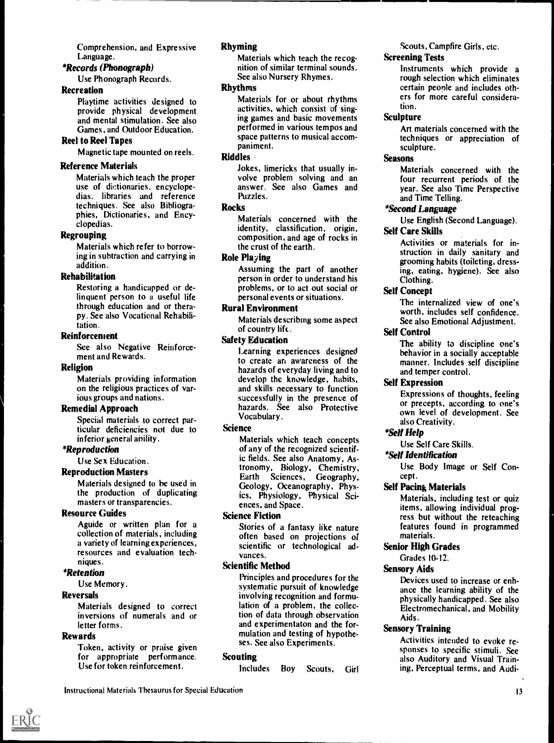Comprehension, and Expressive Language.

***Records (Phonograph)***

Use Phonograph Records.

**Recreation**

Playtime activities designed to provide physical development and mental stimulation. See also Games, and Outdoor Education.

**Reel to Reel Tapes**

Magnetic tape mounted on reels.

**Reference Materials**

Materials which teach the proper use of dictionaries, encyclopedias, libraries and reference techniques. See also Bibliographies, Dictionaries, and Encyclopedias.

**Regrouping**

Materials which refer to borrowing in subtraction and carrying in addition.

**Rehabilitation**

Restoring a handicapped or delinquent person to a useful life through education and or therapy. See also Vocational Rehabilitation.

**Reinforcement**

See also Negative Reinforcement and Rewards.

**Religion**

Materials providing information on the religious practices of various groups and nations.

**Remedial Approach**

Special materials to correct particular deficiencies not due to inferior general ability.

***Reproduction***

Use Sex Education.

**Reproduction Masters**

Materials designed to be used in the production of duplicating masters or transparencies.

**Resource Guides**

Aguide or written plan for a collection of materials, including a variety of learning experiences, resources and evaluation techniques.

***Retention***

Use Memory.

**Reversals**

Materials designed to correct inversions of numerals and or letter forms.

**Rewards**

Token, activity or praise given for appropriate performance. Use for token reinforcement.

**Rhyming**

Materials which teach the recognition of similar terminal sounds. See also Nursery Rhymes.

**Rhythms**

Materials for or about rhythms activities, which consist of singing games and basic movements performed in various tempos and space patterns to musical accompaniment.

**Riddles**

Jokes, limericks that usually involve problem solving and an answer. See also Games and Puzzles.

**Rocks**

Materials concerned with the identity, classification, origin, composition, and age of rocks in the crust of the earth.

**Role Playing**

Assuming the part of another person in order to understand his problems, or to act out social or personal events or situations.

**Rural Environment**

Materials describing some aspect of country life.

**Safety Education**

Learning experiences designed to create an awareness of the hazards of everyday living and to develop the knowledge, habits, and skills necessary to function successfully in the presence of hazards. See also Protective Vocabulary.

**Science**

Materials which teach concepts of any of the recognized scientific fields. See also Anatomy, Astronomy, Biology, Chemistry, Earth Sciences, Geography, Geology, Oceanography, Physics, Physiology, Physical Sciences, and Space.

**Science Fiction**

Stories of a fantasy like nature often based on projections of scientific or technological advances.

**Scientific Method**

Principles and procedures for the systematic pursuit of knowledge involving recognition and formulation of a problem, the collection of data through observation and experimentaton and the formulation and testing of hypotheses. See also Experiments.

**Scouting**

Includes Boy Scouts, Girl Scouts, Campfire Girls, etc.

**Screening Tests**

Instruments which provide a rough selection which eliminates certain people and includes others for more careful consideration.

**Sculpture**

Art materials concerned with the techniques or appreciation of sculpture.

**Seasons**

Materials concerned with the four recurrent periods of the year. See also Time Perspective and Time Telling.

***Second Language***

Use English (Second Language).

**Self Care Skills**

Activities or materials for instruction in daily sanitary and grooming habits (toileting, dressing, eating, hygiene). See also Clothing.

**Self Concept**

The internalized view of one's worth, includes self confidence. See also Emotional Adjustment.

**Self Control**

The ability to discipline one's behavior in a socially acceptable manner. Includes self discipline and temper control.

**Self Expression**

Expressions of thoughts, feeling or precepts, according to one's own level of development. See also Creativity.

***Self Help***

Use Self Care Skills.

***Self Identification***

Use Body Image or Self Concept.

**Self Pacing Materials**

Materials, including test or quiz items, allowing individual progress but without the reteaching features found in programmed materials.

**Senior High Grades**

Grades 10-12.

**Sensory Aids**

Devices used to increase or enhance the learning ability of the physically handicapped. See also Electromechanical, and Mobility Aids.

**Sensory Training**

Activities intended to evoke responses to specific stimuli. See also Auditory and Visual Training, Perceptual terms, and Audi-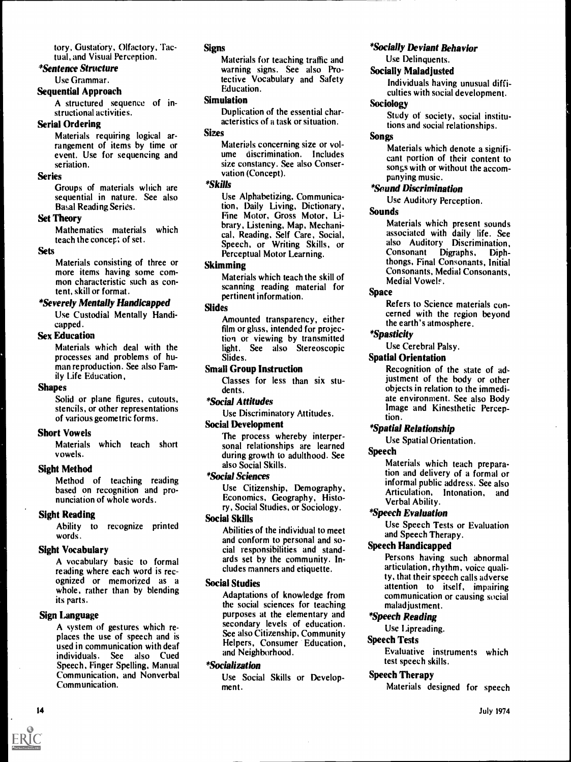tory, Gustatory, Olfactory, Tactual, and Visual Perception.

***Sentence Structure***

Use Grammar.

**Sequential Approach**

A structured sequence of instructional activities.

**Serial Ordering**

Materials requiring logical arrangement of items by time or event. Use for sequencing and seriation.

**Series**

Groups of materials which are sequential in nature. See also Basal Reading Series.

**Set Theory**

Mathematics materials which teach the concept of set.

**Sets**

Materials consisting of three or more items having some common characteristic such as content, skill or format.

***Severely Mentally Handicapped***

Use Custodial Mentally Handicapped.

**Sex Education**

Materials which deal with the processes and problems of human reproduction. See also Family Life Education,

**Shapes**

Solid or plane figures, cutouts, stencils, or other representations of various geometric forms.

**Short Vowels**

Materials which teach short vowels.

**Sight Method**

Method of teaching reading based on recognition and pronunciation of whole words.

**Sight Reading**

Ability to recognize printed words.

**Sight Vocabulary**

A vocabulary basic to formal reading where each word is recognized or memorized as a whole, rather than by blending its parts.

**Sign Language**

A system of gestures which replaces the use of speech and is used in communication with deaf individuals. See also Cued Speech, Finger Spelling, Manual Communication, and Nonverbal Communication.

**Signs**

Materials for teaching traffic and warning signs. See also Protective Vocabulary and Safety Education.

**Simulation**

Duplication of the essential characteristics of a task or situation.

**Sizes**

Materials concerning size or volume discrimination. Includes size constancy. See also Conservation (Concept).

***Skills***

Use Alphabetizing, Communication, Daily Living, Dictionary, Fine Motor, Gross Motor, Library, Listening, Map, Mechanical, Reading, Self Care, Social, Speech, or Writing Skills, or Perceptual Motor Learning.

**Skimming**

Materials which teach the skill of scanning reading material for pertinent information.

**Slides**

Amounted transparency, either film or glass, intended for projection or viewing by transmitted light. See also Stereoscopic Slides.

**Small Group Instruction**

Classes for less than six students.

***Social Attitudes***

Use Discriminatory Attitudes.

**Social Development**

The process whereby interpersonal relationships are learned during growth to adulthood. See also Social Skills.

***Social Sciences***

Use Citizenship, Demography, Economics, Geography, History, Social Studies, or Sociology.

**Social Skills**

Abilities of the individual to meet and conform to personal and social responsibilities and standards set by the community. Includes manners and etiquette.

**Social Studies**

Adaptations of knowledge from the social sciences for teaching purposes at the elementary and secondary levels of education. See also Citizenship, Community Helpers, Consumer Education, and Neighborhood.

***Socialization***

Use Social Skills or Development.

***Socially Deviant Behavior***

Use Delinquents.

**Socially Maladjusted**

Individuals having unusual difficulties with social development.

**Sociology**

Study of society, social institutions and social relationships.

**Songs**

Materials which denote a significant portion of their content to songs with or without the accompanying music.

***Sound Discrimination***

Use Auditory Perception.

**Sounds**

Materials which present sounds associated with daily life. See also Auditory Discrimination, Consonant Digraphs, Diphthongs, Final Consonants, Initial Consonants, Medial Consonants, Medial Vowels.

**Space**

Refers to Science materials concerned with the region beyond the earth's atmosphere.

***Spasticity***

Use Cerebral Palsy.

**Spatial Orientation**

Recognition of the state of adjustment of the body or other objects in relation to the immediate environment. See also Body Image and Kinesthetic Perception.

***Spatial Relationship***

Use Spatial Orientation.

**Speech**

Materials which teach preparation and delivery of a formal or informal public address. See also Articulation, Intonation, and Verbal Ability.

***Speech Evaluation***

Use Speech Tests or Evaluation and Speech Therapy.

**Speech Handicapped**

Persons having such abnormal articulation, rhythm, voice quality, that their speech calls adverse attention to itself, impairing communication or causing social maladjustment.

***Speech Reading***

Use Lipreading.

**Speech Tests**

Evaluative instruments which test speech skills.

**Speech Therapy**

Materials designed for speech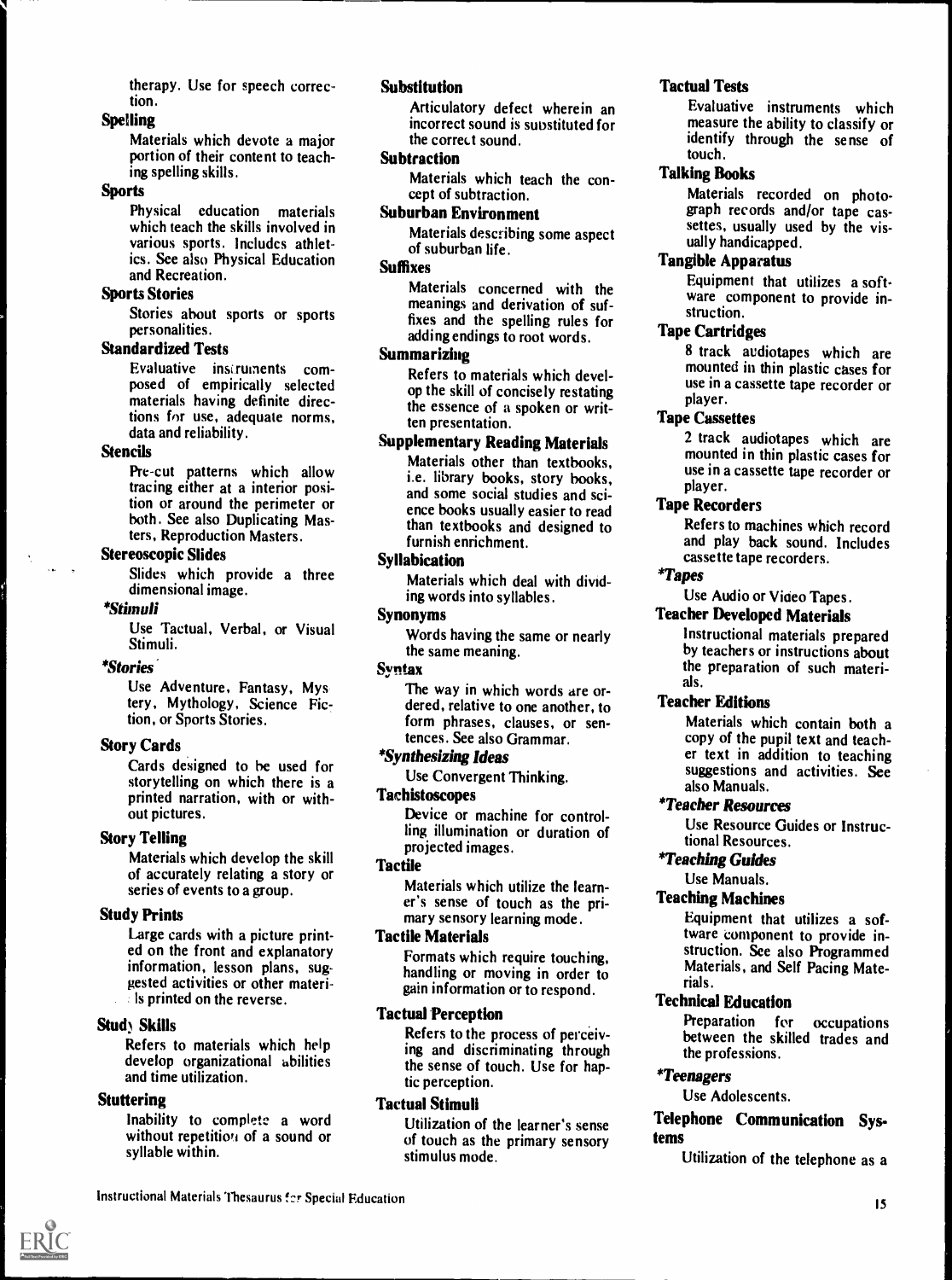therapy. Use for speech correction.

**Spelling**

Materials which devote a major portion of their content to teaching spelling skills.

**Sports**

Physical education materials which teach the skills involved in various sports. Includes athletics. See also Physical Education and Recreation.

**Sports Stories**

Stories about sports or sports personalities.

**Standardized Tests**

Evaluative instruments composed of empirically selected materials having definite directions for use, adequate norms, data and reliability.

**Stencils**

Pre-cut patterns which allow tracing either at a interior position or around the perimeter or both. See also Duplicating Masters, Reproduction Masters.

**Stereoscopic Slides**

Slides which provide a three dimensional image.

***Stimuli***

Use Tactual, Verbal, or Visual Stimuli.

***Stories***

Use Adventure, Fantasy, Mystery, Mythology, Science Fiction, or Sports Stories.

**Story Cards**

Cards designed to be used for storytelling on which there is a printed narration, with or without pictures.

**Story Telling**

Materials which develop the skill of accurately relating a story or series of events to a group.

**Study Prints**

Large cards with a picture printed on the front and explanatory information, lesson plans, suggested activities or other materials printed on the reverse.

**Study Skills**

Refers to materials which help develop organizational abilities and time utilization.

**Stuttering**

Inability to complete a word without repetition of a sound or syllable within.

**Substitution**

Articulatory defect wherein an incorrect sound is substituted for the correct sound.

**Subtraction**

Materials which teach the concept of subtraction.

**Suburban Environment**

Materials describing some aspect of suburban life.

**Suffixes**

Materials concerned with the meanings and derivation of suffixes and the spelling rules for adding endings to root words.

**Summarizing**

Refers to materials which develop the skill of concisely restating the essence of a spoken or written presentation.

**Supplementary Reading Materials**

Materials other than textbooks, i.e. library books, story books, and some social studies and science books usually easier to read than textbooks and designed to furnish enrichment.

**Syllabication**

Materials which deal with dividing words into syllables.

**Synonyms**

Words having the same or nearly the same meaning.

**Syntax**

The way in which words are ordered, relative to one another, to form phrases, clauses, or sentences. See also Grammar.

***Synthesizing Ideas***

Use Convergent Thinking.

**Tachistoscopes**

Device or machine for controlling illumination or duration of projected images.

**Tactile**

Materials which utilize the learner's sense of touch as the primary sensory learning mode.

**Tactile Materials**

Formats which require touching, handling or moving in order to gain information or to respond.

**Tactual Perception**

Refers to the process of perceiving and discriminating through the sense of touch. Use for haptic perception.

**Tactual Stimuli**

Utilization of the learner's sense of touch as the primary sensory stimulus mode.

**Tactual Tests**

Evaluative instruments which measure the ability to classify or identify through the sense of touch.

**Talking Books**

Materials recorded on photograph records and/or tape cassettes, usually used by the visually handicapped.

**Tangible Apparatus**

Equipment that utilizes a software component to provide instruction.

**Tape Cartridges**

8 track audiotapes which are mounted in thin plastic cases for use in a cassette tape recorder or player.

**Tape Cassettes**

2 track audiotapes which are mounted in thin plastic cases for use in a cassette tape recorder or player.

**Tape Recorders**

Refers to machines which record and play back sound. Includes cassette tape recorders.

***Tapes***

Use Audio or Video Tapes.

**Teacher Developed Materials**

Instructional materials prepared by teachers or instructions about the preparation of such materials.

**Teacher Editions**

Materials which contain both a copy of the pupil text and teacher text in addition to teaching suggestions and activities. See also Manuals.

***Teacher Resources***

Use Resource Guides or Instructional Resources.

***Teaching Guides***

Use Manuals.

**Teaching Machines**

Equipment that utilizes a software component to provide instruction. See also Programmed Materials, and Self Pacing Materials.

**Technical Education**

Preparation for occupations between the skilled trades and the professions.

***Teenagers***

Use Adolescents.

**Telephone Communication Systems**

Utilization of the telephone as a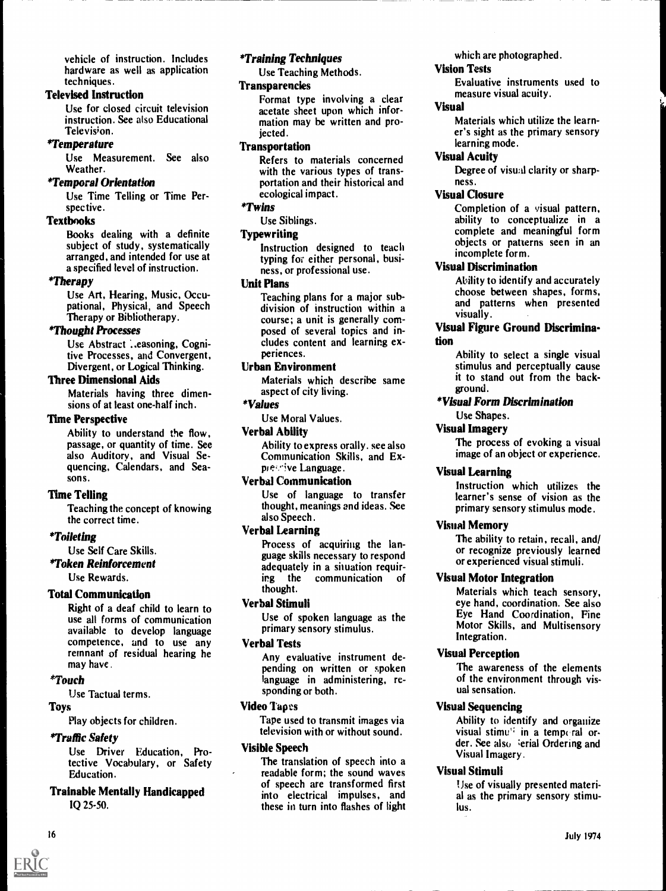vehicle of instruction. Includes hardware as well as application techniques.

**Televised Instruction**

Use for closed circuit television instruction. See also Educational Television.

***Temperature***

Use Measurement. See also Weather.

***Temporal Orientation***

Use Time Telling or Time Perspective.

**Textbooks**

Books dealing with a definite subject of study, systematically arranged, and intended for use at a specified level of instruction.

***Therapy***

Use Art, Hearing, Music, Occupational, Physical, and Speech Therapy or Bibliotherapy.

***Thought Processes***

Use Abstract Reasoning, Cognitive Processes, and Convergent, Divergent, or Logical Thinking.

**Three Dimensional Aids**

Materials having three dimensions of at least one-half inch.

**Time Perspective**

Ability to understand the flow, passage, or quantity of time. See also Auditory, and Visual Sequencing, Calendars, and Seasons.

**Time Telling**

Teaching the concept of knowing the correct time.

***Toileting***

Use Self Care Skills.

***Token Reinforcement***

Use Rewards.

**Total Communication**

Right of a deaf child to learn to use all forms of communication available to develop language competence, and to use any remnant of residual hearing he may have.

***Touch***

Use Tactual terms.

**Toys**

Play objects for children.

***Traffic Safety***

Use Driver Education, Protective Vocabulary, or Safety Education.

**Trainable Mentally Handicapped**

IQ 25-50.

***Training Techniques***

Use Teaching Methods.

**Transparencies**

Format type involving a clear acetate sheet upon which information may be written and projected.

**Transportation**

Refers to materials concerned with the various types of transportation and their historical and ecological impact.

***Twins***

Use Siblings.

**Typewriting**

Instruction designed to teach typing for either personal, business, or professional use.

**Unit Plans**

Teaching plans for a major subdivision of instruction within a course; a unit is generally composed of several topics and includes content and learning experiences.

**Urban Environment**

Materials which describe same aspect of city living.

***Values***

Use Moral Values.

**Verbal Ability**

Ability to express orally. see also Communication Skills, and Expressive Language.

**Verbal Communication**

Use of language to transfer thought, meanings and ideas. See also Speech.

**Verbal Learning**

Process of acquiring the language skills necessary to respond adequately in a situation requiring the communication of thought.

**Verbal Stimuli**

Use of spoken language as the primary sensory stimulus.

**Verbal Tests**

Any evaluative instrument depending on written or spoken language in administering, responding or both.

**Video Tapes**

Tape used to transmit images via television with or without sound.

**Visible Speech**

The translation of speech into a readable form; the sound waves of speech are transformed first into electrical impulses, and these in turn into flashes of light which are photographed.

**Vision Tests**

Evaluative instruments used to measure visual acuity.

**Visual**

Materials which utilize the learner's sight as the primary sensory learning mode.

**Visual Acuity**

Degree of visual clarity or sharpness.

**Visual Closure**

Completion of a visual pattern, ability to conceptualize in a complete and meaningful form objects or patterns seen in an incomplete form.

**Visual Discrimination**

Ability to identify and accurately choose between shapes, forms, and patterns when presented visually.

**Visual Figure Ground Discrimination**

Ability to select a single visual stimulus and perceptually cause it to stand out from the background.

***Visual Form Discrimination***

Use Shapes.

**Visual Imagery**

The process of evoking a visual image of an object or experience.

**Visual Learning**

Instruction which utilizes the learner's sense of vision as the primary sensory stimulus mode.

**Visual Memory**

The ability to retain, recall, and/or recognize previously learned or experienced visual stimuli.

**Visual Motor Integration**

Materials which teach sensory, eye hand, coordination. See also Eye Hand Coordination, Fine Motor Skills, and Multisensory Integration.

**Visual Perception**

The awareness of the elements of the environment through visual sensation.

**Visual Sequencing**

Ability to identify and organize visual stimuli in a temporal order. See also Serial Ordering and Visual Imagery.

**Visual Stimuli**

Use of visually presented material as the primary sensory stimulus.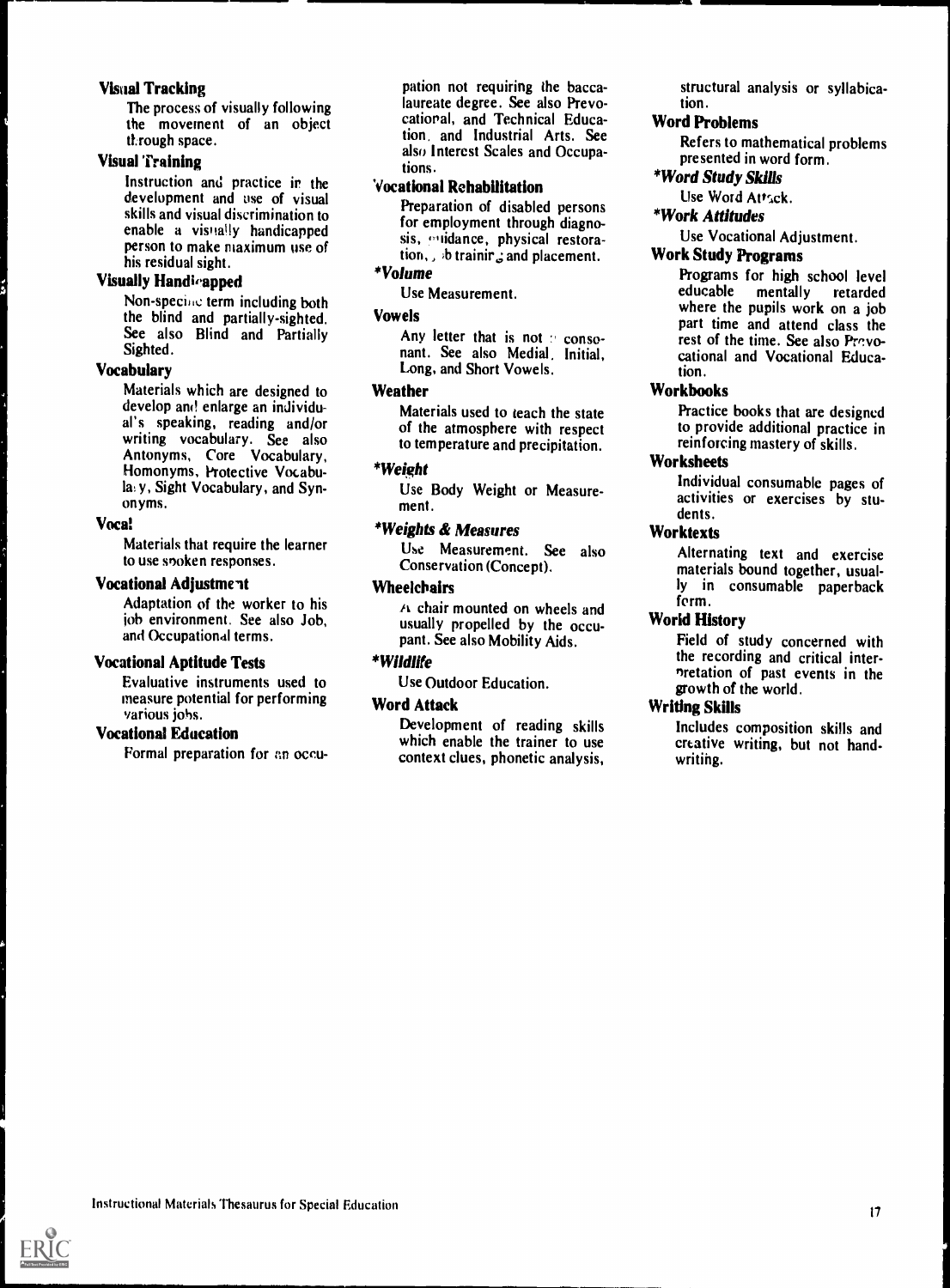**Visual Tracking**

The process of visually following the movement of an object through space.

**Visual Training**

Instruction and practice in the development and use of visual skills and visual discrimination to enable a visually handicapped person to make maximum use of his residual sight.

**Visually Handicapped**

Non-specific term including both the blind and partially-sighted. See also Blind and Partially Sighted.

**Vocabulary**

Materials which are designed to develop and enlarge an individual's speaking, reading and/or writing vocabulary. See also Antonyms, Core Vocabulary, Homonyms, Protective Vocabulary, Sight Vocabulary, and Synonyms.

**Vocal**

Materials that require the learner to use spoken responses.

**Vocational Adjustment**

Adaptation of the worker to his job environment. See also Job, and Occupational terms.

**Vocational Aptitude Tests**

Evaluative instruments used to measure potential for performing various jobs.

**Vocational Education**

Formal preparation for an occupation not requiring the baccalaureate degree. See also Prevocational, and Technical Education, and Industrial Arts. See also Interest Scales and Occupations.

**Vocational Rehabilitation**

Preparation of disabled persons for employment through diagnosis, guidance, physical restoration, job training and placement.

***Volume***

Use Measurement.

**Vowels**

Any letter that is not a consonant. See also Medial, Initial, Long, and Short Vowels.

**Weather**

Materials used to teach the state of the atmosphere with respect to temperature and precipitation.

***Weight***

Use Body Weight or Measurement.

***Weights & Measures***

Use Measurement. See also Conservation (Concept).

**Wheelchairs**

A chair mounted on wheels and usually propelled by the occupant. See also Mobility Aids.

***Wildlife***

Use Outdoor Education.

**Word Attack**

Development of reading skills which enable the trainer to use context clues, phonetic analysis, structural analysis or syllabication.

**Word Problems**

Refers to mathematical problems presented in word form.

***Word Study Skills***

Use Word Attack.

***Work Attitudes***

Use Vocational Adjustment.

**Work Study Programs**

Programs for high school level educable mentally retarded where the pupils work on a job part time and attend class the rest of the time. See also Prevocational and Vocational Education.

**Workbooks**

Practice books that are designed to provide additional practice in reinforcing mastery of skills.

**Worksheets**

Individual consumable pages of activities or exercises by students.

**Worktexts**

Alternating text and exercise materials bound together, usually in consumable paperback form.

**World History**

Field of study concerned with the recording and critical interpretation of past events in the growth of the world.

**Writing Skills**

Includes composition skills and creative writing, but not handwriting.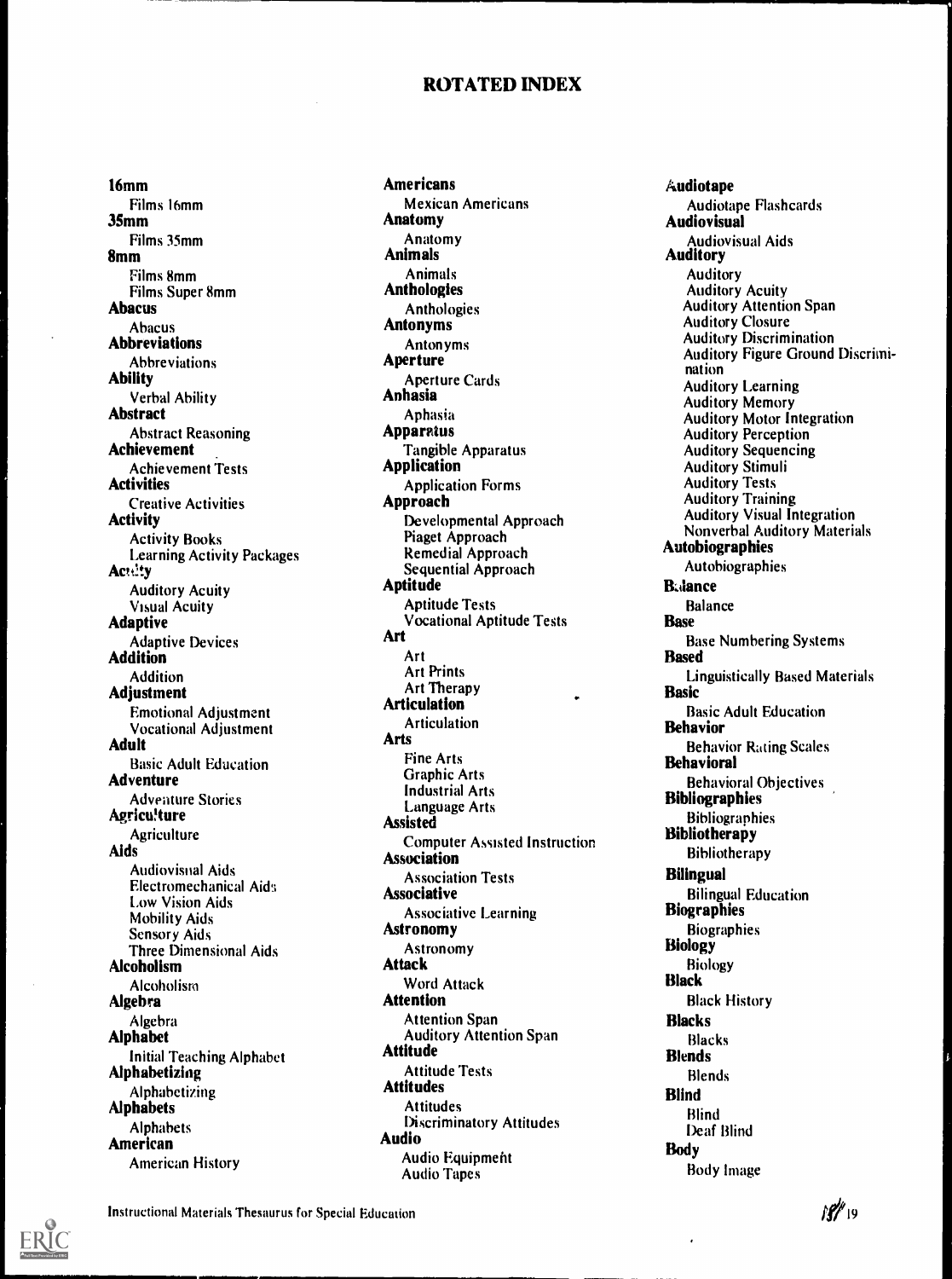# ROTATED INDEX

**16mm**
Films 16mm

**35mm**
Films 35mm

**8mm**
Films 8mm
Films Super 8mm

**Abacus**
Abacus

**Abbreviations**
Abbreviations

**Ability**
Verbal Ability

**Abstract**
Abstract Reasoning

**Achievement**
Achievement Tests

**Activities**
Creative Activities

**Activity**
Activity Books
Learning Activity Packages

**Acuity**
Auditory Acuity
Visual Acuity

**Adaptive**
Adaptive Devices

**Addition**
Addition

**Adjustment**
Emotional Adjustment
Vocational Adjustment

**Adult**
Basic Adult Education

**Adventure**
Adventure Stories

**Agriculture**
Agriculture

**Aids**
Audiovisual Aids
Electromechanical Aids
Low Vision Aids
Mobility Aids
Sensory Aids
Three Dimensional Aids

**Alcoholism**
Alcoholism

**Algebra**
Algebra

**Alphabet**
Initial Teaching Alphabet

**Alphabetizing**
Alphabetizing

**Alphabets**
Alphabets

**American**
American History

**Americans**
Mexican Americans

**Anatomy**
Anatomy

**Animals**
Animals

**Anthologies**
Anthologies

**Antonyms**
Antonyms

**Aperture**
Aperture Cards

**Aphasia**
Aphasia

**Apparatus**
Tangible Apparatus

**Application**
Application Forms

**Approach**
Developmental Approach
Piaget Approach
Remedial Approach
Sequential Approach

**Aptitude**
Aptitude Tests
Vocational Aptitude Tests

**Art**
Art
Art Prints
Art Therapy

**Articulation**
Articulation

**Arts**
Fine Arts
Graphic Arts
Industrial Arts
Language Arts

**Assisted**
Computer Assisted Instruction

**Association**
Association Tests

**Associative**
Associative Learning

**Astronomy**
Astronomy

**Attack**
Word Attack

**Attention**
Attention Span
Auditory Attention Span

**Attitude**
Attitude Tests

**Attitudes**
Attitudes
Discriminatory Attitudes

**Audio**
Audio Equipment
Audio Tapes

**Audiotape**
Audiotape Flashcards

**Audiovisual**
Audiovisual Aids

**Auditory**
Auditory
Auditory Acuity
Auditory Attention Span
Auditory Closure
Auditory Discrimination
Auditory Figure Ground Discrimination
Auditory Learning
Auditory Memory
Auditory Motor Integration
Auditory Perception
Auditory Sequencing
Auditory Stimuli
Auditory Tests
Auditory Training
Auditory Visual Integration
Nonverbal Auditory Materials

**Autobiographies**
Autobiographies

**Balance**
Balance

**Base**
Base Numbering Systems

**Based**
Linguistically Based Materials

**Basic**
Basic Adult Education

**Behavior**
Behavior Rating Scales

**Behavioral**
Behavioral Objectives

**Bibliographies**
Bibliographies

**Bibliotherapy**
Bibliotherapy

**Bilingual**
Bilingual Education

**Biographies**
Biographies

**Biology**
Biology

**Black**
Black History

**Blacks**
Blacks

**Blends**
Blends

**Blind**
Blind
Deaf Blind

**Body**
Body Image

Instructional Materials Thesaurus for Special Education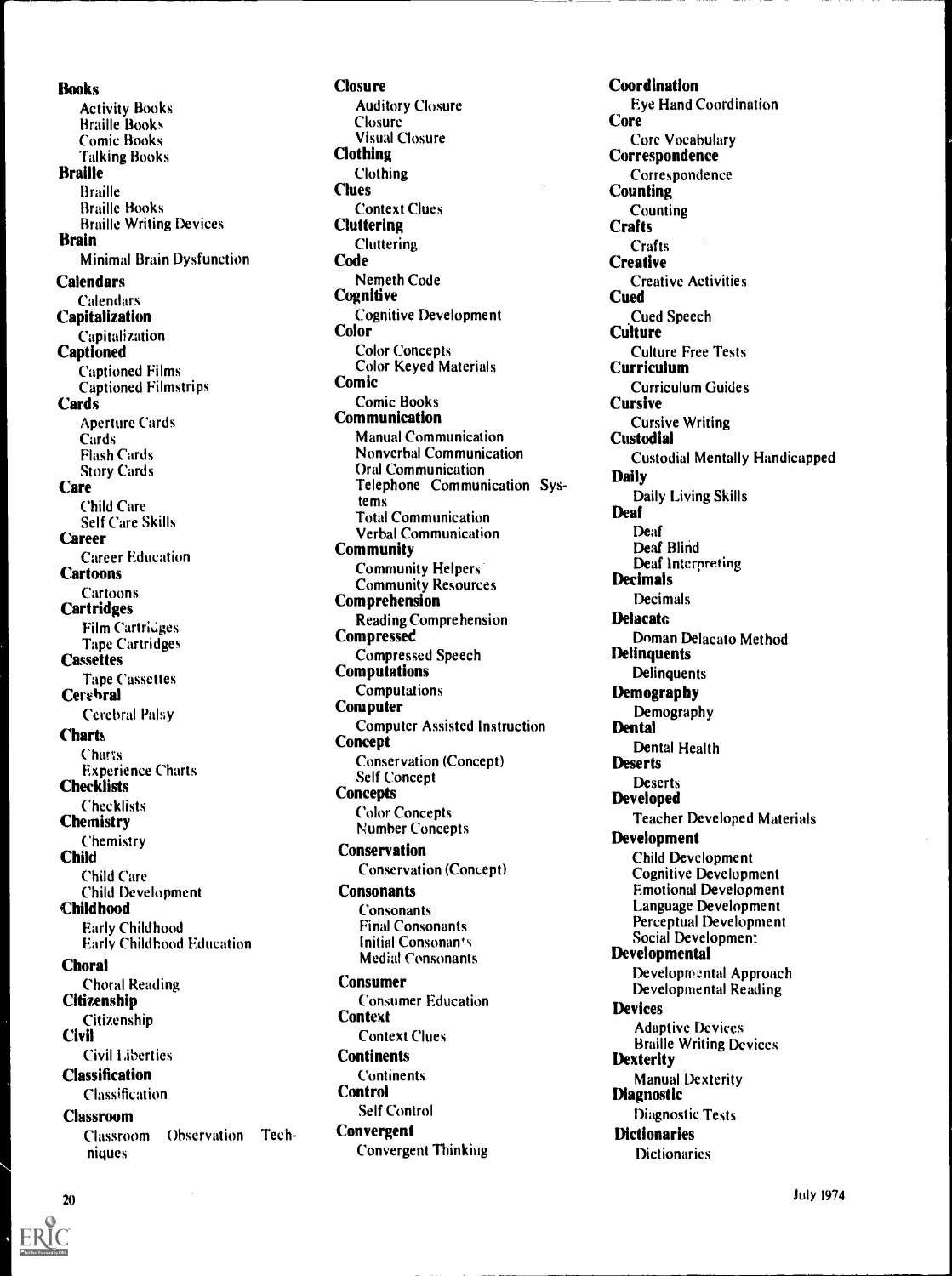**Books**
- Activity Books
- Braille Books
- Comic Books
- Talking Books

**Braille**
- Braille
- Braille Books
- Braille Writing Devices

**Brain**
- Minimal Brain Dysfunction

**Calendars**
- Calendars

**Capitalization**
- Capitalization

**Captioned**
- Captioned Films
- Captioned Filmstrips

**Cards**
- Aperture Cards
- Cards
- Flash Cards
- Story Cards

**Care**
- Child Care
- Self Care Skills

**Career**
- Career Education

**Cartoons**
- Cartoons

**Cartridges**
- Film Cartridges
- Tape Cartridges

**Cassettes**
- Tape Cassettes

**Cerebral**
- Cerebral Palsy

**Charts**
- Charts
- Experience Charts

**Checklists**
- Checklists

**Chemistry**
- Chemistry

**Child**
- Child Care
- Child Development

**Childhood**
- Early Childhood
- Early Childhood Education

**Choral**
- Choral Reading

**Citizenship**
- Citizenship

**Civil**
- Civil Liberties

**Classification**
- Classification

**Classroom**
- Classroom Observation Techniques

**Closure**
- Auditory Closure
- Closure
- Visual Closure

**Clothing**
- Clothing

**Clues**
- Context Clues

**Cluttering**
- Cluttering

**Code**
- Nemeth Code

**Cognitive**
- Cognitive Development

**Color**
- Color Concepts
- Color Keyed Materials

**Comic**
- Comic Books

**Communication**
- Manual Communication
- Nonverbal Communication
- Oral Communication
- Telephone Communication Systems
- Total Communication
- Verbal Communication

**Community**
- Community Helpers
- Community Resources

**Comprehension**
- Reading Comprehension

**Compressed**
- Compressed Speech

**Computations**
- Computations

**Computer**
- Computer Assisted Instruction

**Concept**
- Conservation (Concept)
- Self Concept

**Concepts**
- Color Concepts
- Number Concepts

**Conservation**
- Conservation (Concept)

**Consonants**
- Consonants
- Final Consonants
- Initial Consonants
- Medial Consonants

**Consumer**
- Consumer Education

**Context**
- Context Clues

**Continents**
- Continents

**Control**
- Self Control

**Convergent**
- Convergent Thinking

**Coordination**
- Eye Hand Coordination

**Core**
- Core Vocabulary

**Correspondence**
- Correspondence

**Counting**
- Counting

**Crafts**
- Crafts

**Creative**
- Creative Activities

**Cued**
- Cued Speech

**Culture**
- Culture Free Tests

**Curriculum**
- Curriculum Guides

**Cursive**
- Cursive Writing

**Custodial**
- Custodial Mentally Handicapped

**Daily**
- Daily Living Skills

**Deaf**
- Deaf
- Deaf Blind
- Deaf Interpreting

**Decimals**
- Decimals

**Delacato**
- Doman Delacato Method

**Delinquents**
- Delinquents

**Demography**
- Demography

**Dental**
- Dental Health

**Deserts**
- Deserts

**Developed**
- Teacher Developed Materials

**Development**
- Child Development
- Cognitive Development
- Emotional Development
- Language Development
- Perceptual Development
- Social Development

**Developmental**
- Developmental Approach
- Developmental Reading

**Devices**
- Adaptive Devices
- Braille Writing Devices

**Dexterity**
- Manual Dexterity

**Diagnostic**
- Diagnostic Tests

**Dictionaries**
- Dictionaries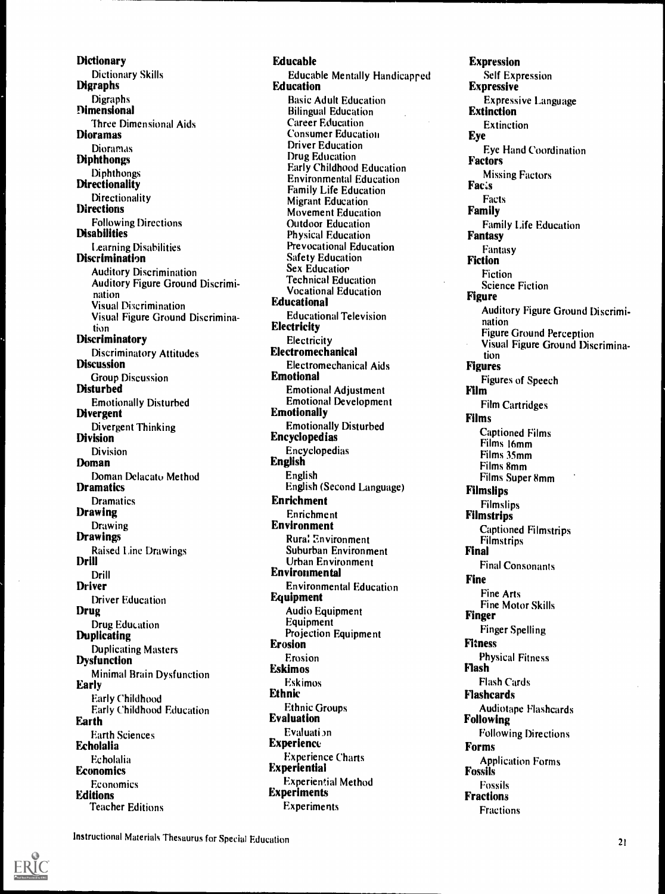**Dictionary**
Dictionary Skills
**Digraphs**
Digraphs
**Dimensional**
Three Dimensional Aids
**Dioramas**
Dioramas
**Diphthongs**
Diphthongs
**Directionality**
Directionality
**Directions**
Following Directions
**Disabilities**
Learning Disabilities
**Discrimination**
Auditory Discrimination
Auditory Figure Ground Discrimination
Visual Discrimination
Visual Figure Ground Discrimination
**Discriminatory**
Discriminatory Attitudes
**Discussion**
Group Discussion
**Disturbed**
Emotionally Disturbed
**Divergent**
Divergent Thinking
**Division**
Division
**Doman**
Doman Delacato Method
**Dramatics**
Dramatics
**Drawing**
Drawing
**Drawings**
Raised Line Drawings
**Drill**
Drill
**Driver**
Driver Education
**Drug**
Drug Education
**Duplicating**
Duplicating Masters
**Dysfunction**
Minimal Brain Dysfunction
**Early**
Early Childhood
Early Childhood Education
**Earth**
Earth Sciences
**Echolalia**
Echolalia
**Economics**
Economics
**Editions**
Teacher Editions

**Educable**
Educable Mentally Handicapped
**Education**
Basic Adult Education
Bilingual Education
Career Education
Consumer Education
Driver Education
Drug Education
Early Childhood Education
Environmental Education
Family Life Education
Migrant Education
Movement Education
Outdoor Education
Physical Education
Prevocational Education
Safety Education
Sex Education
Technical Education
Vocational Education
**Educational**
Educational Television
**Electricity**
Electricity
**Electromechanical**
Electromechanical Aids
**Emotional**
Emotional Adjustment
Emotional Development
**Emotionally**
Emotionally Disturbed
**Encyclopedias**
Encyclopedias
**English**
English
English (Second Language)
**Enrichment**
Enrichment
**Environment**
Rural Environment
Suburban Environment
Urban Environment
**Environmental**
Environmental Education
**Equipment**
Audio Equipment
Equipment
Projection Equipment
**Erosion**
Erosion
**Eskimos**
Eskimos
**Ethnic**
Ethnic Groups
**Evaluation**
Evaluation
**Experience**
Experience Charts
**Experiential**
Experiential Method
**Experiments**
Experiments

**Expression**
Self Expression
**Expressive**
Expressive Language
**Extinction**
Extinction
**Eye**
Eye Hand Coordination
**Factors**
Missing Factors
**Facts**
Facts
**Family**
Family Life Education
**Fantasy**
Fantasy
**Fiction**
Fiction
Science Fiction
**Figure**
Auditory Figure Ground Discrimination
Figure Ground Perception
Visual Figure Ground Discrimination
**Figures**
Figures of Speech
**Film**
Film Cartridges
**Films**
Captioned Films
Films 16mm
Films 35mm
Films 8mm
Films Super 8mm
**Filmslips**
Filmslips
**Filmstrips**
Captioned Filmstrips
Filmstrips
**Final**
Final Consonants
**Fine**
Fine Arts
Fine Motor Skills
**Finger**
Finger Spelling
**Fitness**
Physical Fitness
**Flash**
Flash Cards
**Flashcards**
Audiotape Flashcards
**Following**
Following Directions
**Forms**
Application Forms
**Fossils**
Fossils
**Fractions**
Fractions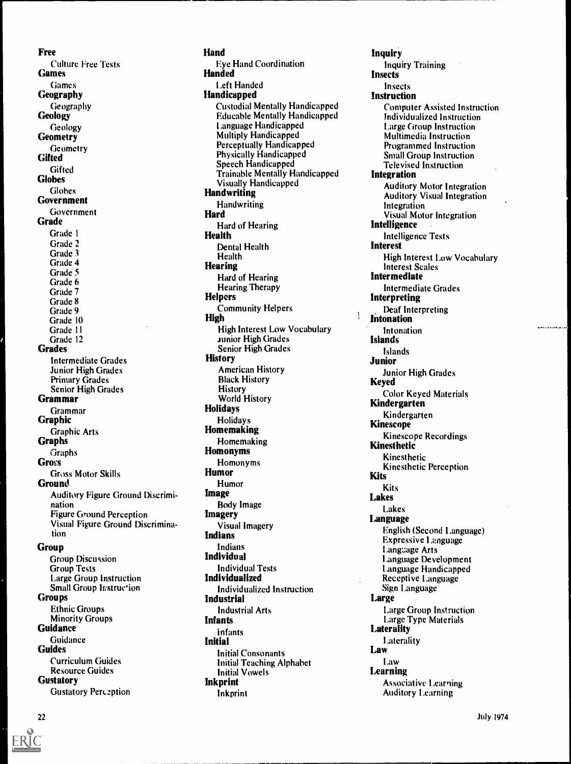**Free**
- Culture Free Tests

**Games**
- Games

**Geography**
- Geography

**Geology**
- Geology

**Geometry**
- Geometry

**Gifted**
- Gifted

**Globes**
- Globes

**Government**
- Government

**Grade**
- Grade 1
- Grade 2
- Grade 3
- Grade 4
- Grade 5
- Grade 6
- Grade 7
- Grade 8
- Grade 9
- Grade 10
- Grade 11
- Grade 12

**Grades**
- Intermediate Grades
- Junior High Grades
- Primary Grades
- Senior High Grades

**Grammar**
- Grammar

**Graphic**
- Graphic Arts

**Graphs**
- Graphs

**Gross**
- Gross Motor Skills

**Ground**
- Auditory Figure Ground Discrimination
- Figure Ground Perception
- Visual Figure Ground Discrimination

**Group**
- Group Discussion
- Group Tests
- Large Group Instruction
- Small Group Instruction

**Groups**
- Ethnic Groups
- Minority Groups

**Guidance**
- Guidance

**Guides**
- Curriculum Guides
- Resource Guides

**Gustatory**
- Gustatory Perception

**Hand**
- Eye Hand Coordination

**Handed**
- Left Handed

**Handicapped**
- Custodial Mentally Handicapped
- Educable Mentally Handicapped
- Language Handicapped
- Multiply Handicapped
- Perceptually Handicapped
- Physically Handicapped
- Speech Handicapped
- Trainable Mentally Handicapped
- Visually Handicapped

**Handwriting**
- Handwriting

**Hard**
- Hard of Hearing

**Health**
- Dental Health
- Health

**Hearing**
- Hard of Hearing
- Hearing Therapy

**Helpers**
- Community Helpers

**High**
- High Interest Low Vocabulary
- Junior High Grades
- Senior High Grades

**History**
- American History
- Black History
- History
- World History

**Holidays**
- Holidays

**Homemaking**
- Homemaking

**Homonyms**
- Homonyms

**Humor**
- Humor

**Image**
- Body Image

**Imagery**
- Visual Imagery

**Indians**
- Indians

**Individual**
- Individual Tests

**Individualized**
- Individualized Instruction

**Industrial**
- Industrial Arts

**Infants**
- Infants

**Initial**
- Initial Consonants
- Initial Teaching Alphabet
- Initial Vowels

**Inkprint**
- Inkprint

**Inquiry**
- Inquiry Training

**Insects**
- Insects

**Instruction**
- Computer Assisted Instruction
- Individualized Instruction
- Large Group Instruction
- Multimedia Instruction
- Programmed Instruction
- Small Group Instruction
- Televised Instruction

**Integration**
- Auditory Motor Integration
- Auditory Visual Integration
- Integration
- Visual Motor Integration

**Intelligence**
- Intelligence Tests

**Interest**
- High Interest Low Vocabulary
- Interest Scales

**Intermediate**
- Intermediate Grades

**Interpreting**
- Deaf Interpreting

**Intonation**
- Intonation

**Islands**
- Islands

**Junior**
- Junior High Grades

**Keyed**
- Color Keyed Materials

**Kindergarten**
- Kindergarten

**Kinescope**
- Kinescope Recordings

**Kinesthetic**
- Kinesthetic
- Kinesthetic Perception

**Kits**
- Kits

**Lakes**
- Lakes

**Language**
- English (Second Language)
- Expressive Language
- Language Arts
- Language Development
- Language Handicapped
- Receptive Language
- Sign Language

**Large**
- Large Group Instruction
- Large Type Materials

**Laterality**
- Laterality

**Law**
- Law

**Learning**
- Associative Learning
- Auditory Learning

July 1974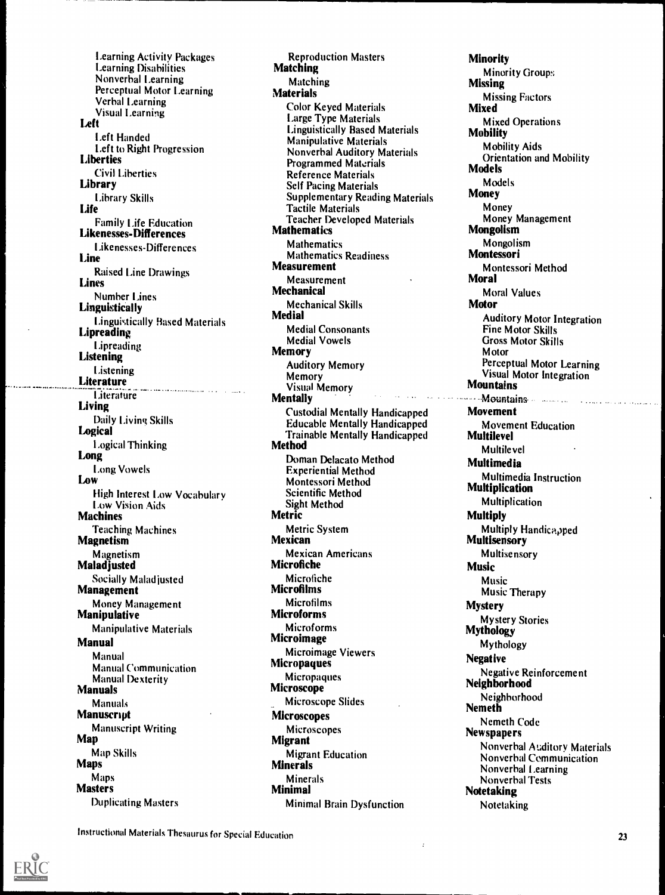Learning Activity Packages
Learning Disabilities
Nonverbal Learning
Perceptual Motor Learning
Verbal Learning
Visual Learning

**Left**
Left Handed
Left to Right Progression

**Liberties**
Civil Liberties

**Library**
Library Skills

**Life**
Family Life Education

**Likenesses-Differences**
Likenesses-Differences

**Line**
Raised Line Drawings

**Lines**
Number Lines

**Linguistically**
Linguistically Based Materials

**Lipreading**
Lipreading

**Listening**
Listening

**Literature**
Literature

**Living**
Daily Living Skills

**Logical**
Logical Thinking

**Long**
Long Vowels

**Low**
High Interest Low Vocabulary
Low Vision Aids

**Machines**
Teaching Machines

**Magnetism**
Magnetism

**Maladjusted**
Socially Maladjusted

**Management**
Money Management

**Manipulative**
Manipulative Materials

**Manual**
Manual
Manual Communication
Manual Dexterity

**Manuals**
Manuals

**Manuscript**
Manuscript Writing

**Map**
Map Skills

**Maps**
Maps

**Masters**
Duplicating Masters
Reproduction Masters

**Matching**
Matching

**Materials**
Color Keyed Materials
Large Type Materials
Linguistically Based Materials
Manipulative Materials
Nonverbal Auditory Materials
Programmed Materials
Reference Materials
Self Pacing Materials
Supplementary Reading Materials
Tactile Materials
Teacher Developed Materials

**Mathematics**
Mathematics
Mathematics Readiness

**Measurement**
Measurement

**Mechanical**
Mechanical Skills

**Medial**
Medial Consonants
Medial Vowels

**Memory**
Auditory Memory
Memory
Visual Memory

**Mentally**
Custodial Mentally Handicapped
Educable Mentally Handicapped
Trainable Mentally Handicapped

**Method**
Doman Delacato Method
Experiential Method
Montessori Method
Scientific Method
Sight Method

**Metric**
Metric System

**Mexican**
Mexican Americans

**Microfiche**
Microfiche

**Microfilms**
Microfilms

**Microforms**
Microforms

**Microimage**
Microimage Viewers

**Micropaques**
Micropaques

**Microscope**
Microscope Slides

**Microscopes**
Microscopes

**Migrant**
Migrant Education

**Minerals**
Minerals

**Minimal**
Minimal Brain Dysfunction

**Minority**
Minority Groups

**Missing**
Missing Factors

**Mixed**
Mixed Operations

**Mobility**
Mobility Aids
Orientation and Mobility

**Models**
Models

**Money**
Money
Money Management

**Mongolism**
Mongolism

**Montessori**
Montessori Method

**Moral**
Moral Values

**Motor**
Auditory Motor Integration
Fine Motor Skills
Gross Motor Skills
Motor
Perceptual Motor Learning
Visual Motor Integration

**Mountains**
Mountains

**Movement**
Movement Education

**Multilevel**
Multilevel

**Multimedia**
Multimedia Instruction

**Multiplication**
Multiplication

**Multiply**
Multiply Handicapped

**Multisensory**
Multisensory

**Music**
Music
Music Therapy

**Mystery**
Mystery Stories

**Mythology**
Mythology

**Negative**
Negative Reinforcement

**Neighborhood**
Neighborhood

**Nemeth**
Nemeth Code

**Newspapers**
Nonverbal Auditory Materials
Nonverbal Communication
Nonverbal Learning
Nonverbal Tests

**Notetaking**
Notetaking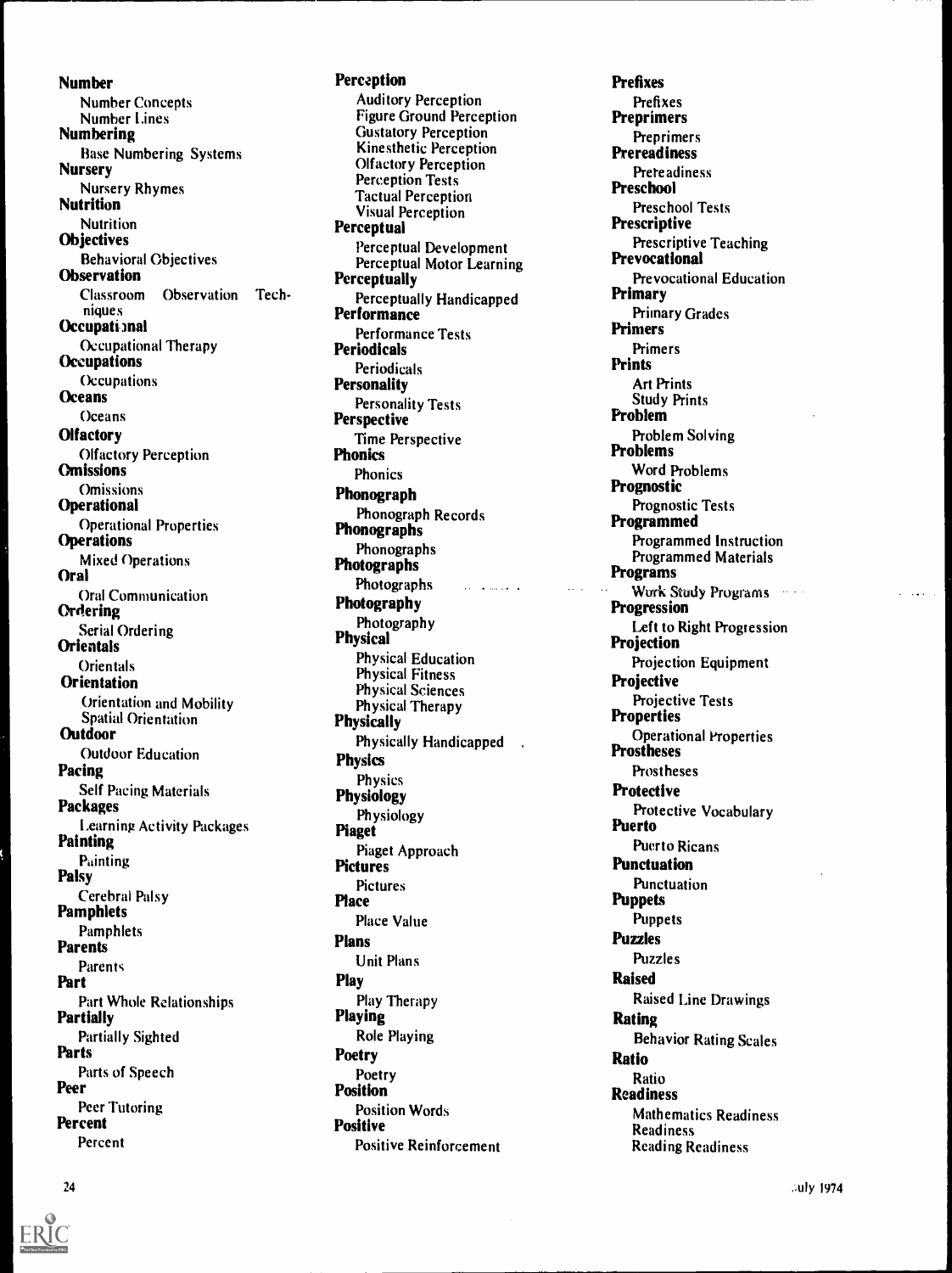**Number**
Number Concepts
Number Lines
**Numbering**
Base Numbering Systems
**Nursery**
Nursery Rhymes
**Nutrition**
Nutrition
**Objectives**
Behavioral Objectives
**Observation**
Classroom Observation Techniques
**Occupational**
Occupational Therapy
**Occupations**
Occupations
**Oceans**
Oceans
**Olfactory**
Olfactory Perception
**Omissions**
Omissions
**Operational**
Operational Properties
**Operations**
Mixed Operations
**Oral**
Oral Communication
**Ordering**
Serial Ordering
**Orientals**
Orientals
**Orientation**
Orientation and Mobility
Spatial Orientation
**Outdoor**
Outdoor Education
**Pacing**
Self Pacing Materials
**Packages**
Learning Activity Packages
**Painting**
Painting
**Palsy**
Cerebral Palsy
**Pamphlets**
Pamphlets
**Parents**
Parents
**Part**
Part Whole Relationships
**Partially**
Partially Sighted
**Parts**
Parts of Speech
**Peer**
Peer Tutoring
**Percent**
Percent

**Perception**
Auditory Perception
Figure Ground Perception
Gustatory Perception
Kinesthetic Perception
Olfactory Perception
Perception Tests
Tactual Perception
Visual Perception
**Perceptual**
Perceptual Development
Perceptual Motor Learning
**Perceptually**
Perceptually Handicapped
**Performance**
Performance Tests
**Periodicals**
Periodicals
**Personality**
Personality Tests
**Perspective**
Time Perspective
**Phonics**
Phonics
**Phonograph**
Phonograph Records
**Phonographs**
Phonographs
**Photographs**
Photographs
**Photography**
Photography
**Physical**
Physical Education
Physical Fitness
Physical Sciences
Physical Therapy
**Physically**
Physically Handicapped
**Physics**
Physics
**Physiology**
Physiology
**Piaget**
Piaget Approach
**Pictures**
Pictures
**Place**
Place Value
**Plans**
Unit Plans
**Play**
Play Therapy
**Playing**
Role Playing
**Poetry**
Poetry
**Position**
Position Words
**Positive**
Positive Reinforcement

**Prefixes**
Prefixes
**Preprimers**
Preprimers
**Prereadiness**
Prereadiness
**Preschool**
Preschool Tests
**Prescriptive**
Prescriptive Teaching
**Prevocational**
Prevocational Education
**Primary**
Primary Grades
**Primers**
Primers
**Prints**
Art Prints
Study Prints
**Problem**
Problem Solving
**Problems**
Word Problems
**Prognostic**
Prognostic Tests
**Programmed**
Programmed Instruction
Programmed Materials
**Programs**
Work Study Programs
**Progression**
Left to Right Progression
**Projection**
Projection Equipment
**Projective**
Projective Tests
**Properties**
Operational Properties
**Prostheses**
Prostheses
**Protective**
Protective Vocabulary
**Puerto**
Puerto Ricans
**Punctuation**
Punctuation
**Puppets**
Puppets
**Puzzles**
Puzzles
**Raised**
Raised Line Drawings
**Rating**
Behavior Rating Scales
**Ratio**
Ratio
**Readiness**
Mathematics Readiness
Readiness
Reading Readiness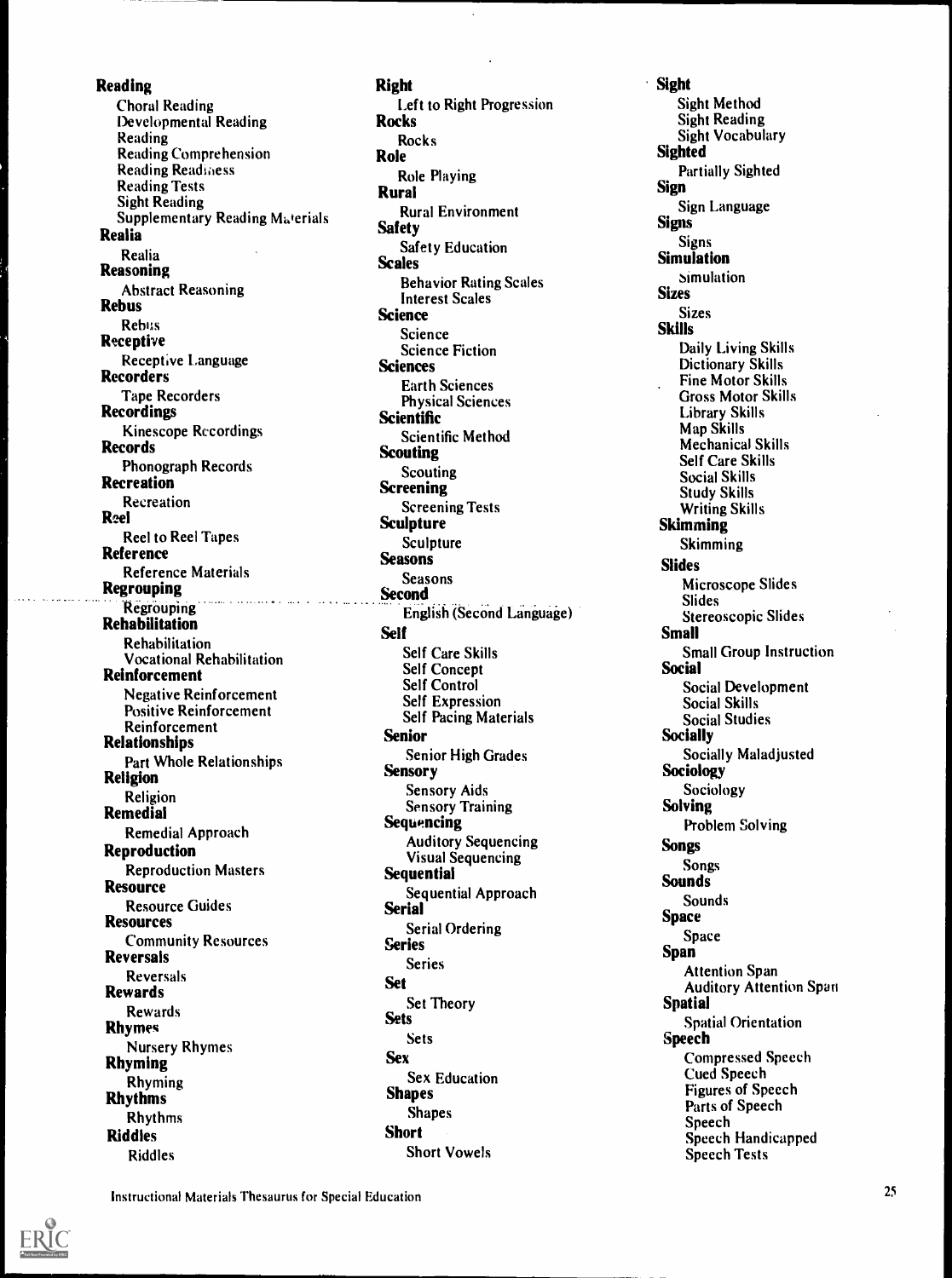**Reading**
- Choral Reading
- Developmental Reading
- Reading
- Reading Comprehension
- Reading Readiness
- Reading Tests
- Sight Reading
- Supplementary Reading Materials

**Realia**
- Realia

**Reasoning**
- Abstract Reasoning

**Rebus**
- Rebus

**Receptive**
- Receptive Language

**Recorders**
- Tape Recorders

**Recordings**
- Kinescope Recordings

**Records**
- Phonograph Records

**Recreation**
- Recreation

**Reel**
- Reel to Reel Tapes

**Reference**
- Reference Materials

**Regrouping**
- Regrouping

**Rehabilitation**
- Rehabilitation
- Vocational Rehabilitation

**Reinforcement**
- Negative Reinforcement
- Positive Reinforcement
- Reinforcement

**Relationships**
- Part Whole Relationships

**Religion**
- Religion

**Remedial**
- Remedial Approach

**Reproduction**
- Reproduction Masters

**Resource**
- Resource Guides

**Resources**
- Community Resources

**Reversals**
- Reversals

**Rewards**
- Rewards

**Rhymes**
- Nursery Rhymes

**Rhyming**
- Rhyming

**Rhythms**
- Rhythms

**Riddles**
- Riddles

**Right**
- Left to Right Progression

**Rocks**
- Rocks

**Role**
- Role Playing

**Rural**
- Rural Environment

**Safety**
- Safety Education

**Scales**
- Behavior Rating Scales
- Interest Scales

**Science**
- Science
- Science Fiction

**Sciences**
- Earth Sciences
- Physical Sciences

**Scientific**
- Scientific Method

**Scouting**
- Scouting

**Screening**
- Screening Tests

**Sculpture**
- Sculpture

**Seasons**
- Seasons

**Second**
- English (Second Language)

**Self**
- Self Care Skills
- Self Concept
- Self Control
- Self Expression
- Self Pacing Materials

**Senior**
- Senior High Grades

**Sensory**
- Sensory Aids
- Sensory Training

**Sequencing**
- Auditory Sequencing
- Visual Sequencing

**Sequential**
- Sequential Approach

**Serial**
- Serial Ordering

**Series**
- Series

**Set**
- Set Theory

**Sets**
- Sets

**Sex**
- Sex Education

**Shapes**
- Shapes

**Short**
- Short Vowels

**Sight**
- Sight Method
- Sight Reading
- Sight Vocabulary

**Sighted**
- Partially Sighted

**Sign**
- Sign Language

**Signs**
- Signs

**Simulation**
- Simulation

**Sizes**
- Sizes

**Skills**
- Daily Living Skills
- Dictionary Skills
- Fine Motor Skills
- Gross Motor Skills
- Library Skills
- Map Skills
- Mechanical Skills
- Self Care Skills
- Social Skills
- Study Skills
- Writing Skills

**Skimming**
- Skimming

**Slides**
- Microscope Slides
- Slides
- Stereoscopic Slides

**Small**
- Small Group Instruction

**Social**
- Social Development
- Social Skills
- Social Studies

**Socially**
- Socially Maladjusted

**Sociology**
- Sociology

**Solving**
- Problem Solving

**Songs**
- Songs

**Sounds**
- Sounds

**Space**
- Space

**Span**
- Attention Span
- Auditory Attention Span

**Spatial**
- Spatial Orientation

**Speech**
- Compressed Speech
- Cued Speech
- Figures of Speech
- Parts of Speech
- Speech
- Speech Handicapped
- Speech Tests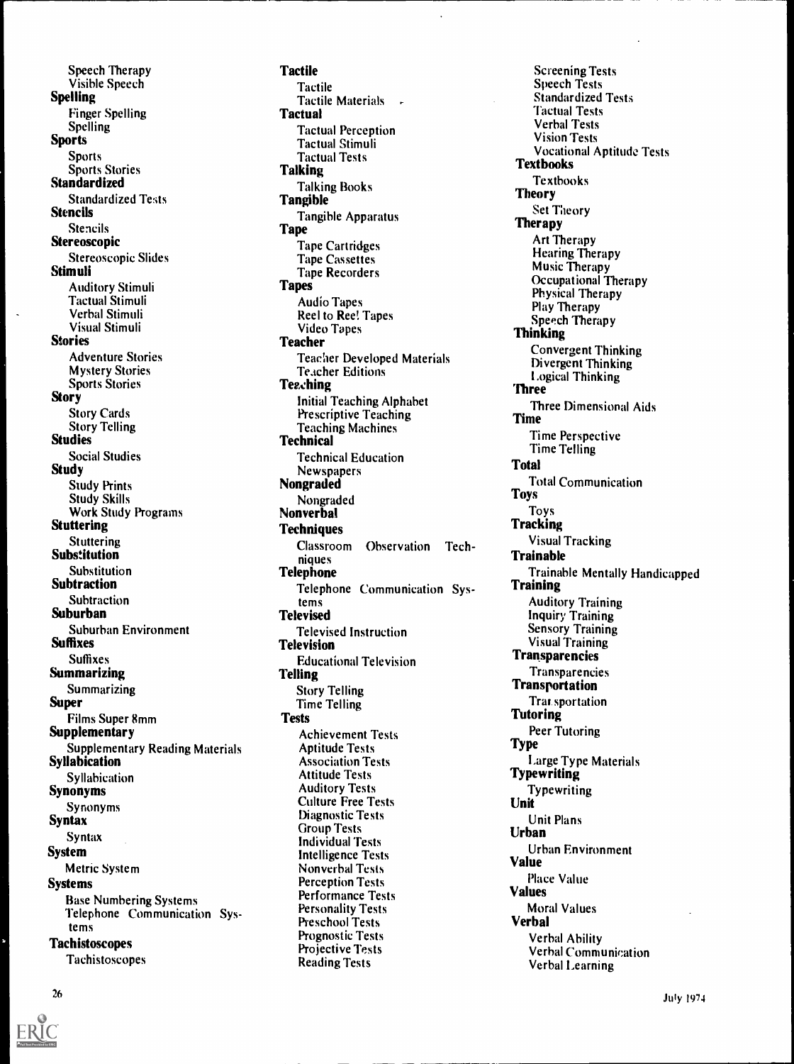Speech Therapy
Visible Speech

**Spelling**
Finger Spelling
Spelling

**Sports**
Sports
Sports Stories

**Standardized**
Standardized Tests

**Stencils**
Stencils

**Stereoscopic**
Stereoscopic Slides

**Stimuli**
Auditory Stimuli
Tactual Stimuli
Verbal Stimuli
Visual Stimuli

**Stories**
Adventure Stories
Mystery Stories
Sports Stories

**Story**
Story Cards
Story Telling

**Studies**
Social Studies

**Study**
Study Prints
Study Skills
Work Study Programs

**Stuttering**
Stuttering

**Substitution**
Substitution

**Subtraction**
Subtraction

**Suburban**
Suburban Environment

**Suffixes**
Suffixes

**Summarizing**
Summarizing

**Super**
Films Super 8mm

**Supplementary**
Supplementary Reading Materials

**Syllabication**
Syllabication

**Synonyms**
Synonyms

**Syntax**
Syntax

**System**
Metric System

**Systems**
Base Numbering Systems
Telephone Communication Systems

**Tachistoscopes**
Tachistoscopes

**Tactile**
Tactile
Tactile Materials

**Tactual**
Tactual Perception
Tactual Stimuli
Tactual Tests

**Talking**
Talking Books

**Tangible**
Tangible Apparatus

**Tape**
Tape Cartridges
Tape Cassettes
Tape Recorders

**Tapes**
Audio Tapes
Reel to Reel Tapes
Video Tapes

**Teacher**
Teacher Developed Materials
Teacher Editions

**Teaching**
Initial Teaching Alphabet
Prescriptive Teaching
Teaching Machines

**Technical**
Technical Education
Newspapers

**Nongraded**
Nongraded

**Nonverbal**

**Techniques**
Classroom Observation Techniques

**Telephone**
Telephone Communication Systems

**Televised**
Televised Instruction

**Television**
Educational Television

**Telling**
Story Telling
Time Telling

**Tests**
Achievement Tests
Aptitude Tests
Association Tests
Attitude Tests
Auditory Tests
Culture Free Tests
Diagnostic Tests
Group Tests
Individual Tests
Intelligence Tests
Nonverbal Tests
Perception Tests
Performance Tests
Personality Tests
Preschool Tests
Prognostic Tests
Projective Tests
Reading Tests
Screening Tests
Speech Tests
Standardized Tests
Tactual Tests
Verbal Tests
Vision Tests
Vocational Aptitude Tests

**Textbooks**
Textbooks

**Theory**
Set Theory

**Therapy**
Art Therapy
Hearing Therapy
Music Therapy
Occupational Therapy
Physical Therapy
Play Therapy
Speech Therapy

**Thinking**
Convergent Thinking
Divergent Thinking
Logical Thinking

**Three**
Three Dimensional Aids

**Time**
Time Perspective
Time Telling

**Total**
Total Communication

**Toys**
Toys

**Tracking**
Visual Tracking

**Trainable**
Trainable Mentally Handicapped

**Training**
Auditory Training
Inquiry Training
Sensory Training
Visual Training

**Transparencies**
Transparencies

**Transportation**
Transportation

**Tutoring**
Peer Tutoring

**Type**
Large Type Materials

**Typewriting**
Typewriting

**Unit**
Unit Plans

**Urban**
Urban Environment

**Value**
Place Value

**Values**
Moral Values

**Verbal**
Verbal Ability
Verbal Communication
Verbal Learning

July 1974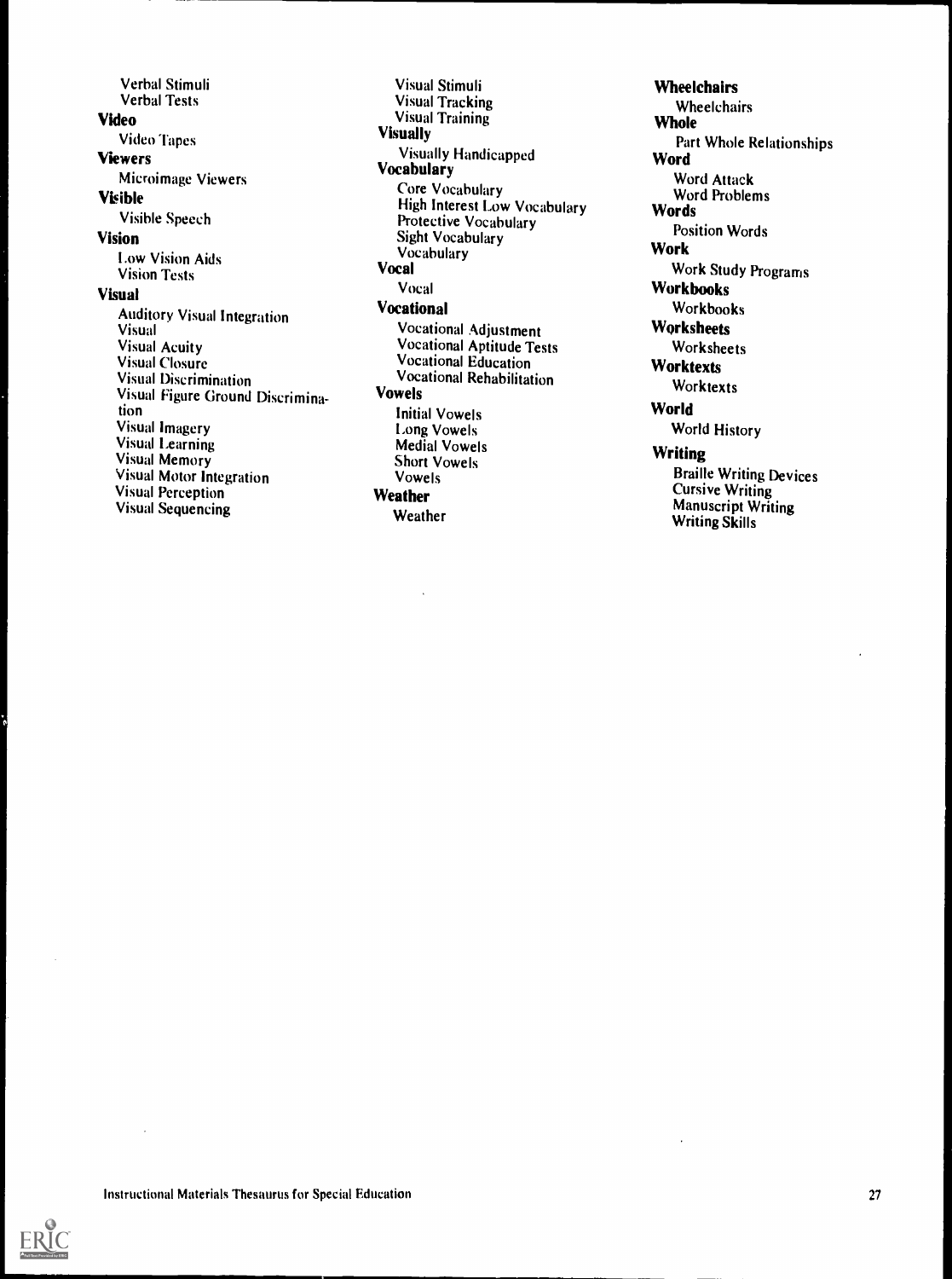Verbal Stimuli
Verbal Tests

**Video**

Video Tapes

**Viewers**

Microimage Viewers

**Visible**

Visible Speech

**Vision**

Low Vision Aids
Vision Tests

**Visual**

Auditory Visual Integration
Visual
Visual Acuity
Visual Closure
Visual Discrimination
Visual Figure Ground Discrimination
Visual Imagery
Visual Learning
Visual Memory
Visual Motor Integration
Visual Perception
Visual Sequencing
Visual Stimuli
Visual Tracking
Visual Training

**Visually**

Visually Handicapped

**Vocabulary**

Core Vocabulary
High Interest Low Vocabulary
Protective Vocabulary
Sight Vocabulary
Vocabulary

**Vocal**

Vocal

**Vocational**

Vocational Adjustment
Vocational Aptitude Tests
Vocational Education
Vocational Rehabilitation

**Vowels**

Initial Vowels
Long Vowels
Medial Vowels
Short Vowels
Vowels

**Weather**

Weather

**Wheelchairs**

Wheelchairs

**Whole**

Part Whole Relationships

**Word**

Word Attack
Word Problems

**Words**

Position Words

**Work**

Work Study Programs

**Workbooks**

Workbooks

**Worksheets**

Worksheets

**Worktexts**

Worktexts

**World**

World History

**Writing**

Braille Writing Devices
Cursive Writing
Manuscript Writing
Writing Skills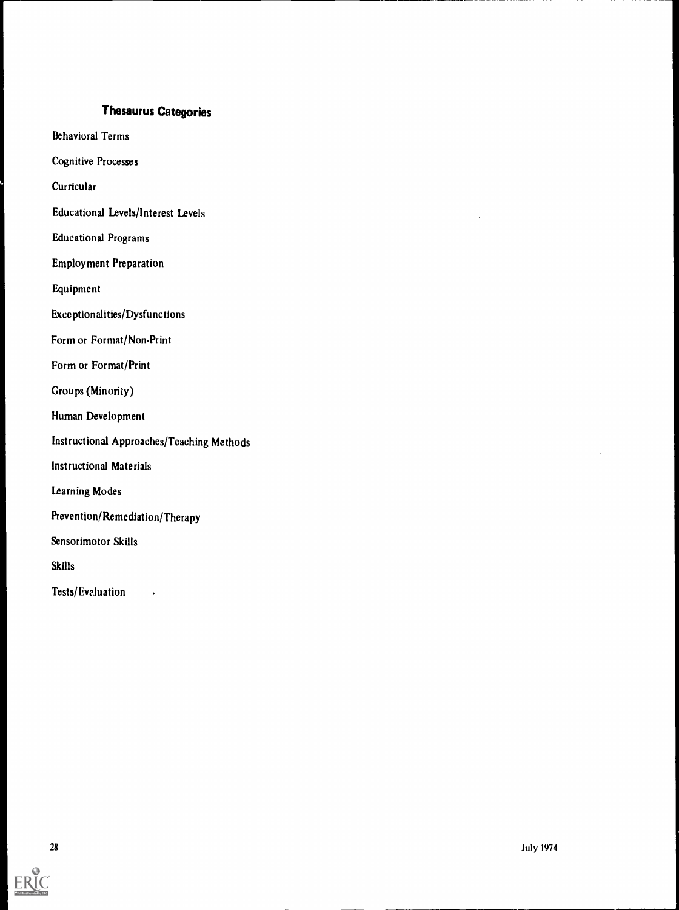## Thesaurus Categories

Behavioral Terms

Cognitive Processes

Curricular

Educational Levels/Interest Levels

Educational Programs

Employment Preparation

Equipment

Exceptionalities/Dysfunctions

Form or Format/Non-Print

Form or Format/Print

Groups (Minority)

Human Development

Instructional Approaches/Teaching Methods

Instructional Materials

Learning Modes

Prevention/Remediation/Therapy

Sensorimotor Skills

Skills

Tests/Evaluation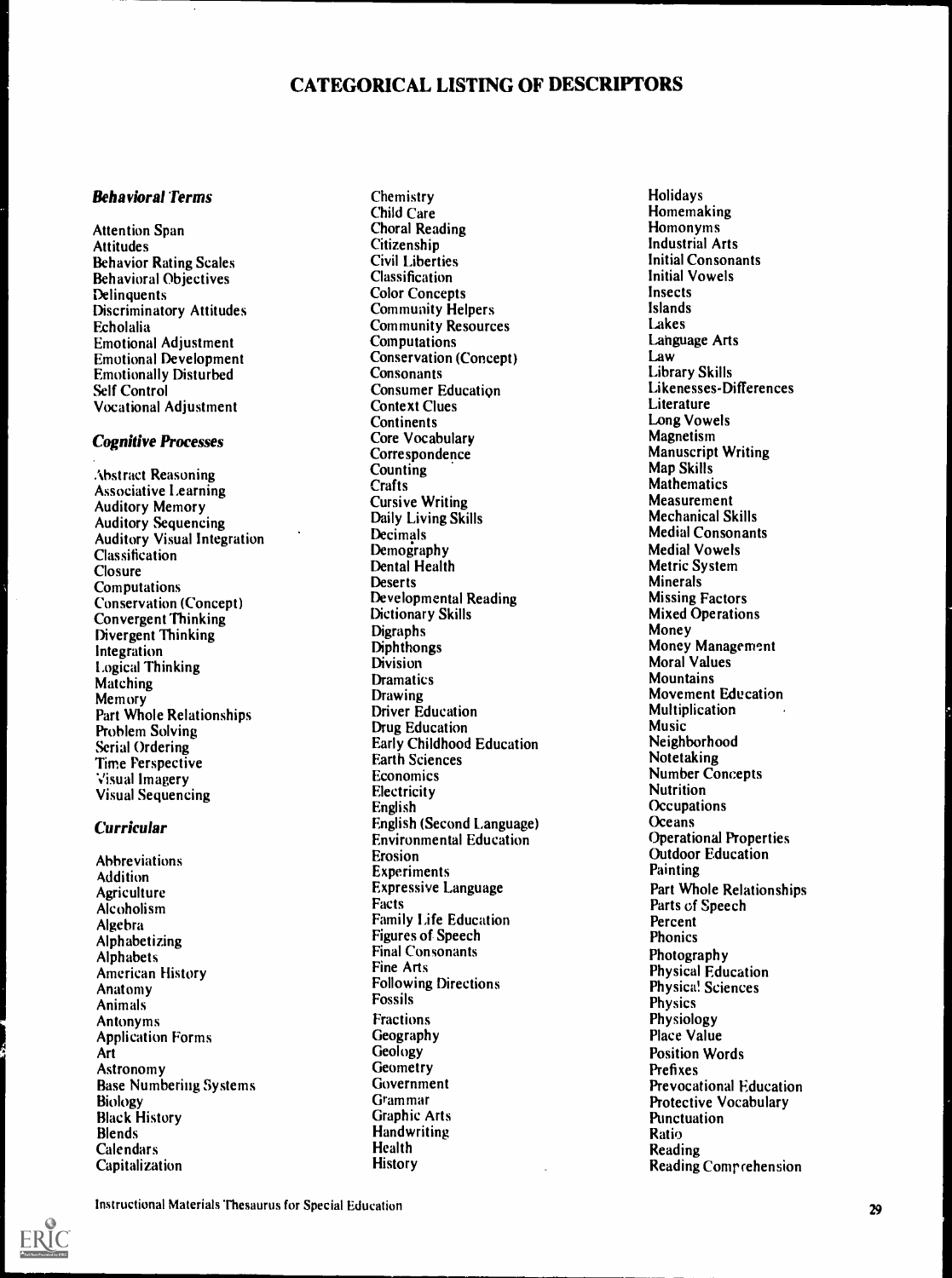# CATEGORICAL LISTING OF DESCRIPTORS

### *Behavioral Terms*

Attention Span
Attitudes
Behavior Rating Scales
Behavioral Objectives
Delinquents
Discriminatory Attitudes
Echolalia
Emotional Adjustment
Emotional Development
Emotionally Disturbed
Self Control
Vocational Adjustment

### *Cognitive Processes*

Abstract Reasoning
Associative Learning
Auditory Memory
Auditory Sequencing
Auditory Visual Integration
Classification
Closure
Computations
Conservation (Concept)
Convergent Thinking
Divergent Thinking
Integration
Logical Thinking
Matching
Memory
Part Whole Relationships
Problem Solving
Serial Ordering
Time Perspective
Visual Imagery
Visual Sequencing

### *Curricular*

Abbreviations
Addition
Agriculture
Alcoholism
Algebra
Alphabetizing
Alphabets
American History
Anatomy
Animals
Antonyms
Application Forms
Art
Astronomy
Base Numbering Systems
Biology
Black History
Blends
Calendars
Capitalization
Chemistry
Child Care
Choral Reading
Citizenship
Civil Liberties
Classification
Color Concepts
Community Helpers
Community Resources
Computations
Conservation (Concept)
Consonants
Consumer Education
Context Clues
Continents
Core Vocabulary
Correspondence
Counting
Crafts
Cursive Writing
Daily Living Skills
Decimals
Demography
Dental Health
Deserts
Developmental Reading
Dictionary Skills
Digraphs
Diphthongs
Division
Dramatics
Drawing
Driver Education
Drug Education
Early Childhood Education
Earth Sciences
Economics
Electricity
English
English (Second Language)
Environmental Education
Erosion
Experiments
Expressive Language
Facts
Family Life Education
Figures of Speech
Final Consonants
Fine Arts
Following Directions
Fossils
Fractions
Geography
Geology
Geometry
Government
Grammar
Graphic Arts
Handwriting
Health
History
Holidays
Homemaking
Homonyms
Industrial Arts
Initial Consonants
Initial Vowels
Insects
Islands
Lakes
Language Arts
Law
Library Skills
Likenesses-Differences
Literature
Long Vowels
Magnetism
Manuscript Writing
Map Skills
Mathematics
Measurement
Mechanical Skills
Medial Consonants
Medial Vowels
Metric System
Minerals
Missing Factors
Mixed Operations
Money
Money Management
Moral Values
Mountains
Movement Education
Multiplication
Music
Neighborhood
Notetaking
Number Concepts
Nutrition
Occupations
Oceans
Operational Properties
Outdoor Education
Painting
Part Whole Relationships
Parts of Speech
Percent
Phonics
Photography
Physical Education
Physical Sciences
Physics
Physiology
Place Value
Position Words
Prefixes
Prevocational Education
Protective Vocabulary
Punctuation
Ratio
Reading
Reading Comprehension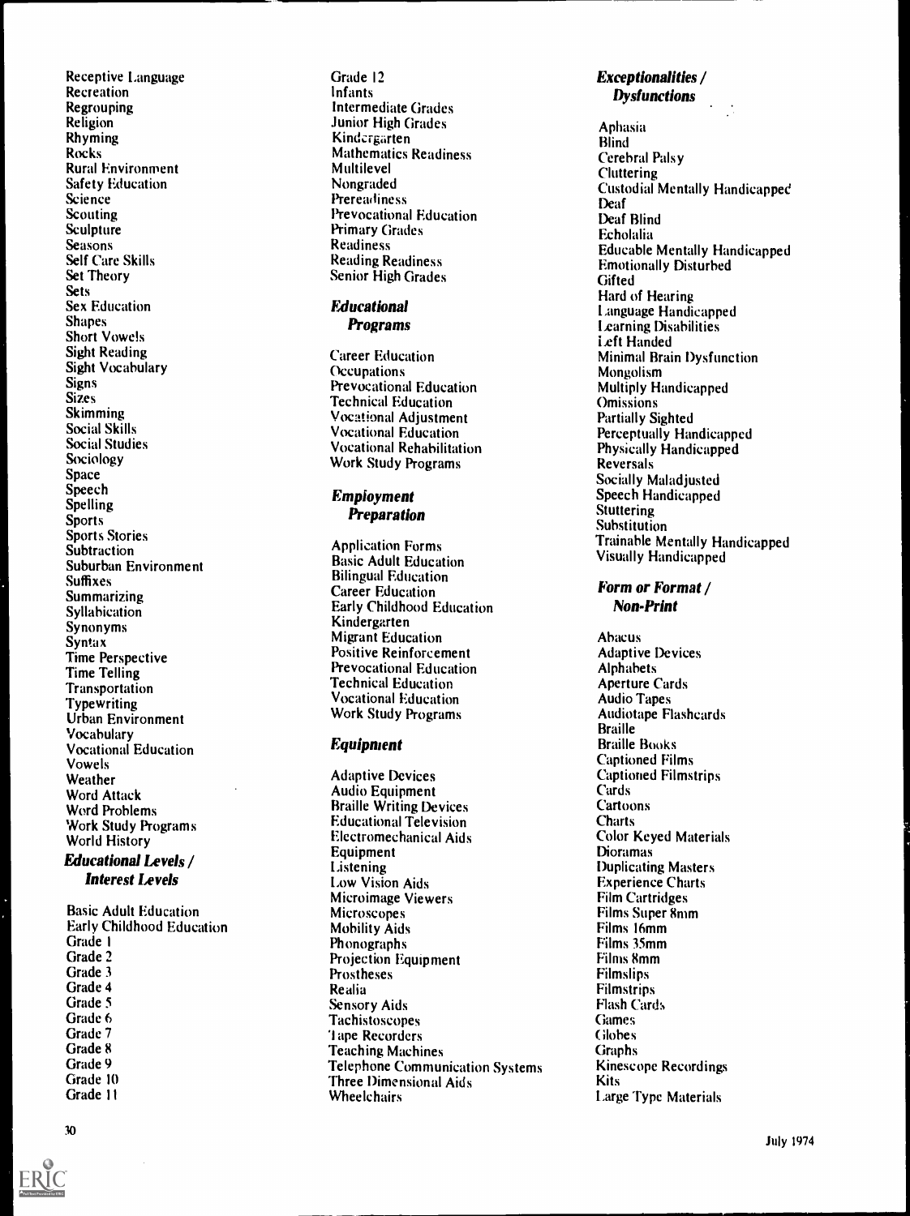Receptive Language
Recreation
Regrouping
Religion
Rhyming
Rocks
Rural Environment
Safety Education
Science
Scouting
Sculpture
Seasons
Self Care Skills
Set Theory
Sets
Sex Education
Shapes
Short Vowels
Sight Reading
Sight Vocabulary
Signs
Sizes
Skimming
Social Skills
Social Studies
Sociology
Space
Speech
Spelling
Sports
Sports Stories
Subtraction
Suburban Environment
Suffixes
Summarizing
Syllabication
Synonyms
Syntax
Time Perspective
Time Telling
Transportation
Typewriting
Urban Environment
Vocabulary
Vocational Education
Vowels
Weather
Word Attack
Word Problems
Work Study Programs
World History

### *Educational Levels / Interest Levels*

Basic Adult Education
Early Childhood Education
Grade 1
Grade 2
Grade 3
Grade 4
Grade 5
Grade 6
Grade 7
Grade 8
Grade 9
Grade 10
Grade 11
Grade 12
Infants
Intermediate Grades
Junior High Grades
Kindergarten
Mathematics Readiness
Multilevel
Nongraded
Prereadiness
Prevocational Education
Primary Grades
Readiness
Reading Readiness
Senior High Grades

### *Educational Programs*

Career Education
Occupations
Prevocational Education
Technical Education
Vocational Adjustment
Vocational Education
Vocational Rehabilitation
Work Study Programs

### *Employment Preparation*

Application Forms
Basic Adult Education
Bilingual Education
Career Education
Early Childhood Education
Kindergarten
Migrant Education
Positive Reinforcement
Prevocational Education
Technical Education
Vocational Education
Work Study Programs

### *Equipment*

Adaptive Devices
Audio Equipment
Braille Writing Devices
Educational Television
Electromechanical Aids
Equipment
Listening
Low Vision Aids
Microimage Viewers
Microscopes
Mobility Aids
Phonographs
Projection Equipment
Prostheses
Realia
Sensory Aids
Tachistoscopes
Tape Recorders
Teaching Machines
Telephone Communication Systems
Three Dimensional Aids
Wheelchairs

### *Exceptionalities / Dysfunctions*

Aphasia
Blind
Cerebral Palsy
Cluttering
Custodial Mentally Handicapped
Deaf
Deaf Blind
Echolalia
Educable Mentally Handicapped
Emotionally Disturbed
Gifted
Hard of Hearing
Language Handicapped
Learning Disabilities
Left Handed
Minimal Brain Dysfunction
Mongolism
Multiply Handicapped
Omissions
Partially Sighted
Perceptually Handicapped
Physically Handicapped
Reversals
Socially Maladjusted
Speech Handicapped
Stuttering
Substitution
Trainable Mentally Handicapped
Visually Handicapped

### *Form or Format / Non-Print*

Abacus
Adaptive Devices
Alphabets
Aperture Cards
Audio Tapes
Audiotape Flashcards
Braille
Braille Books
Captioned Films
Captioned Filmstrips
Cards
Cartoons
Charts
Color Keyed Materials
Dioramas
Duplicating Masters
Experience Charts
Film Cartridges
Films Super 8mm
Films 16mm
Films 35mm
Films 8mm
Filmslips
Filmstrips
Flash Cards
Games
Globes
Graphs
Kinescope Recordings
Kits
Large Type Materials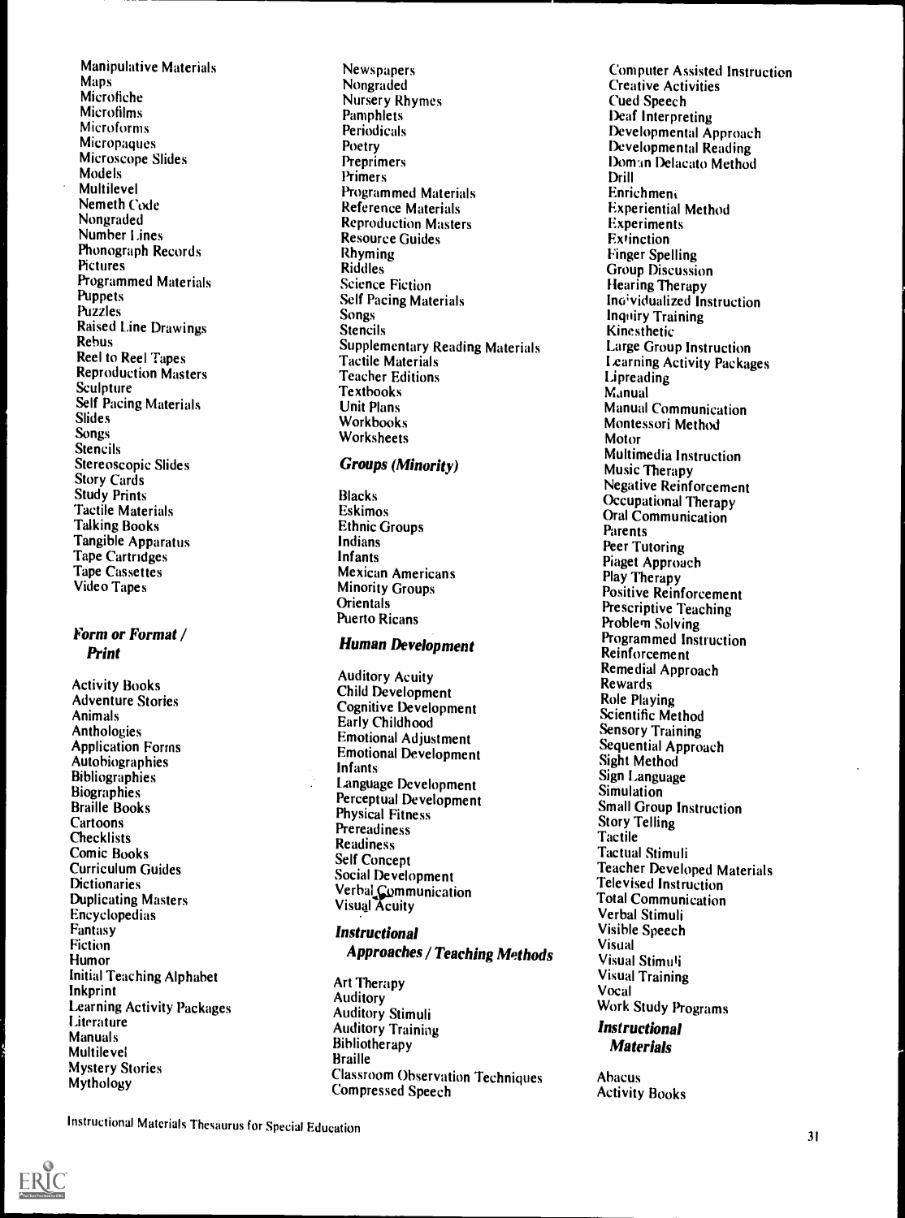Manipulative Materials
Maps
Microfiche
Microfilms
Microforms
Micropaques
Microscope Slides
Models
Multilevel
Nemeth Code
Nongraded
Number Lines
Phonograph Records
Pictures
Programmed Materials
Puppets
Puzzles
Raised Line Drawings
Rebus
Reel to Reel Tapes
Reproduction Masters
Sculpture
Self Pacing Materials
Slides
Songs
Stencils
Stereoscopic Slides
Story Cards
Study Prints
Tactile Materials
Talking Books
Tangible Apparatus
Tape Cartridges
Tape Cassettes
Video Tapes

### *Form or Format / Print*

Activity Books
Adventure Stories
Animals
Anthologies
Application Forms
Autobiographies
Bibliographies
Biographies
Braille Books
Cartoons
Checklists
Comic Books
Curriculum Guides
Dictionaries
Duplicating Masters
Encyclopedias
Fantasy
Fiction
Humor
Initial Teaching Alphabet
Inkprint
Learning Activity Packages
Literature
Manuals
Multilevel
Mystery Stories
Mythology
Newspapers
Nongraded
Nursery Rhymes
Pamphlets
Periodicals
Poetry
Preprimers
Primers
Programmed Materials
Reference Materials
Reproduction Masters
Resource Guides
Rhyming
Riddles
Science Fiction
Self Pacing Materials
Songs
Stencils
Supplementary Reading Materials
Tactile Materials
Teacher Editions
Textbooks
Unit Plans
Workbooks
Worksheets

### *Groups (Minority)*

Blacks
Eskimos
Ethnic Groups
Indians
Infants
Mexican Americans
Minority Groups
Orientals
Puerto Ricans

### *Human Development*

Auditory Acuity
Child Development
Cognitive Development
Early Childhood
Emotional Adjustment
Emotional Development
Infants
Language Development
Perceptual Development
Physical Fitness
Prereadiness
Readiness
Self Concept
Social Development
Verbal Communication
Visual Acuity

### *Instructional Approaches / Teaching Methods*

Art Therapy
Auditory
Auditory Stimuli
Auditory Training
Bibliotherapy
Braille
Classroom Observation Techniques
Compressed Speech
Computer Assisted Instruction
Creative Activities
Cued Speech
Deaf Interpreting
Developmental Approach
Developmental Reading
Doman Delacato Method
Drill
Enrichment
Experiential Method
Experiments
Extinction
Finger Spelling
Group Discussion
Hearing Therapy
Individualized Instruction
Inquiry Training
Kinesthetic
Large Group Instruction
Learning Activity Packages
Lipreading
Manual
Manual Communication
Montessori Method
Motor
Multimedia Instruction
Music Therapy
Negative Reinforcement
Occupational Therapy
Oral Communication
Parents
Peer Tutoring
Piaget Approach
Play Therapy
Positive Reinforcement
Prescriptive Teaching
Problem Solving
Programmed Instruction
Reinforcement
Remedial Approach
Rewards
Role Playing
Scientific Method
Sensory Training
Sequential Approach
Sight Method
Sign Language
Simulation
Small Group Instruction
Story Telling
Tactile
Tactual Stimuli
Teacher Developed Materials
Televised Instruction
Total Communication
Verbal Stimuli
Visible Speech
Visual
Visual Stimuli
Visual Training
Vocal
Work Study Programs

### *Instructional Materials*

Abacus
Activity Books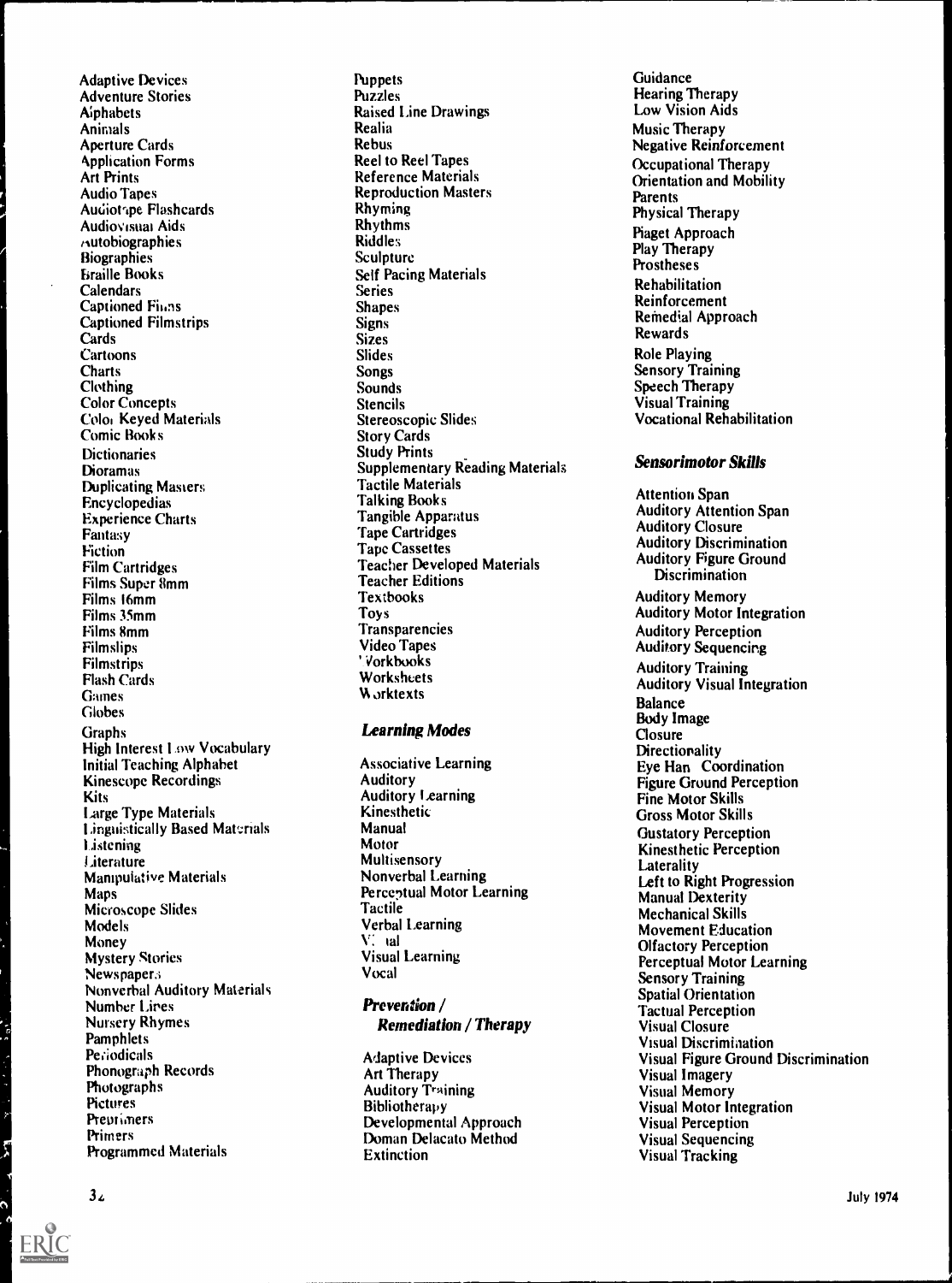Adaptive Devices
Adventure Stories
Alphabets
Animals
Aperture Cards
Application Forms
Art Prints
Audio Tapes
Audiotape Flashcards
Audiovisual Aids
Autobiographies
Biographies
Braille Books
Calendars
Captioned Films
Captioned Filmstrips
Cards
Cartoons
Charts
Clothing
Color Concepts
Color Keyed Materials
Comic Books
Dictionaries
Dioramas
Duplicating Masters
Encyclopedias
Experience Charts
Fantasy
Fiction
Film Cartridges
Films Super 8mm
Films 16mm
Films 35mm
Films 8mm
Filmslips
Filmstrips
Flash Cards
Games
Globes
Graphs
High Interest Low Vocabulary
Initial Teaching Alphabet
Kinescope Recordings
Kits
Large Type Materials
Linguistically Based Materials
Listening
Literature
Manipulative Materials
Maps
Microscope Slides
Models
Money
Mystery Stories
Newspapers
Nonverbal Auditory Materials
Number Lines
Nursery Rhymes
Pamphlets
Periodicals
Phonograph Records
Photographs
Pictures
Preprimers
Primers
Programmed Materials
Puppets
Puzzles
Raised Line Drawings
Realia
Rebus
Reel to Reel Tapes
Reference Materials
Reproduction Masters
Rhyming
Rhythms
Riddles
Sculpture
Self Pacing Materials
Series
Shapes
Signs
Sizes
Slides
Songs
Sounds
Stencils
Stereoscopic Slides
Story Cards
Study Prints
Supplementary Reading Materials
Tactile Materials
Talking Books
Tangible Apparatus
Tape Cartridges
Tape Cassettes
Teacher Developed Materials
Teacher Editions
Textbooks
Toys
Transparencies
Video Tapes
Workbooks
Worksheets
Worktexts

### *Learning Modes*

Associative Learning
Auditory
Auditory Learning
Kinesthetic
Manual
Motor
Multisensory
Nonverbal Learning
Perceptual Motor Learning
Tactile
Verbal Learning
Visual
Visual Learning
Vocal

### *Prevention / Remediation / Therapy*

Adaptive Devices
Art Therapy
Auditory Training
Bibliotherapy
Developmental Approach
Doman Delacato Method
Extinction
Guidance
Hearing Therapy
Low Vision Aids
Music Therapy
Negative Reinforcement
Occupational Therapy
Orientation and Mobility
Parents
Physical Therapy
Piaget Approach
Play Therapy
Prostheses
Rehabilitation
Reinforcement
Remedial Approach
Rewards
Role Playing
Sensory Training
Speech Therapy
Visual Training
Vocational Rehabilitation

### *Sensorimotor Skills*

Attention Span
Auditory Attention Span
Auditory Closure
Auditory Discrimination
Auditory Figure Ground Discrimination
Auditory Memory
Auditory Motor Integration
Auditory Perception
Auditory Sequencing
Auditory Training
Auditory Visual Integration
Balance
Body Image
Closure
Directionality
Eye Hand Coordination
Figure Ground Perception
Fine Motor Skills
Gross Motor Skills
Gustatory Perception
Kinesthetic Perception
Laterality
Left to Right Progression
Manual Dexterity
Mechanical Skills
Movement Education
Olfactory Perception
Perceptual Motor Learning
Sensory Training
Spatial Orientation
Tactual Perception
Visual Closure
Visual Discrimination
Visual Figure Ground Discrimination
Visual Imagery
Visual Memory
Visual Motor Integration
Visual Perception
Visual Sequencing
Visual Tracking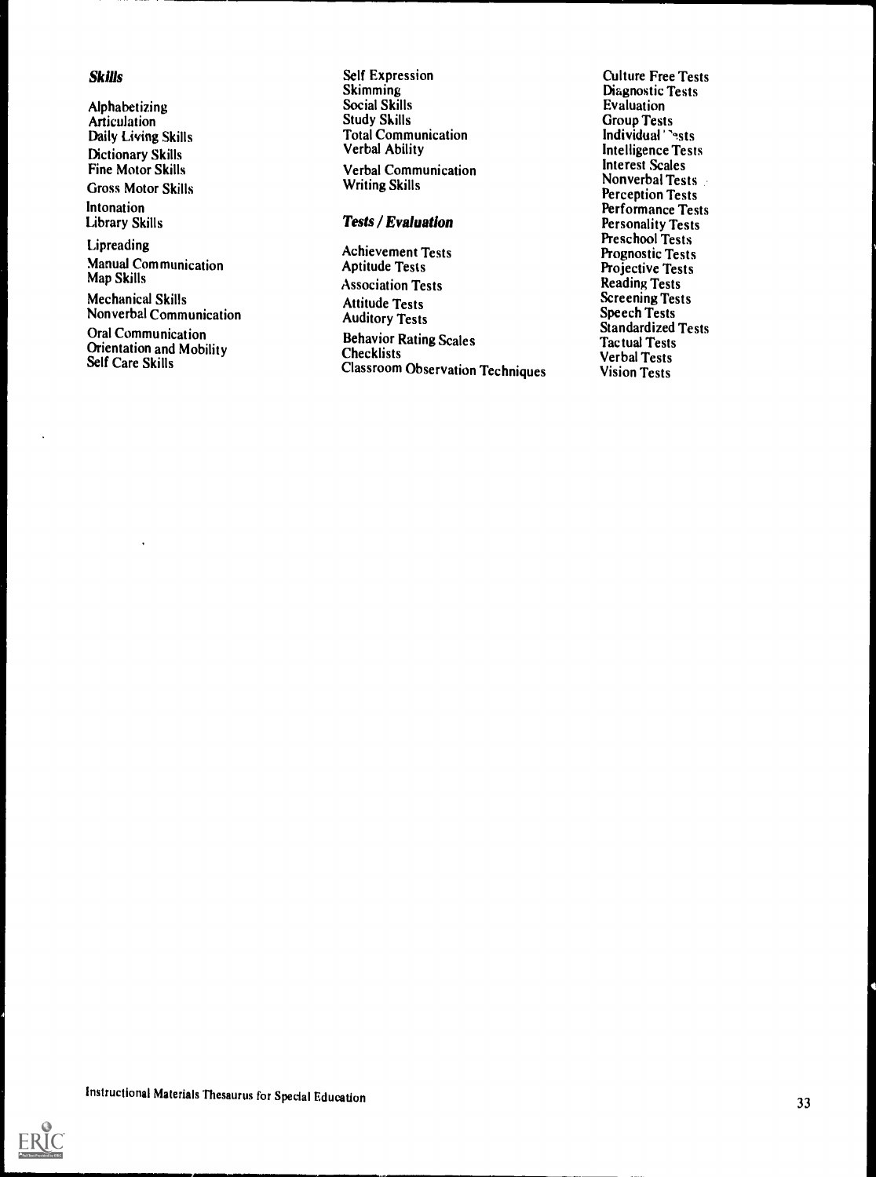### *Skills*

Alphabetizing
Articulation
Daily Living Skills
Dictionary Skills
Fine Motor Skills
Gross Motor Skills
Intonation
Library Skills
Lipreading
Manual Communication
Map Skills
Mechanical Skills
Nonverbal Communication
Oral Communication
Orientation and Mobility
Self Care Skills
Self Expression
Skimming
Social Skills
Study Skills
Total Communication
Verbal Ability
Verbal Communication
Writing Skills

### *Tests / Evaluation*

Achievement Tests
Aptitude Tests
Association Tests
Attitude Tests
Auditory Tests
Behavior Rating Scales
Checklists
Classroom Observation Techniques
Culture Free Tests
Diagnostic Tests
Evaluation
Group Tests
Individual Tests
Intelligence Tests
Interest Scales
Nonverbal Tests
Perception Tests
Performance Tests
Personality Tests
Preschool Tests
Prognostic Tests
Projective Tests
Reading Tests
Screening Tests
Speech Tests
Standardized Tests
Tactual Tests
Verbal Tests
Vision Tests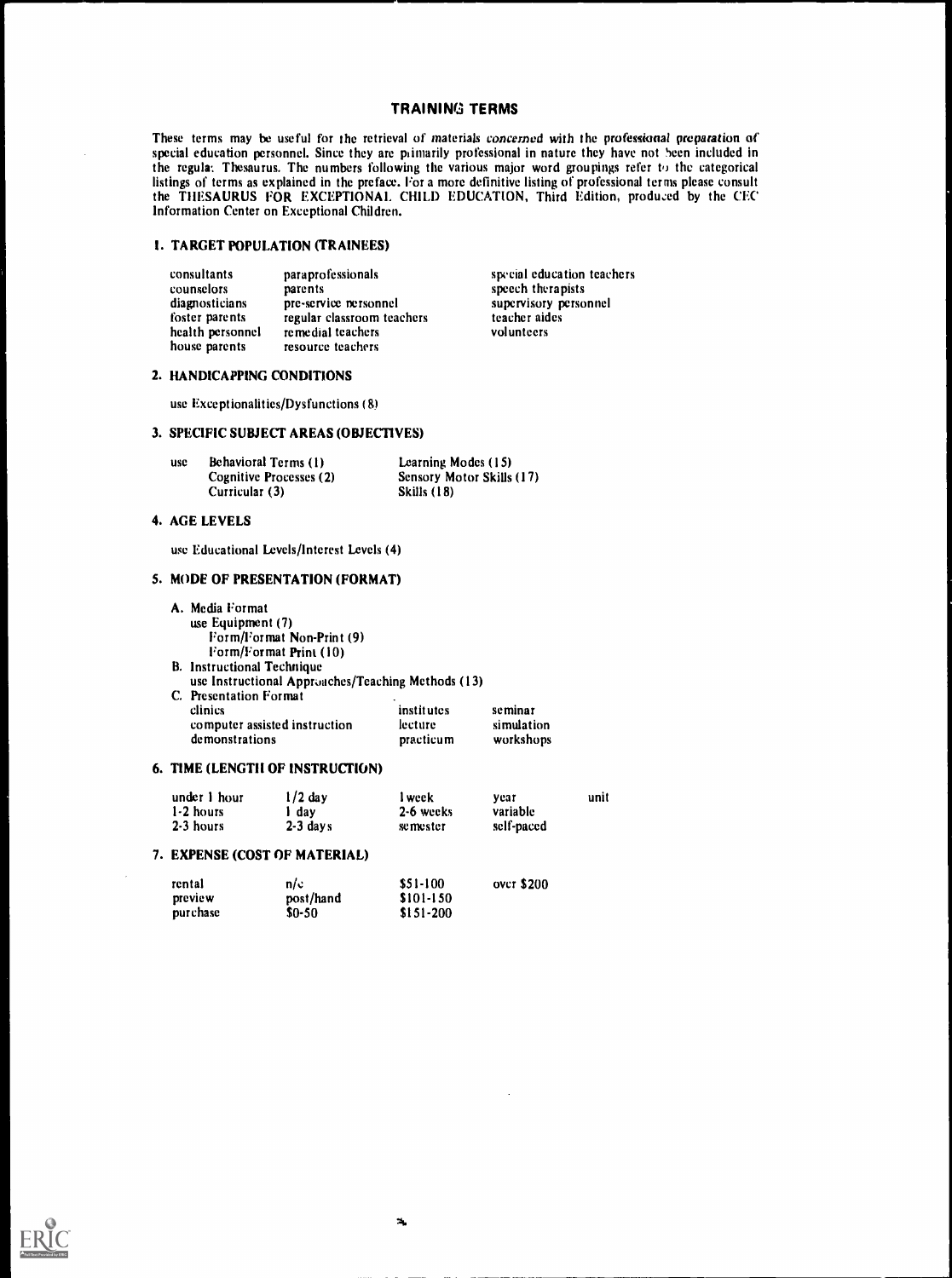# TRAINING TERMS

These terms may be useful for the retrieval of materials concerned with the professional preparation of special education personnel. Since they are primarily professional in nature they have not been included in the regular Thesaurus. The numbers following the various major word groupings refer to the categorical listings of terms as explained in the preface. For a more definitive listing of professional terms please consult the THESAURUS FOR EXCEPTIONAL CHILD EDUCATION, Third Edition, produced by the CEC Information Center on Exceptional Children.

## 1. TARGET POPULATION (TRAINEES)

| | | |
|---|---|---|
| consultants | paraprofessionals | special education teachers |
| counselors | parents | speech therapists |
| diagnosticians | pre-service personnel | supervisory personnel |
| foster parents | regular classroom teachers | teacher aides |
| health personnel | remedial teachers | volunteers |
| house parents | resource teachers | |

## 2. HANDICAPPING CONDITIONS

use Exceptionalities/Dysfunctions (8)

## 3. SPECIFIC SUBJECT AREAS (OBJECTIVES)

| | | |
|---|---|---|
| use | Behavioral Terms (1) | Learning Modes (15) |
| | Cognitive Processes (2) | Sensory Motor Skills (17) |
| | Curricular (3) | Skills (18) |

## 4. AGE LEVELS

use Educational Levels/Interest Levels (4)

## 5. MODE OF PRESENTATION (FORMAT)

A. Media Format
  use Equipment (7)
    Form/Format Non-Print (9)
    Form/Format Print (10)

B. Instructional Technique
  use Instructional Approaches/Teaching Methods (13)

C. Presentation Format

| | | |
|---|---|---|
| clinics | institutes | seminar |
| computer assisted instruction | lecture | simulation |
| demonstrations | practicum | workshops |

## 6. TIME (LENGTH OF INSTRUCTION)

| | | | | |
|---|---|---|---|---|
| under 1 hour | 1/2 day | 1 week | year | unit |
| 1-2 hours | 1 day | 2-6 weeks | variable | |
| 2-3 hours | 2-3 days | semester | self-paced | |

## 7. EXPENSE (COST OF MATERIAL)

| | | | |
|---|---|---|---|
| rental | n/c | $51-100 | over $200 |
| preview | post/hand | $101-150 | |
| purchase | $0-50 | $151-200 | |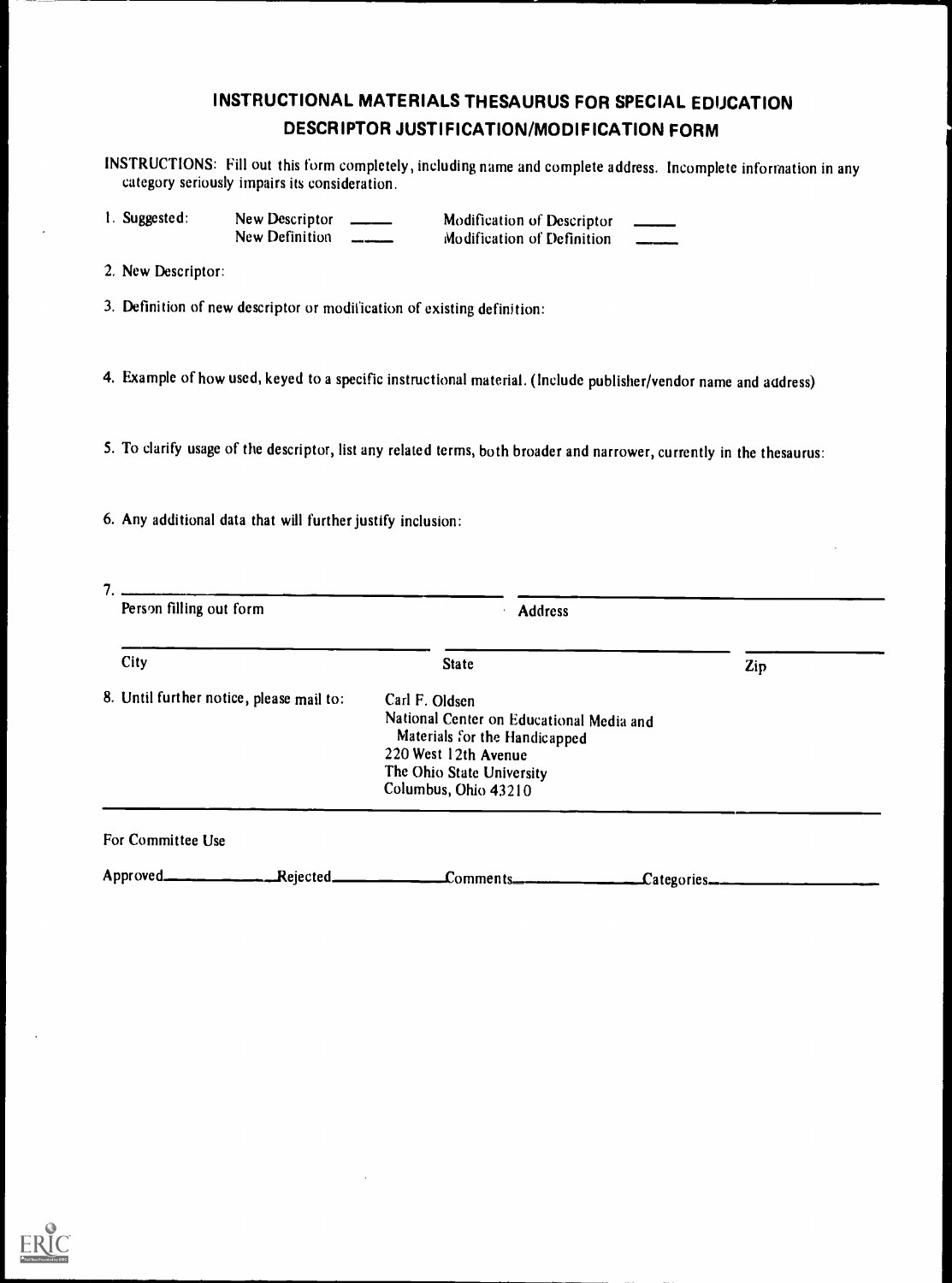# INSTRUCTIONAL MATERIALS THESAURUS FOR SPECIAL EDUCATION
## DESCRIPTOR JUSTIFICATION/MODIFICATION FORM

INSTRUCTIONS: Fill out this form completely, including name and complete address. Incomplete information in any category seriously impairs its consideration.

1. Suggested: New Descriptor \_\_\_\_\_ Modification of Descriptor \_\_\_\_\_
   New Definition \_\_\_\_\_ Modification of Definition \_\_\_\_\_

2. New Descriptor:

3. Definition of new descriptor or modification of existing definition:

4. Example of how used, keyed to a specific instructional material. (Include publisher/vendor name and address)

5. To clarify usage of the descriptor, list any related terms, both broader and narrower, currently in the thesaurus:

6. Any additional data that will further justify inclusion:

7. \_\_\_\_\_\_\_\_\_\_\_\_\_\_\_\_\_\_\_\_\_\_\_\_\_\_\_\_\_\_\_\_ \_\_\_\_\_\_\_\_\_\_\_\_\_\_\_\_\_\_\_\_\_\_\_\_\_\_\_\_\_\_\_\_
   Person filling out form Address

   \_\_\_\_\_\_\_\_\_\_\_\_\_\_\_\_\_\_\_\_ \_\_\_\_\_\_\_\_\_\_\_\_\_\_\_\_\_\_\_\_ \_\_\_\_\_\_\_\_\_\_
   City State Zip

8. Until further notice, please mail to:

   Carl F. Oldsen
   National Center on Educational Media and
   Materials for the Handicapped
   220 West 12th Avenue
   The Ohio State University
   Columbus, Ohio 43210

---

For Committee Use

Approved\_\_\_\_\_\_\_\_\_\_ Rejected\_\_\_\_\_\_\_\_\_\_ Comments\_\_\_\_\_\_\_\_\_\_ Categories\_\_\_\_\_\_\_\_\_\_